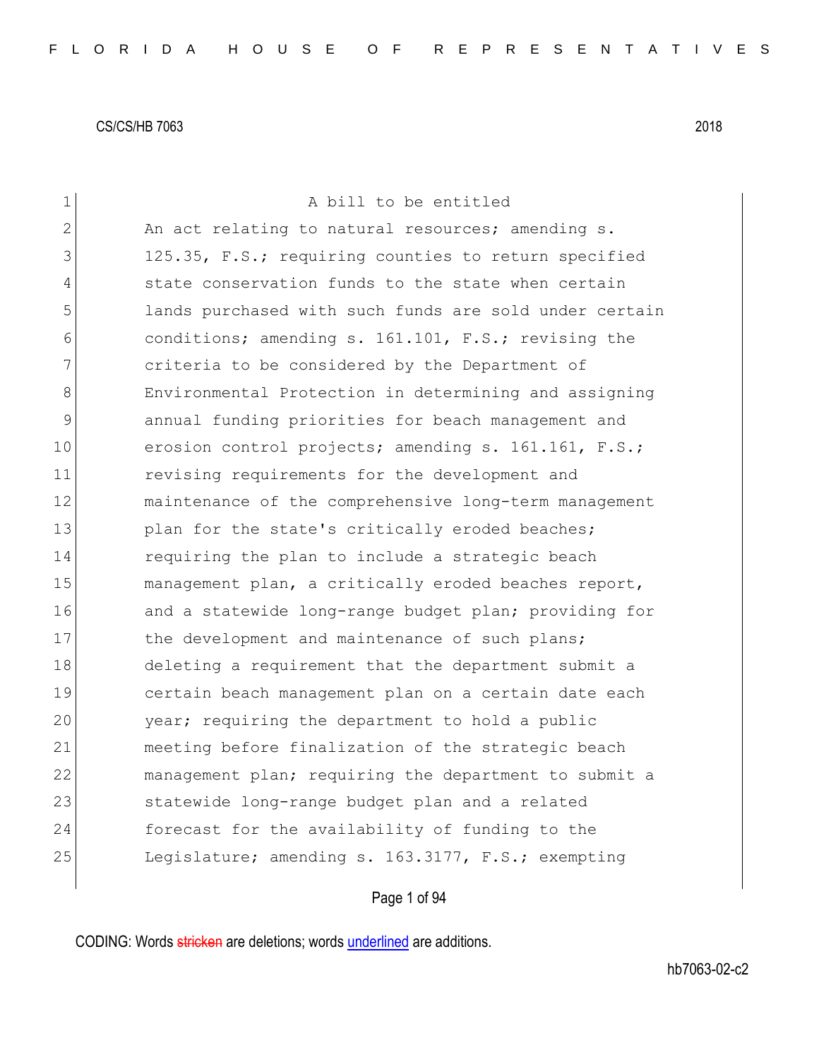CS/CS/HB 7063 2018

A bill to be entitled

An act relating to natural resources; amending s. 125.35, F.S.; requiring counties to return specified state conservation funds to the state when certain lands purchased with such funds are sold under certain conditions; amending s. 161.101, F.S.; revising the criteria to be considered by the Department of Environmental Protection in determining and assigning annual funding priorities for beach management and erosion control projects; amending s. 161.161, F.S.; revising requirements for the development and maintenance of the comprehensive long-term management plan for the state's critically eroded beaches; requiring the plan to include a strategic beach management plan, a critically eroded beaches report, and a statewide long-range budget plan; providing for the development and maintenance of such plans; deleting a requirement that the department submit a certain beach management plan on a certain date each year; requiring the department to hold a public meeting before finalization of the strategic beach management plan; requiring the department to submit a statewide long-range budget plan and a related forecast for the availability of funding to the Legislature; amending s. 163.3177, F.S.; exempting

CODING: Words stricken are deletions; words underlined are additions.

hb7063-02-c2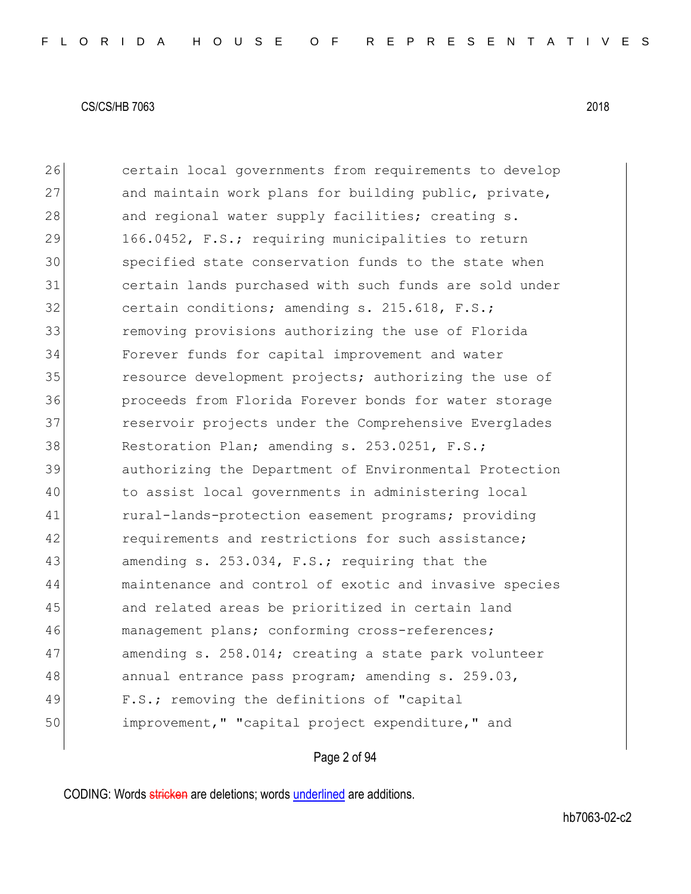26 certain local governments from requirements to develop
27 and maintain work plans for building public, private,
28 and regional water supply facilities; creating s.
29 166.0452, F.S.; requiring municipalities to return
30 specified state conservation funds to the state when
31 certain lands purchased with such funds are sold under
32 certain conditions; amending s. 215.618, F.S.;
33 removing provisions authorizing the use of Florida
34 Forever funds for capital improvement and water
35 resource development projects; authorizing the use of
36 proceeds from Florida Forever bonds for water storage
37 reservoir projects under the Comprehensive Everglades
38 Restoration Plan; amending s. 253.0251, F.S.;
39 authorizing the Department of Environmental Protection
40 to assist local governments in administering local
41 rural-lands-protection easement programs; providing
42 requirements and restrictions for such assistance;
43 amending s. 253.034, F.S.; requiring that the
44 maintenance and control of exotic and invasive species
45 and related areas be prioritized in certain land
46 management plans; conforming cross-references;
47 amending s. 258.014; creating a state park volunteer
48 annual entrance pass program; amending s. 259.03,
49 F.S.; removing the definitions of "capital
50 improvement," "capital project expenditure," and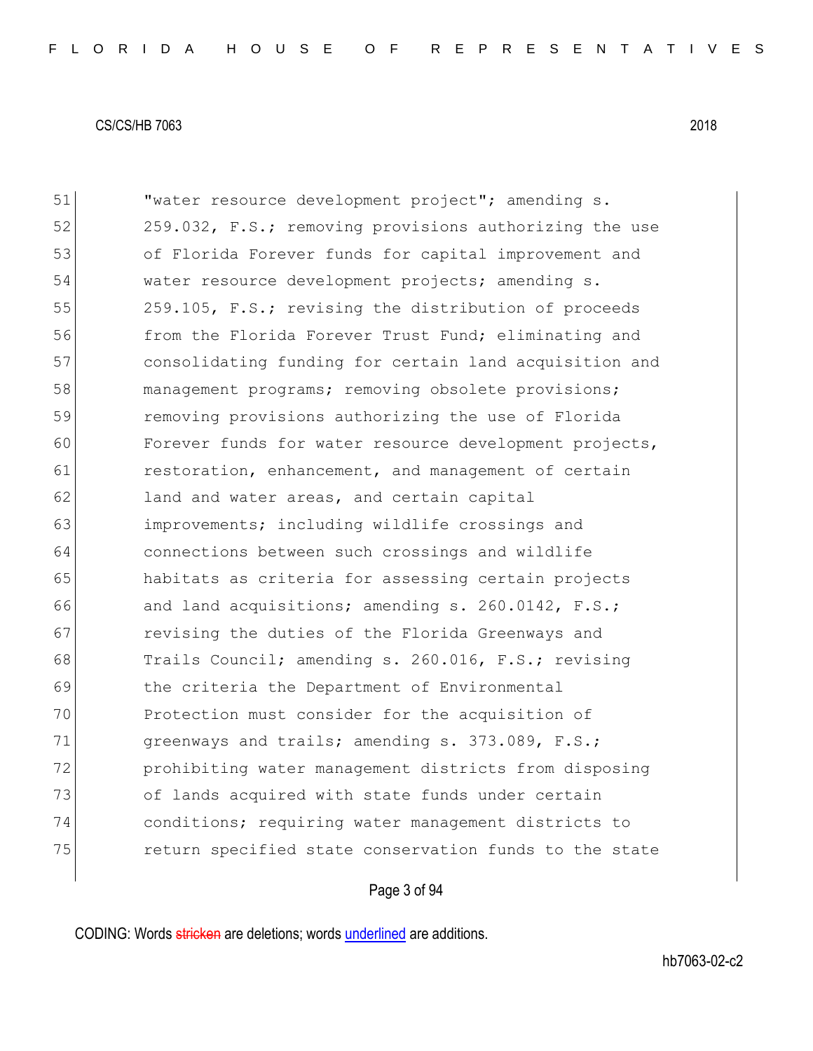51 "water resource development project"; amending s.
52 259.032, F.S.; removing provisions authorizing the use
53 of Florida Forever funds for capital improvement and
54 water resource development projects; amending s.
55 259.105, F.S.; revising the distribution of proceeds
56 from the Florida Forever Trust Fund; eliminating and
57 consolidating funding for certain land acquisition and
58 management programs; removing obsolete provisions;
59 removing provisions authorizing the use of Florida
60 Forever funds for water resource development projects,
61 restoration, enhancement, and management of certain
62 land and water areas, and certain capital
63 improvements; including wildlife crossings and
64 connections between such crossings and wildlife
65 habitats as criteria for assessing certain projects
66 and land acquisitions; amending s. 260.0142, F.S.;
67 revising the duties of the Florida Greenways and
68 Trails Council; amending s. 260.016, F.S.; revising
69 the criteria the Department of Environmental
70 Protection must consider for the acquisition of
71 greenways and trails; amending s. 373.089, F.S.;
72 prohibiting water management districts from disposing
73 of lands acquired with state funds under certain
74 conditions; requiring water management districts to
75 return specified state conservation funds to the state

CODING: Words stricken are deletions; words underlined are additions.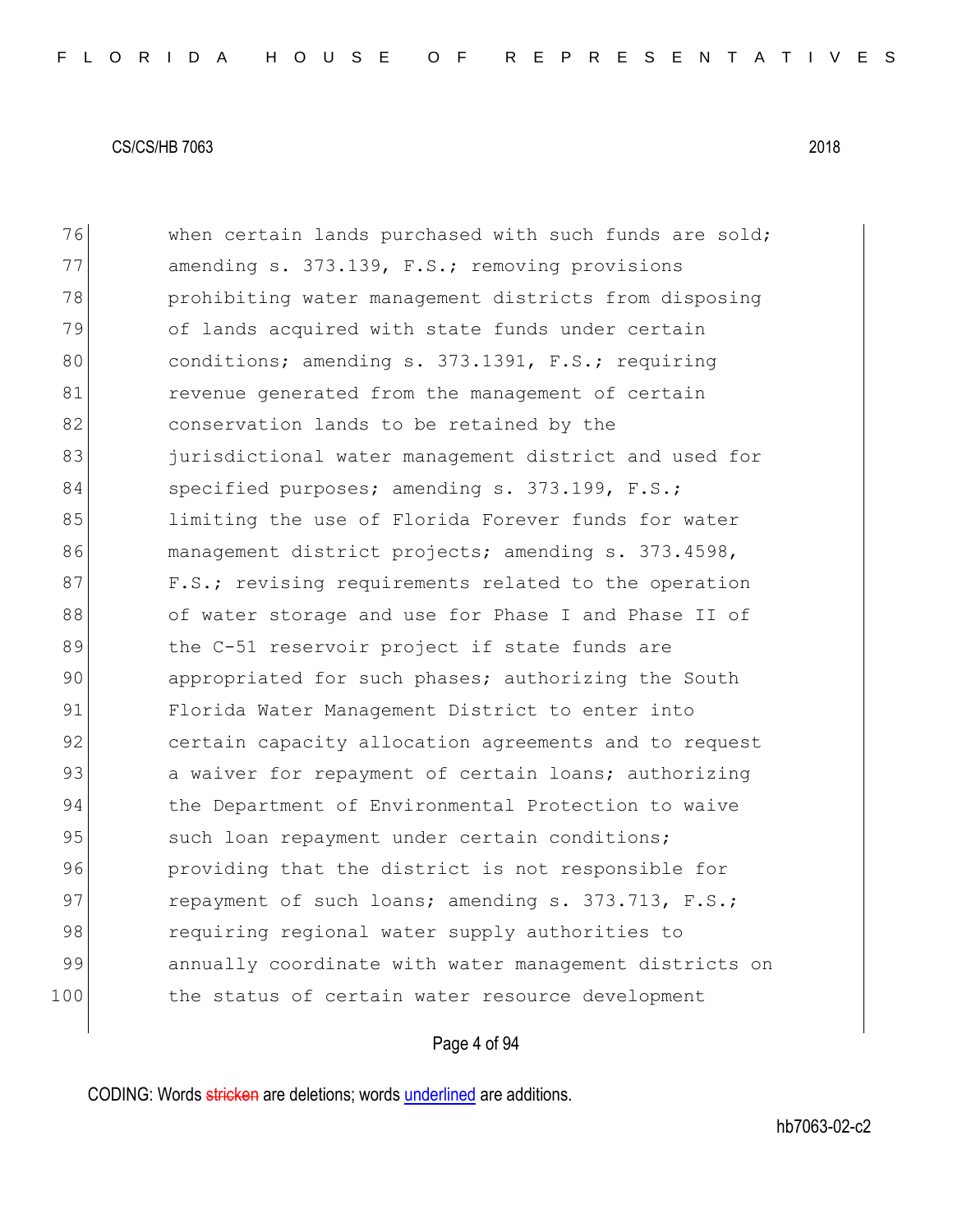76 when certain lands purchased with such funds are sold;
77 amending s. 373.139, F.S.; removing provisions
78 prohibiting water management districts from disposing
79 of lands acquired with state funds under certain
80 conditions; amending s. 373.1391, F.S.; requiring
81 revenue generated from the management of certain
82 conservation lands to be retained by the
83 jurisdictional water management district and used for
84 specified purposes; amending s. 373.199, F.S.;
85 limiting the use of Florida Forever funds for water
86 management district projects; amending s. 373.4598,
87 F.S.; revising requirements related to the operation
88 of water storage and use for Phase I and Phase II of
89 the C-51 reservoir project if state funds are
90 appropriated for such phases; authorizing the South
91 Florida Water Management District to enter into
92 certain capacity allocation agreements and to request
93 a waiver for repayment of certain loans; authorizing
94 the Department of Environmental Protection to waive
95 such loan repayment under certain conditions;
96 providing that the district is not responsible for
97 repayment of such loans; amending s. 373.713, F.S.;
98 requiring regional water supply authorities to
99 annually coordinate with water management districts on
100 the status of certain water resource development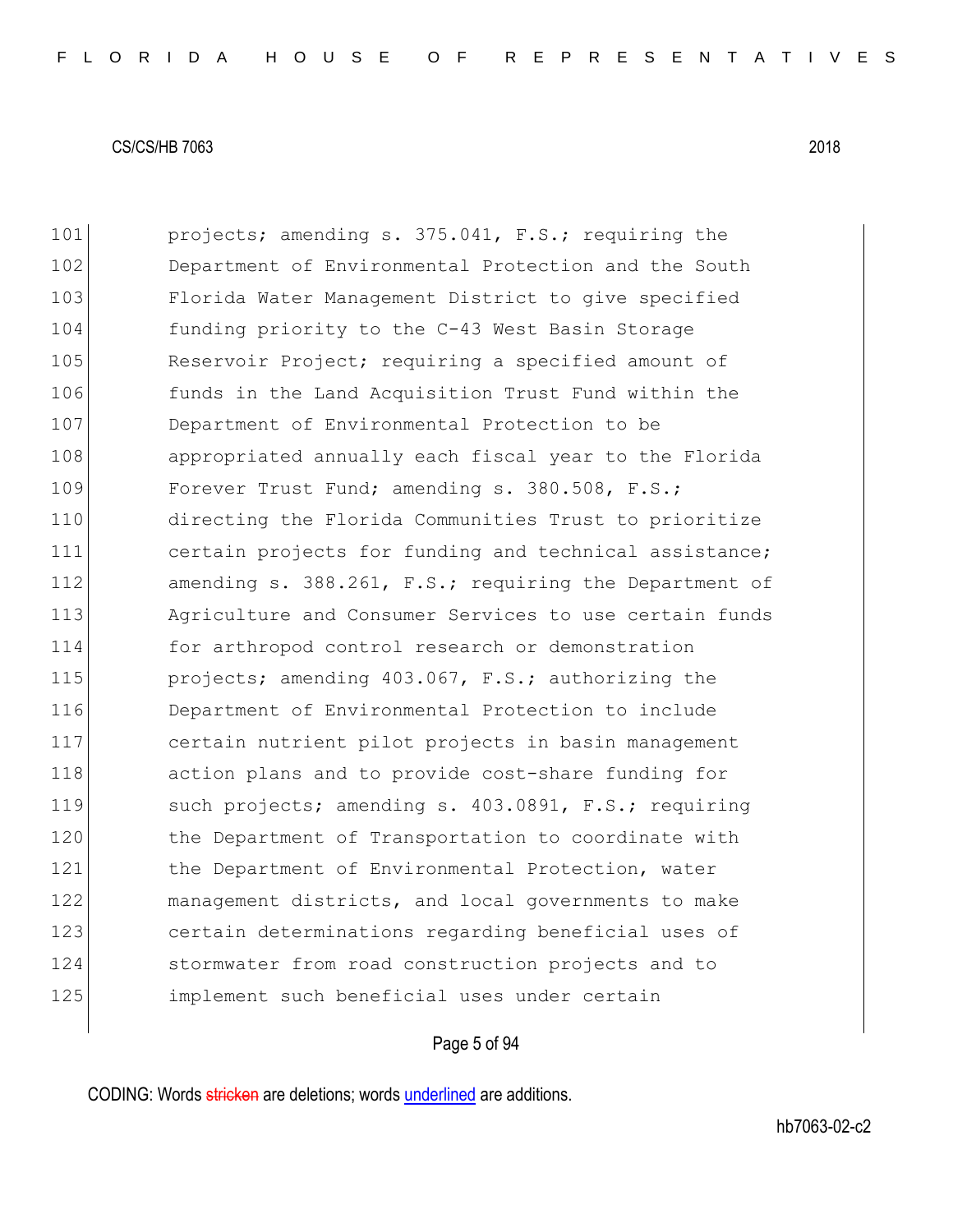projects; amending s. 375.041, F.S.; requiring the Department of Environmental Protection and the South Florida Water Management District to give specified funding priority to the C-43 West Basin Storage Reservoir Project; requiring a specified amount of funds in the Land Acquisition Trust Fund within the Department of Environmental Protection to be appropriated annually each fiscal year to the Florida Forever Trust Fund; amending s. 380.508, F.S.; directing the Florida Communities Trust to prioritize certain projects for funding and technical assistance; amending s. 388.261, F.S.; requiring the Department of Agriculture and Consumer Services to use certain funds for arthropod control research or demonstration projects; amending 403.067, F.S.; authorizing the Department of Environmental Protection to include certain nutrient pilot projects in basin management action plans and to provide cost-share funding for such projects; amending s. 403.0891, F.S.; requiring the Department of Transportation to coordinate with the Department of Environmental Protection, water management districts, and local governments to make certain determinations regarding beneficial uses of stormwater from road construction projects and to implement such beneficial uses under certain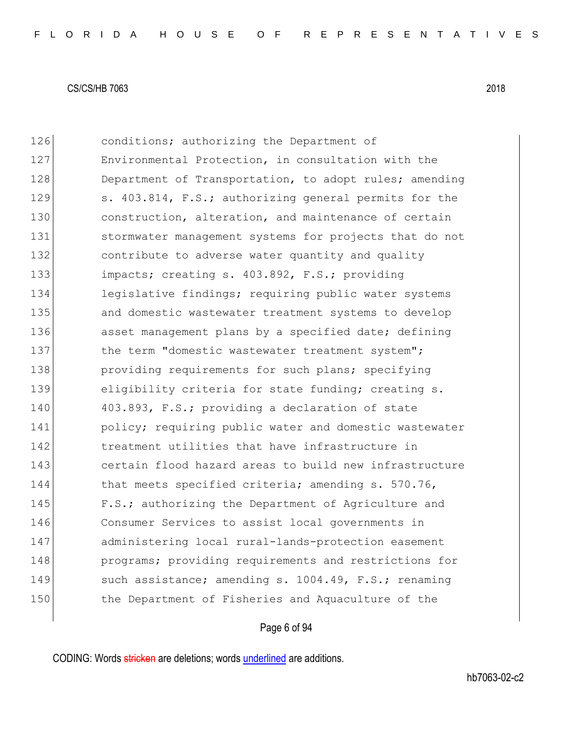126 conditions; authorizing the Department of
127 Environmental Protection, in consultation with the
128 Department of Transportation, to adopt rules; amending
129 s. 403.814, F.S.; authorizing general permits for the
130 construction, alteration, and maintenance of certain
131 stormwater management systems for projects that do not
132 contribute to adverse water quantity and quality
133 impacts; creating s. 403.892, F.S.; providing
134 legislative findings; requiring public water systems
135 and domestic wastewater treatment systems to develop
136 asset management plans by a specified date; defining
137 the term "domestic wastewater treatment system";
138 providing requirements for such plans; specifying
139 eligibility criteria for state funding; creating s.
140 403.893, F.S.; providing a declaration of state
141 policy; requiring public water and domestic wastewater
142 treatment utilities that have infrastructure in
143 certain flood hazard areas to build new infrastructure
144 that meets specified criteria; amending s. 570.76,
145 F.S.; authorizing the Department of Agriculture and
146 Consumer Services to assist local governments in
147 administering local rural-lands-protection easement
148 programs; providing requirements and restrictions for
149 such assistance; amending s. 1004.49, F.S.; renaming
150 the Department of Fisheries and Aquaculture of the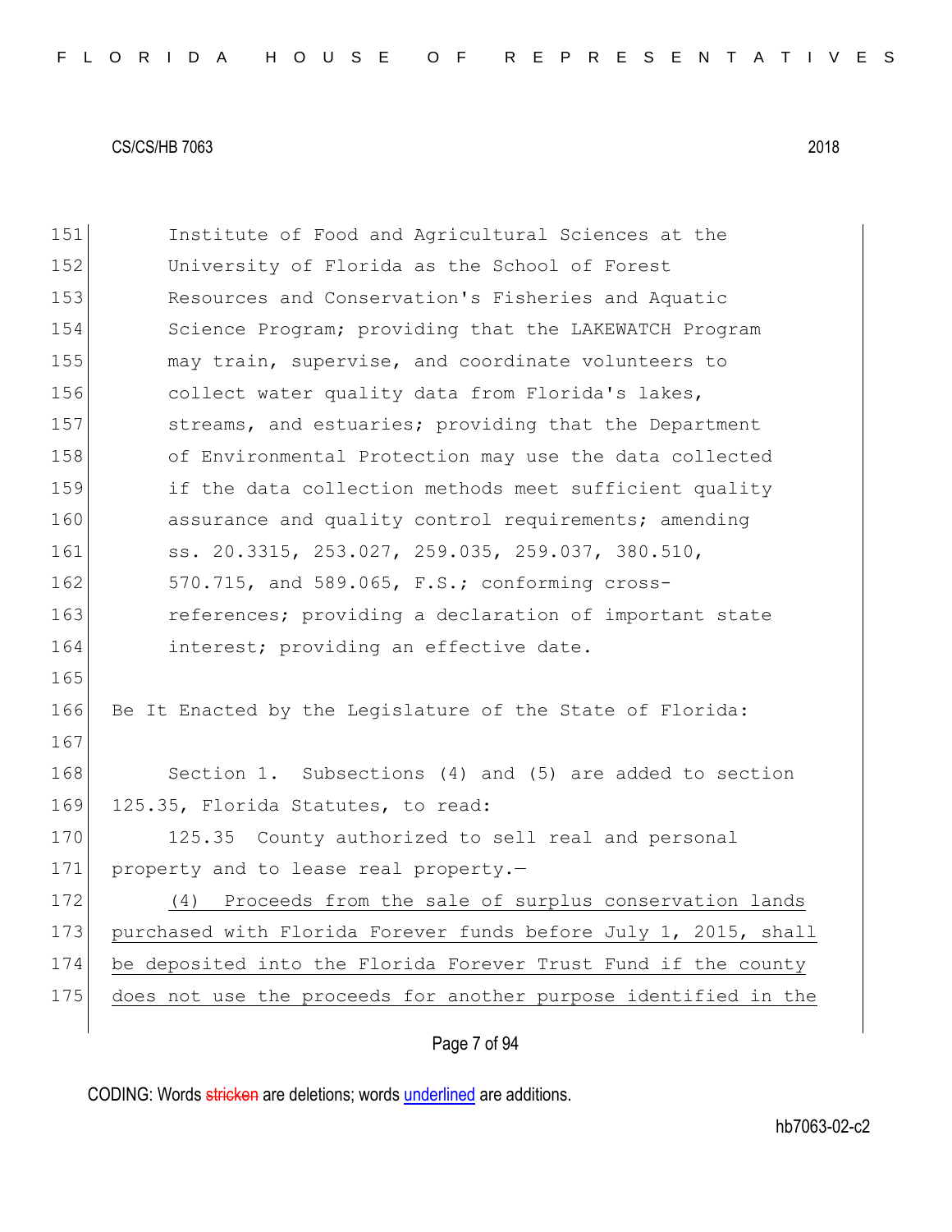Institute of Food and Agricultural Sciences at the University of Florida as the School of Forest Resources and Conservation's Fisheries and Aquatic Science Program; providing that the LAKEWATCH Program may train, supervise, and coordinate volunteers to collect water quality data from Florida's lakes, streams, and estuaries; providing that the Department of Environmental Protection may use the data collected if the data collection methods meet sufficient quality assurance and quality control requirements; amending ss. 20.3315, 253.027, 259.035, 259.037, 380.510, 570.715, and 589.065, F.S.; conforming cross-references; providing a declaration of important state interest; providing an effective date.

Be It Enacted by the Legislature of the State of Florida:

Section 1. Subsections (4) and (5) are added to section 125.35, Florida Statutes, to read:

125.35 County authorized to sell real and personal property and to lease real property.—

(4) Proceeds from the sale of surplus conservation lands purchased with Florida Forever funds before July 1, 2015, shall be deposited into the Florida Forever Trust Fund if the county does not use the proceeds for another purpose identified in the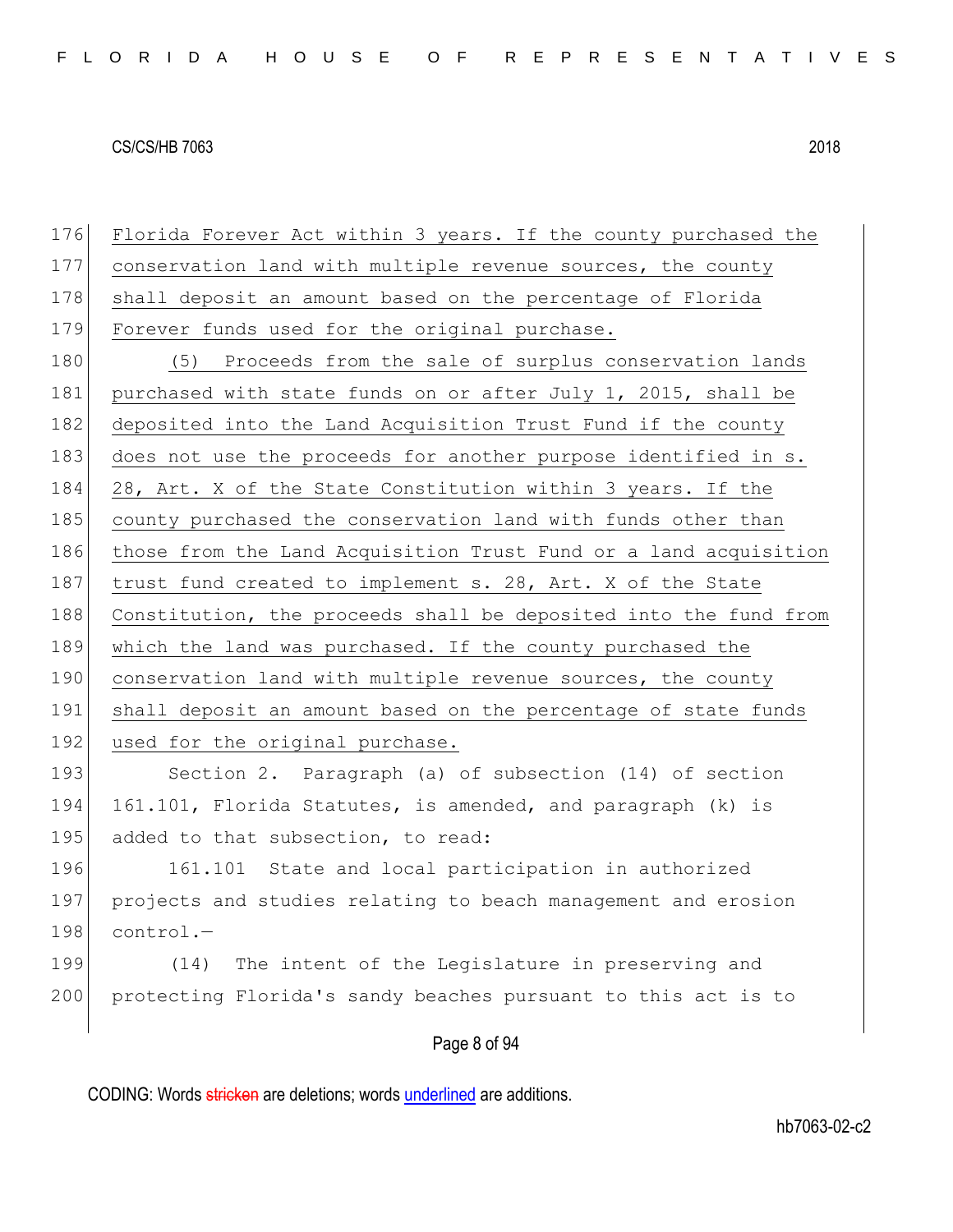Florida Forever Act within 3 years. If the county purchased the conservation land with multiple revenue sources, the county shall deposit an amount based on the percentage of Florida Forever funds used for the original purchase.

(5) Proceeds from the sale of surplus conservation lands purchased with state funds on or after July 1, 2015, shall be deposited into the Land Acquisition Trust Fund if the county does not use the proceeds for another purpose identified in s. 28, Art. X of the State Constitution within 3 years. If the county purchased the conservation land with funds other than those from the Land Acquisition Trust Fund or a land acquisition trust fund created to implement s. 28, Art. X of the State Constitution, the proceeds shall be deposited into the fund from which the land was purchased. If the county purchased the conservation land with multiple revenue sources, the county shall deposit an amount based on the percentage of state funds used for the original purchase.

Section 2. Paragraph (a) of subsection (14) of section 161.101, Florida Statutes, is amended, and paragraph (k) is added to that subsection, to read:

161.101 State and local participation in authorized projects and studies relating to beach management and erosion control.—

(14) The intent of the Legislature in preserving and protecting Florida's sandy beaches pursuant to this act is to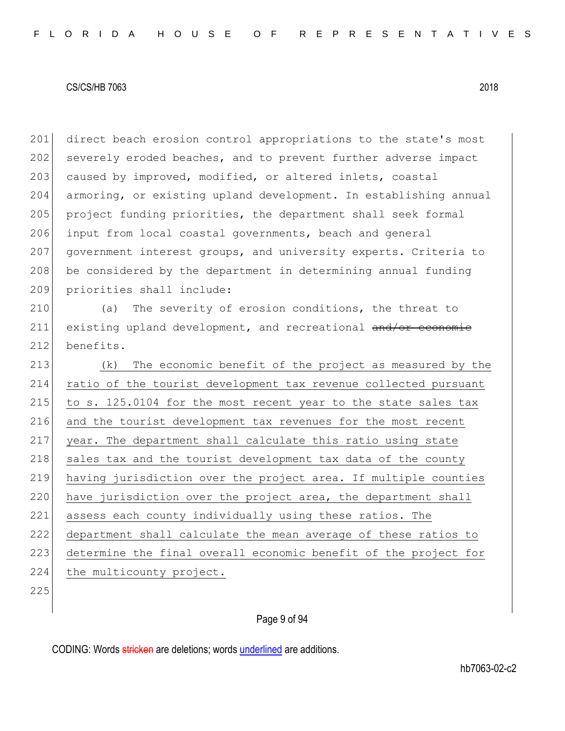direct beach erosion control appropriations to the state's most severely eroded beaches, and to prevent further adverse impact caused by improved, modified, or altered inlets, coastal armoring, or existing upland development. In establishing annual project funding priorities, the department shall seek formal input from local coastal governments, beach and general government interest groups, and university experts. Criteria to be considered by the department in determining annual funding priorities shall include:

(a) The severity of erosion conditions, the threat to existing upland development, and recreational ~~and/or economic~~ benefits.

<u>(k) The economic benefit of the project as measured by the ratio of the tourist development tax revenue collected pursuant to s. 125.0104 for the most recent year to the state sales tax and the tourist development tax revenues for the most recent year. The department shall calculate this ratio using state sales tax and the tourist development tax data of the county having jurisdiction over the project area. If multiple counties have jurisdiction over the project area, the department shall assess each county individually using these ratios. The department shall calculate the mean average of these ratios to determine the final overall economic benefit of the project for the multicounty project.</u>

CODING: Words ~~stricken~~ are deletions; words <u>underlined</u> are additions.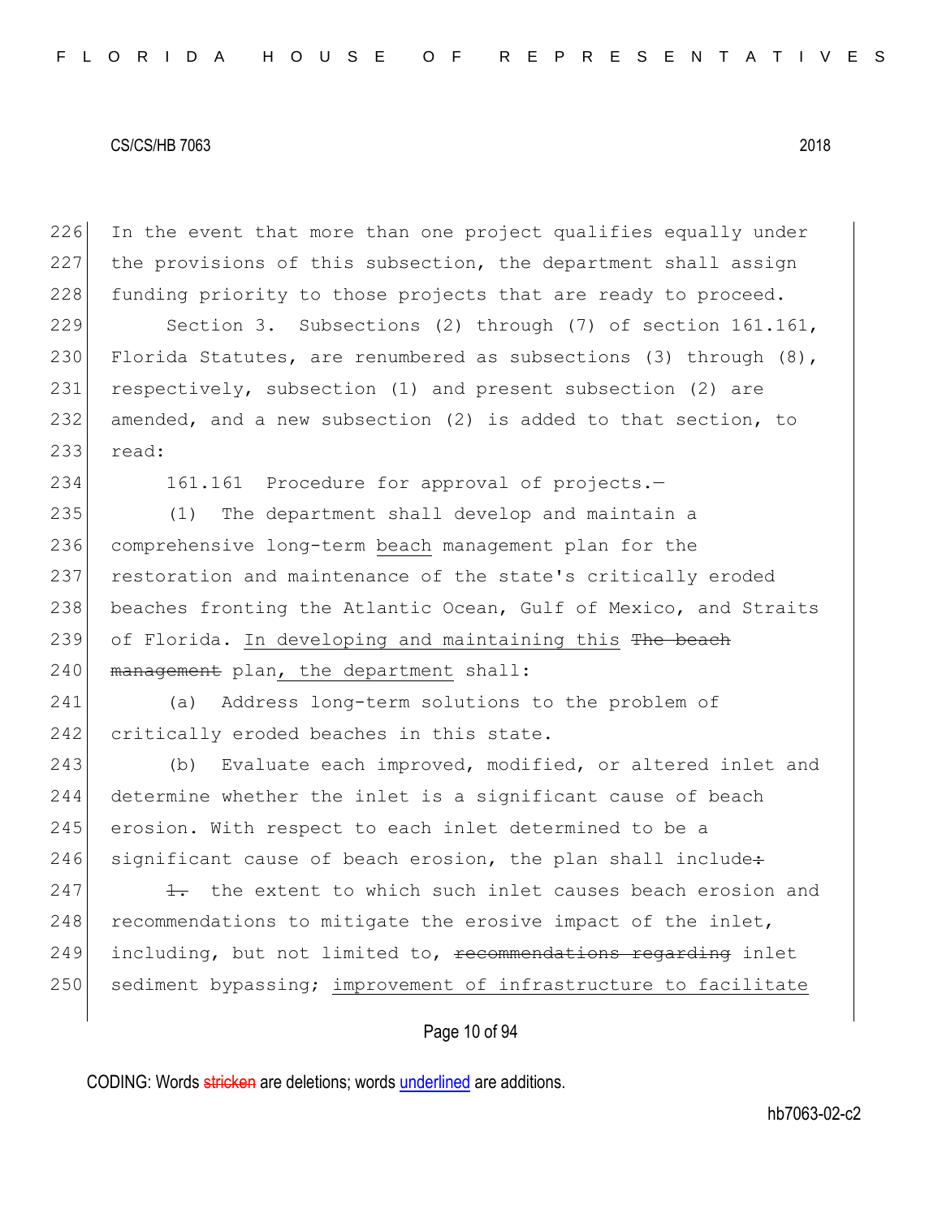In the event that more than one project qualifies equally under the provisions of this subsection, the department shall assign funding priority to those projects that are ready to proceed.

Section 3. Subsections (2) through (7) of section 161.161, Florida Statutes, are renumbered as subsections (3) through (8), respectively, subsection (1) and present subsection (2) are amended, and a new subsection (2) is added to that section, to read:

161.161 Procedure for approval of projects.—

(1) The department shall develop and maintain a comprehensive long-term beach management plan for the restoration and maintenance of the state's critically eroded beaches fronting the Atlantic Ocean, Gulf of Mexico, and Straits of Florida. In developing and maintaining this ~~The beach management~~ plan, the department shall:

(a) Address long-term solutions to the problem of critically eroded beaches in this state.

(b) Evaluate each improved, modified, or altered inlet and determine whether the inlet is a significant cause of beach erosion. With respect to each inlet determined to be a significant cause of beach erosion, the plan shall include~~:~~

~~1.~~ the extent to which such inlet causes beach erosion and recommendations to mitigate the erosive impact of the inlet, including, but not limited to, ~~recommendations regarding~~ inlet sediment bypassing; improvement of infrastructure to facilitate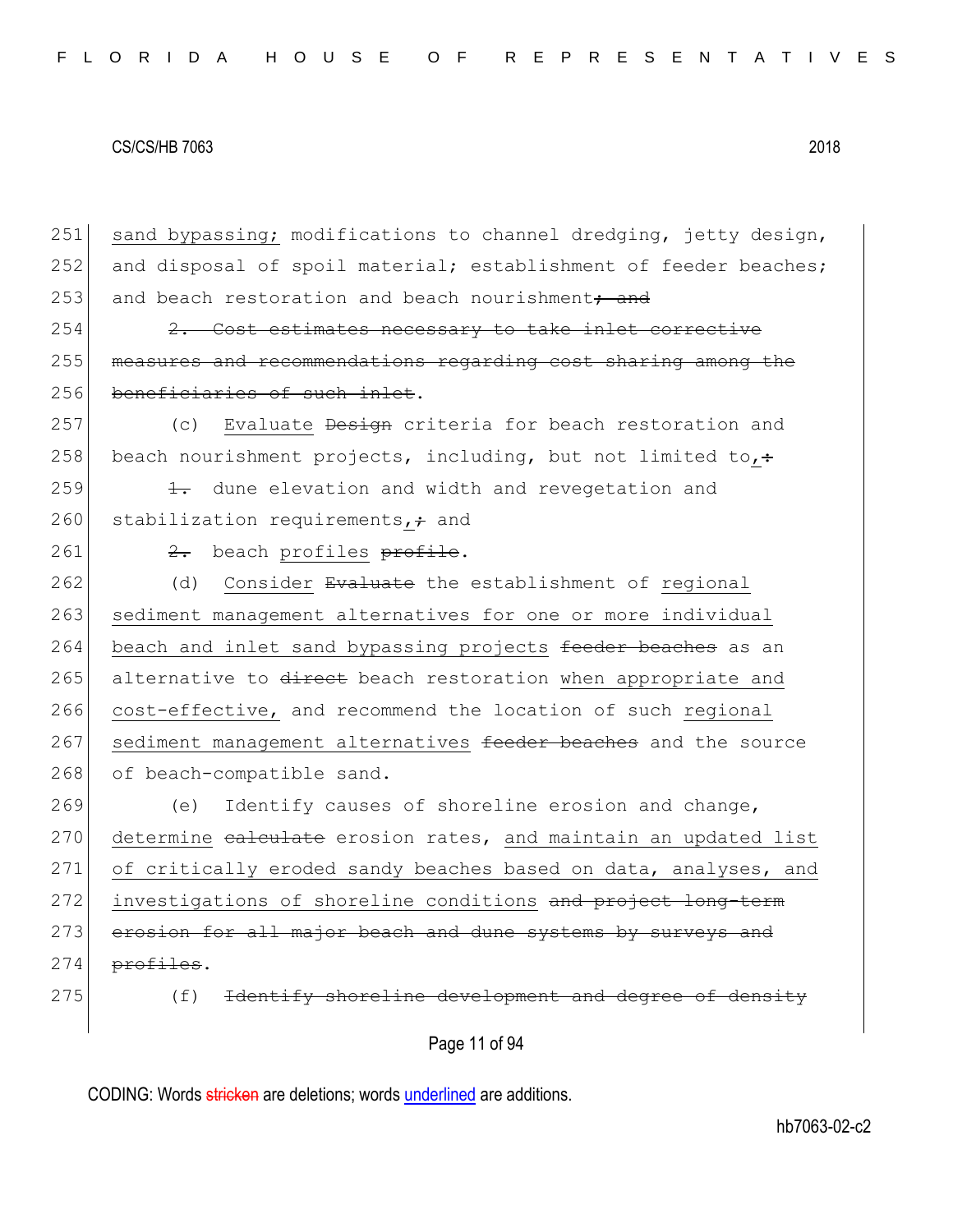251 sand bypassing; modifications to channel dredging, jetty design,
252 and disposal of spoil material; establishment of feeder beaches;
253 and beach restoration and beach nourishment~~; and~~

254 ~~2. Cost estimates necessary to take inlet corrective~~
255 ~~measures and recommendations regarding cost sharing among the~~
256 ~~beneficiaries of such inlet~~.

257 (c) Evaluate ~~Design~~ criteria for beach restoration and
258 beach nourishment projects, including, but not limited to,~~:~~

259 ~~1.~~ dune elevation and width and revegetation and
260 stabilization requirements,~~;~~ and

261 ~~2.~~ beach profiles ~~profile~~.

262 (d) Consider ~~Evaluate~~ the establishment of regional
263 sediment management alternatives for one or more individual
264 beach and inlet sand bypassing projects ~~feeder beaches~~ as an
265 alternative to ~~direct~~ beach restoration when appropriate and
266 cost-effective, and recommend the location of such regional
267 sediment management alternatives ~~feeder beaches~~ and the source
268 of beach-compatible sand.

269 (e) Identify causes of shoreline erosion and change,
270 determine ~~calculate~~ erosion rates, and maintain an updated list
271 of critically eroded sandy beaches based on data, analyses, and
272 investigations of shoreline conditions ~~and project long-term~~
273 ~~erosion for all major beach and dune systems by surveys and~~
274 ~~profiles~~.

275 (f) ~~Identify shoreline development and degree of density~~

CODING: Words ~~stricken~~ are deletions; words underlined are additions.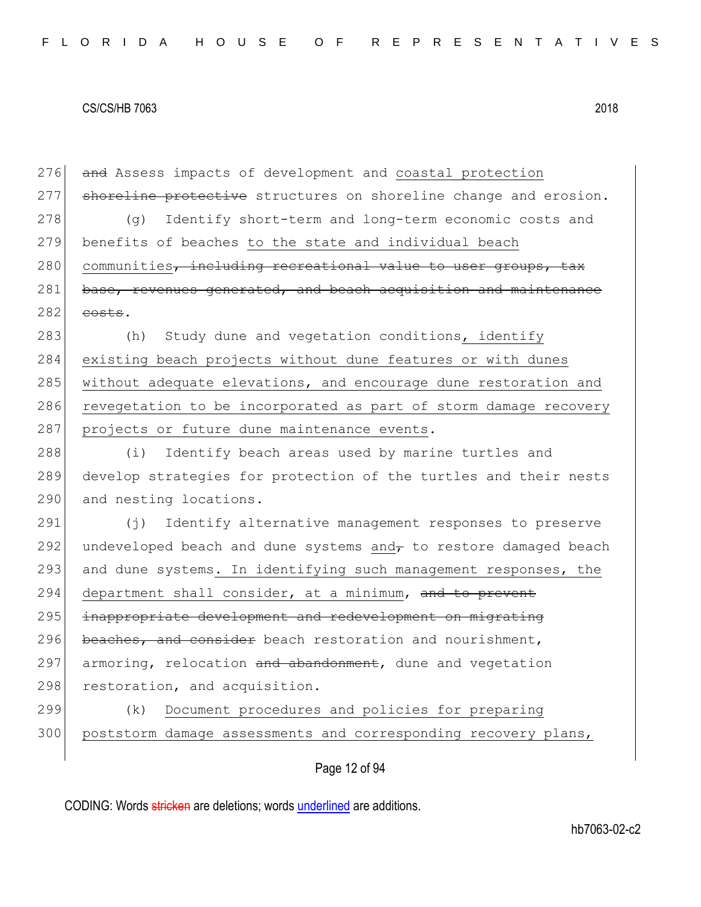276 ~~and~~ Assess impacts of development and <u>coastal protection</u>
277 ~~shoreline protective~~ structures on shoreline change and erosion.

278 (g) Identify short-term and long-term economic costs and
279 benefits of beaches <u>to the state and individual beach</u>
280 <u>communities</u>~~, including recreational value to user groups, tax~~
281 ~~base, revenues generated, and beach acquisition and maintenance~~
282 ~~costs~~.

283 (h) Study dune and vegetation conditions<u>, identify</u>
284 <u>existing beach projects without dune features or with dunes</u>
285 <u>without adequate elevations, and encourage dune restoration and</u>
286 <u>revegetation to be incorporated as part of storm damage recovery</u>
287 <u>projects or future dune maintenance events</u>.

288 (i) Identify beach areas used by marine turtles and
289 develop strategies for protection of the turtles and their nests
290 and nesting locations.

291 (j) Identify alternative management responses to preserve
292 undeveloped beach and dune systems <u>and</u>~~,~~ to restore damaged beach
293 and dune systems<u>. In identifying such management responses, the</u>
294 <u>department shall consider, at a minimum</u>, ~~and to prevent~~
295 ~~inappropriate development and redevelopment on migrating~~
296 ~~beaches, and consider~~ beach restoration and nourishment,
297 armoring, relocation ~~and abandonment~~, dune and vegetation
298 restoration, and acquisition.

299 (k) <u>Document procedures and policies for preparing</u>
300 <u>poststorm damage assessments and corresponding recovery plans,</u>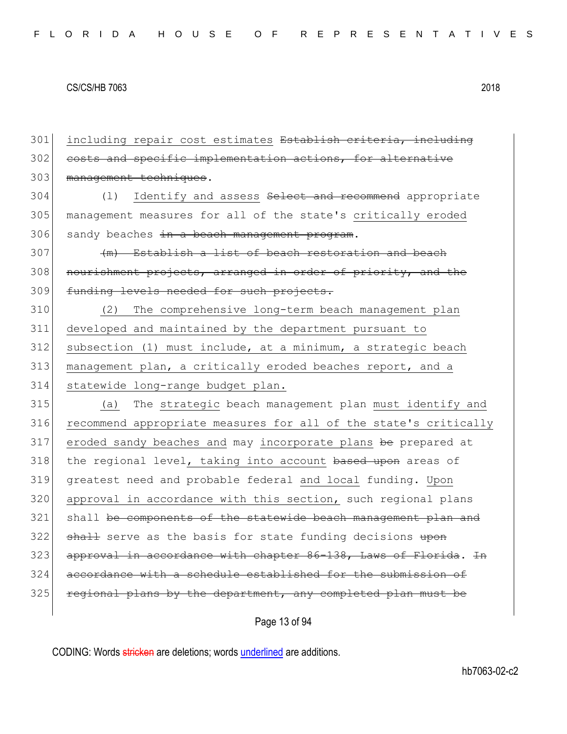including repair cost estimates ~~Establish criteria, including costs and specific implementation actions, for alternative management techniques~~.

(l) Identify and assess ~~Select and recommend~~ appropriate management measures for all of the state's critically eroded sandy beaches ~~in a beach management program~~.

~~(m) Establish a list of beach restoration and beach nourishment projects, arranged in order of priority, and the funding levels needed for such projects.~~

(2) The comprehensive long-term beach management plan developed and maintained by the department pursuant to subsection (1) must include, at a minimum, a strategic beach management plan, a critically eroded beaches report, and a statewide long-range budget plan.

(a) The strategic beach management plan must identify and recommend appropriate measures for all of the state's critically eroded sandy beaches and may incorporate plans ~~be~~ prepared at the regional level, taking into account ~~based upon~~ areas of greatest need and probable federal and local funding. Upon approval in accordance with this section, such regional plans shall ~~be components of the statewide beach management plan and shall~~ serve as the basis for state funding decisions ~~upon approval in accordance with chapter 86-138, Laws of Florida~~. ~~In accordance with a schedule established for the submission of regional plans by the department, any completed plan must be~~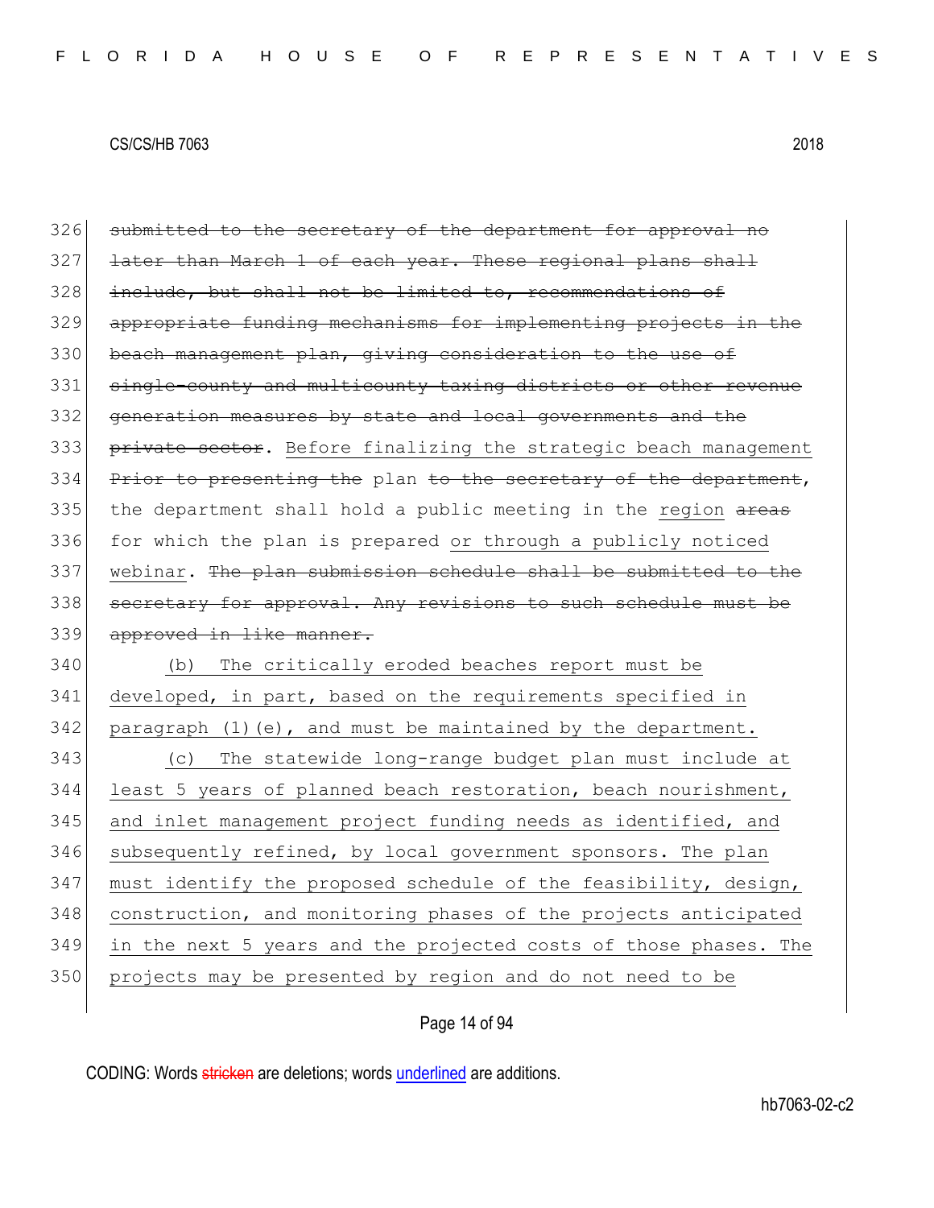326 ~~submitted to the secretary of the department for approval no~~
327 ~~later than March 1 of each year. These regional plans shall~~
328 ~~include, but shall not be limited to, recommendations of~~
329 ~~appropriate funding mechanisms for implementing projects in the~~
330 ~~beach management plan, giving consideration to the use of~~
331 ~~single-county and multicounty taxing districts or other revenue~~
332 ~~generation measures by state and local governments and the~~
333 ~~private sector~~. <u>Before finalizing the strategic beach management</u>
334 ~~Prior to presenting the~~ plan ~~to the secretary of the department~~,
335 the department shall hold a public meeting in the <u>region</u> ~~areas~~
336 for which the plan is prepared <u>or through a publicly noticed</u>
337 <u>webinar</u>. ~~The plan submission schedule shall be submitted to the~~
338 ~~secretary for approval. Any revisions to such schedule must be~~
339 ~~approved in like manner.~~
340 <u>(b) The critically eroded beaches report must be</u>
341 <u>developed, in part, based on the requirements specified in</u>
342 <u>paragraph (1)(e), and must be maintained by the department.</u>
343 <u>(c) The statewide long-range budget plan must include at</u>
344 <u>least 5 years of planned beach restoration, beach nourishment,</u>
345 <u>and inlet management project funding needs as identified, and</u>
346 <u>subsequently refined, by local government sponsors. The plan</u>
347 <u>must identify the proposed schedule of the feasibility, design,</u>
348 <u>construction, and monitoring phases of the projects anticipated</u>
349 <u>in the next 5 years and the projected costs of those phases. The</u>
350 <u>projects may be presented by region and do not need to be</u>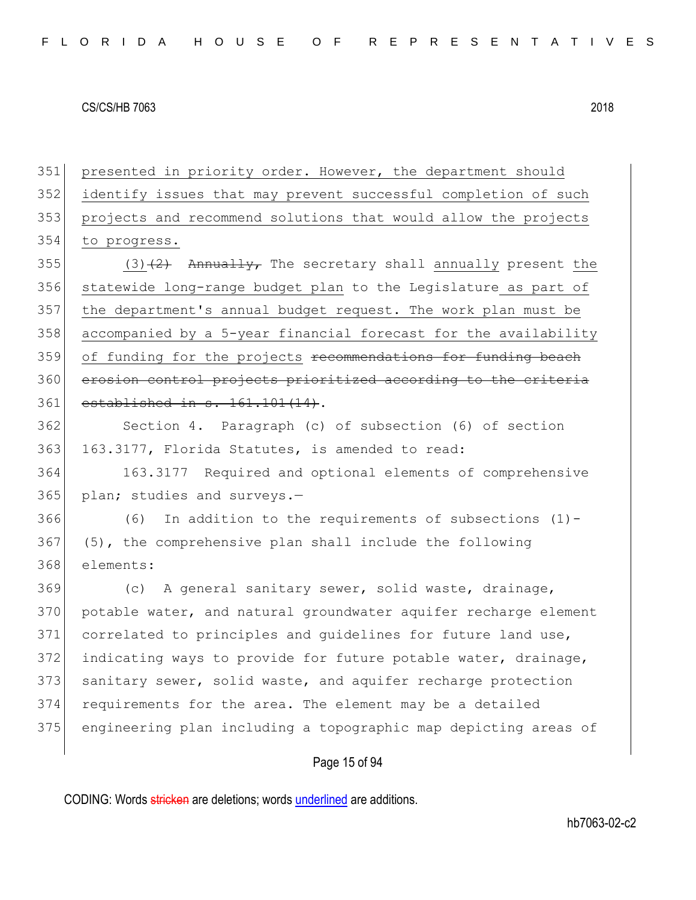presented in priority order. However, the department should identify issues that may prevent successful completion of such projects and recommend solutions that would allow the projects to progress.

(3)~~(2)~~ ~~Annually,~~ The secretary shall annually present the statewide long-range budget plan to the Legislature as part of the department's annual budget request. The work plan must be accompanied by a 5-year financial forecast for the availability of funding for the projects ~~recommendations for funding beach erosion control projects prioritized according to the criteria established in s. 161.101(14)~~.

Section 4. Paragraph (c) of subsection (6) of section 163.3177, Florida Statutes, is amended to read:

163.3177 Required and optional elements of comprehensive plan; studies and surveys.—

(6) In addition to the requirements of subsections (1)-(5), the comprehensive plan shall include the following elements:

(c) A general sanitary sewer, solid waste, drainage, potable water, and natural groundwater aquifer recharge element correlated to principles and guidelines for future land use, indicating ways to provide for future potable water, drainage, sanitary sewer, solid waste, and aquifer recharge protection requirements for the area. The element may be a detailed engineering plan including a topographic map depicting areas of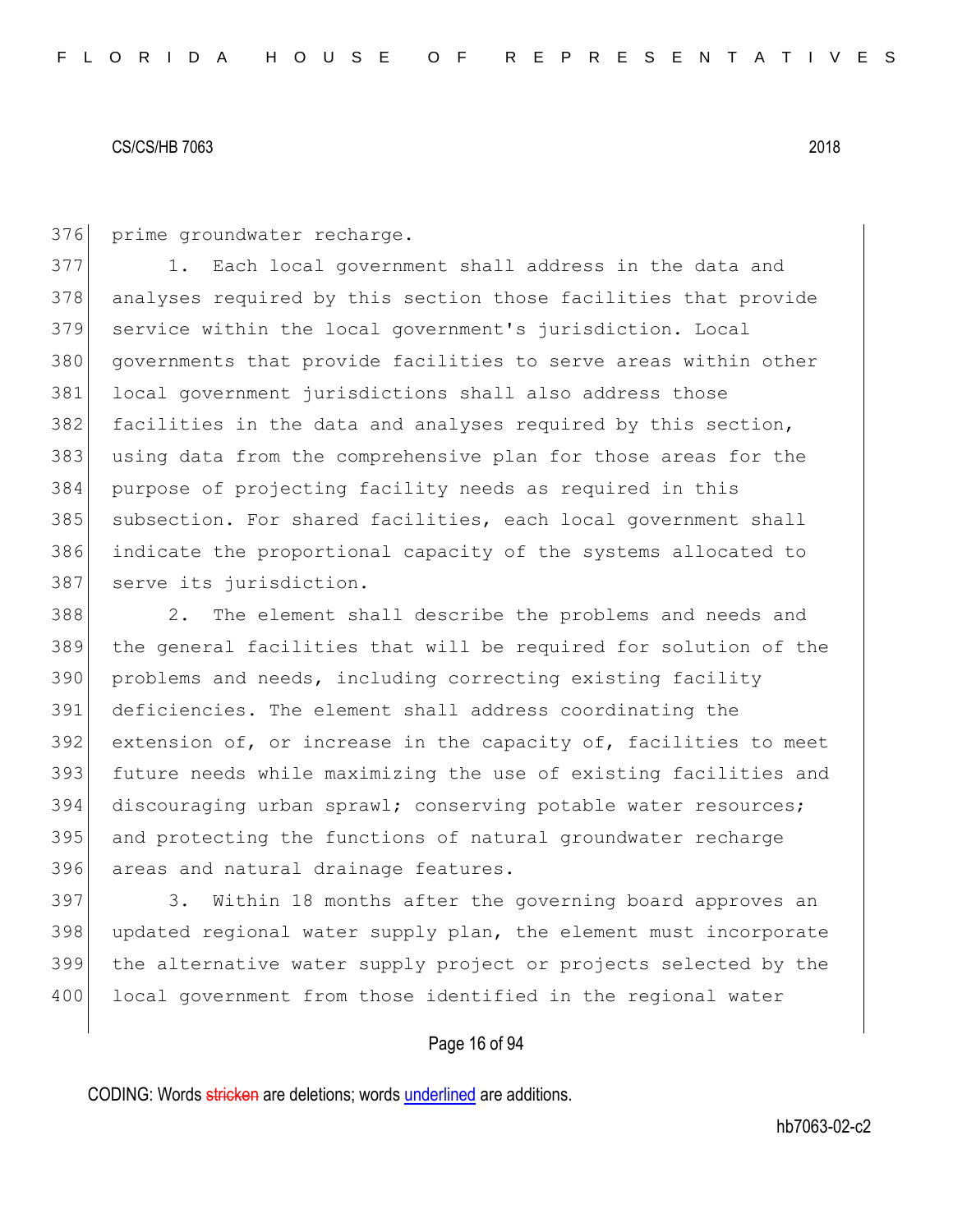prime groundwater recharge.

1. Each local government shall address in the data and analyses required by this section those facilities that provide service within the local government's jurisdiction. Local governments that provide facilities to serve areas within other local government jurisdictions shall also address those facilities in the data and analyses required by this section, using data from the comprehensive plan for those areas for the purpose of projecting facility needs as required in this subsection. For shared facilities, each local government shall indicate the proportional capacity of the systems allocated to serve its jurisdiction.

2. The element shall describe the problems and needs and the general facilities that will be required for solution of the problems and needs, including correcting existing facility deficiencies. The element shall address coordinating the extension of, or increase in the capacity of, facilities to meet future needs while maximizing the use of existing facilities and discouraging urban sprawl; conserving potable water resources; and protecting the functions of natural groundwater recharge areas and natural drainage features.

3. Within 18 months after the governing board approves an updated regional water supply plan, the element must incorporate the alternative water supply project or projects selected by the local government from those identified in the regional water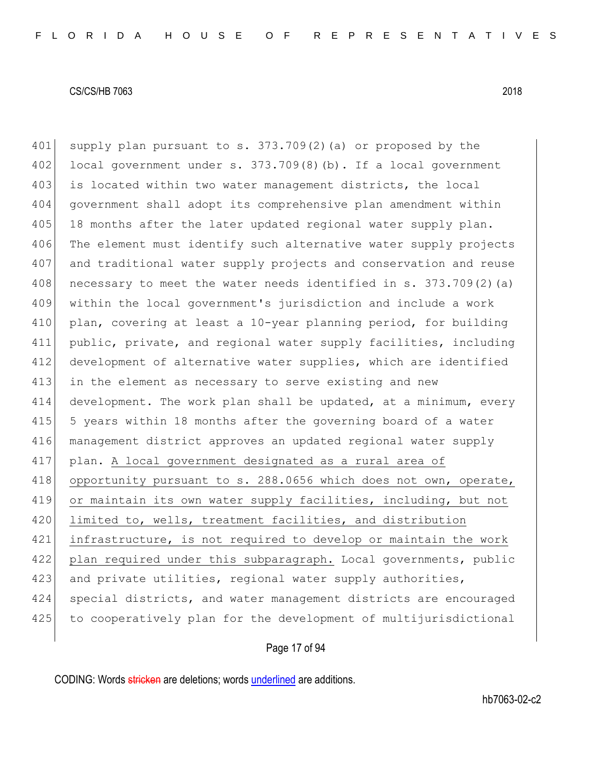supply plan pursuant to s. 373.709(2)(a) or proposed by the local government under s. 373.709(8)(b). If a local government is located within two water management districts, the local government shall adopt its comprehensive plan amendment within 18 months after the later updated regional water supply plan. The element must identify such alternative water supply projects and traditional water supply projects and conservation and reuse necessary to meet the water needs identified in s. 373.709(2)(a) within the local government's jurisdiction and include a work plan, covering at least a 10-year planning period, for building public, private, and regional water supply facilities, including development of alternative water supplies, which are identified in the element as necessary to serve existing and new development. The work plan shall be updated, at a minimum, every 5 years within 18 months after the governing board of a water management district approves an updated regional water supply plan. <u>A local government designated as a rural area of opportunity pursuant to s. 288.0656 which does not own, operate, or maintain its own water supply facilities, including, but not limited to, wells, treatment facilities, and distribution infrastructure, is not required to develop or maintain the work plan required under this subparagraph.</u> Local governments, public and private utilities, regional water supply authorities, special districts, and water management districts are encouraged to cooperatively plan for the development of multijurisdictional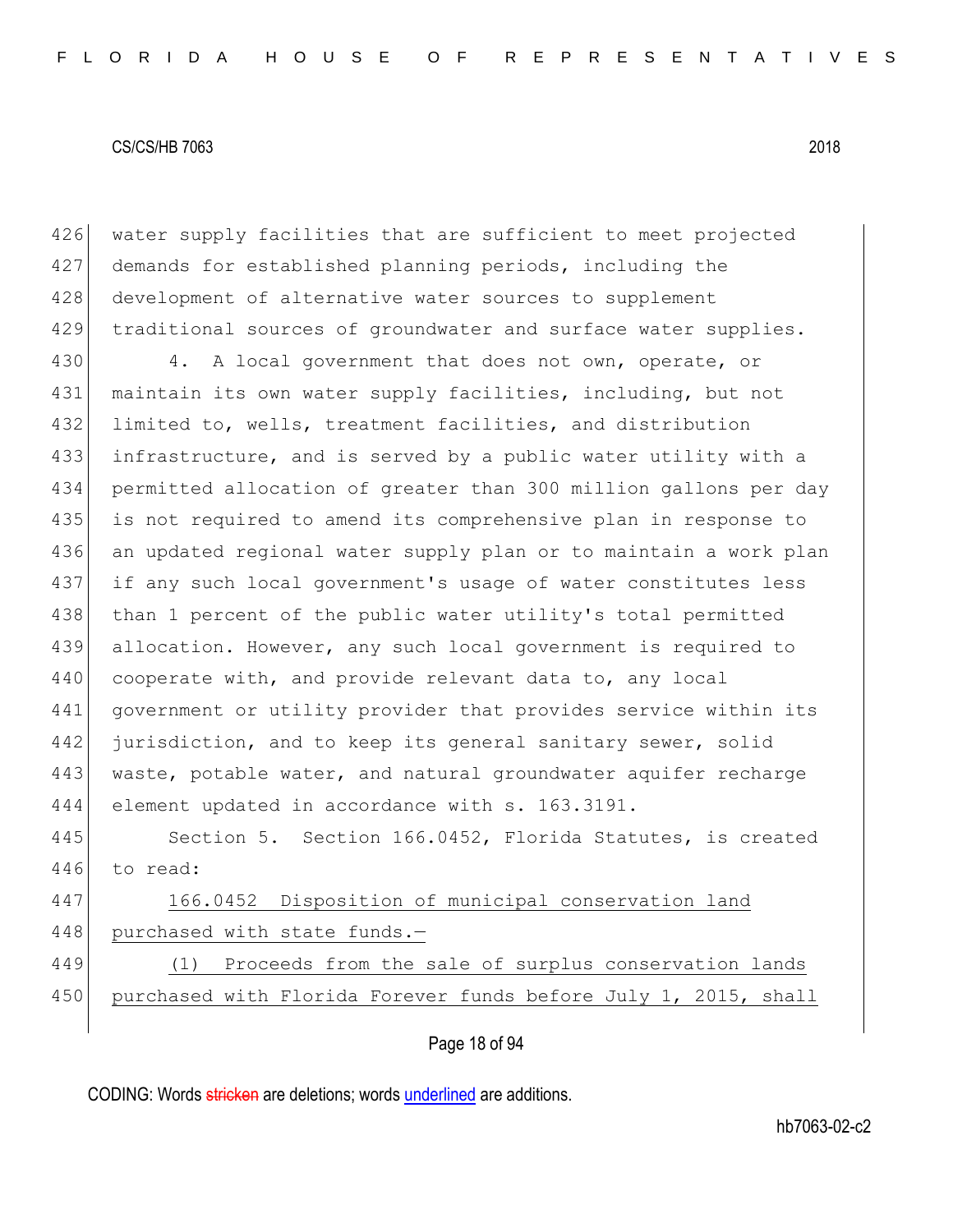water supply facilities that are sufficient to meet projected demands for established planning periods, including the development of alternative water sources to supplement traditional sources of groundwater and surface water supplies.

4. A local government that does not own, operate, or maintain its own water supply facilities, including, but not limited to, wells, treatment facilities, and distribution infrastructure, and is served by a public water utility with a permitted allocation of greater than 300 million gallons per day is not required to amend its comprehensive plan in response to an updated regional water supply plan or to maintain a work plan if any such local government's usage of water constitutes less than 1 percent of the public water utility's total permitted allocation. However, any such local government is required to cooperate with, and provide relevant data to, any local government or utility provider that provides service within its jurisdiction, and to keep its general sanitary sewer, solid waste, potable water, and natural groundwater aquifer recharge element updated in accordance with s. 163.3191.

Section 5. Section 166.0452, Florida Statutes, is created to read:

<u>166.0452 Disposition of municipal conservation land purchased with state funds.—</u>

<u>(1) Proceeds from the sale of surplus conservation lands purchased with Florida Forever funds before July 1, 2015, shall</u>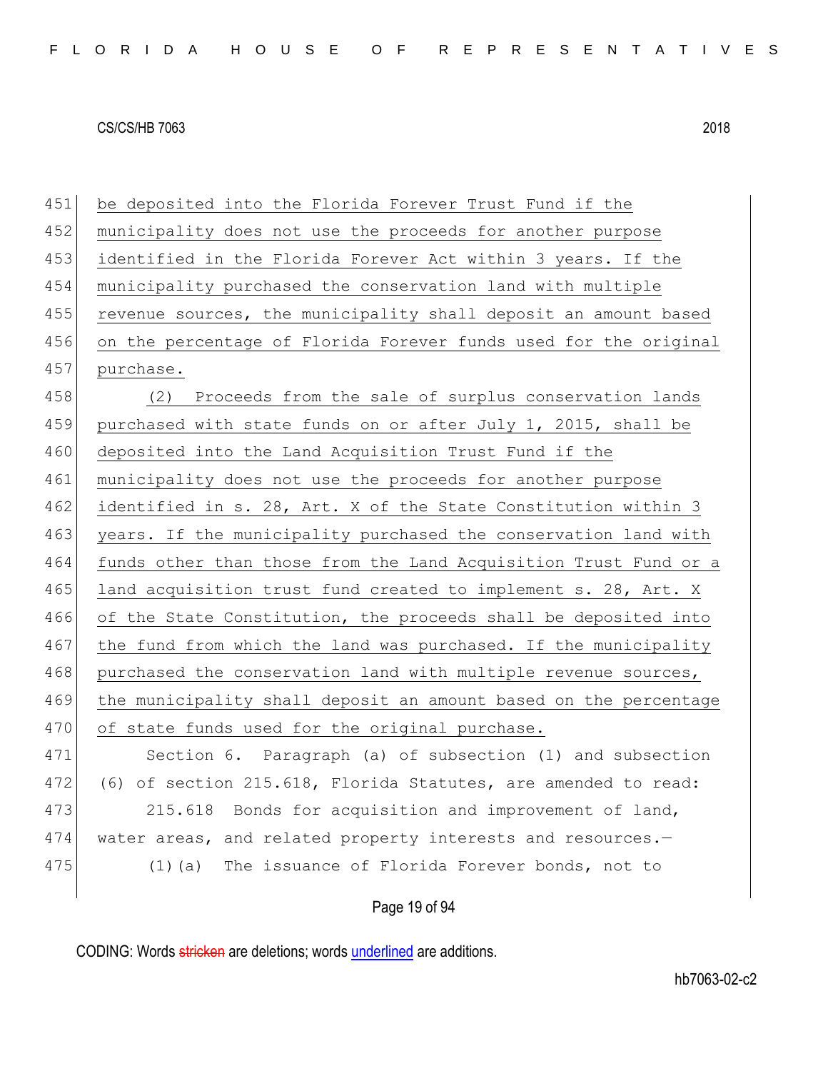be deposited into the Florida Forever Trust Fund if the municipality does not use the proceeds for another purpose identified in the Florida Forever Act within 3 years. If the municipality purchased the conservation land with multiple revenue sources, the municipality shall deposit an amount based on the percentage of Florida Forever funds used for the original purchase.

(2) Proceeds from the sale of surplus conservation lands purchased with state funds on or after July 1, 2015, shall be deposited into the Land Acquisition Trust Fund if the municipality does not use the proceeds for another purpose identified in s. 28, Art. X of the State Constitution within 3 years. If the municipality purchased the conservation land with funds other than those from the Land Acquisition Trust Fund or a land acquisition trust fund created to implement s. 28, Art. X of the State Constitution, the proceeds shall be deposited into the fund from which the land was purchased. If the municipality purchased the conservation land with multiple revenue sources, the municipality shall deposit an amount based on the percentage of state funds used for the original purchase.

Section 6. Paragraph (a) of subsection (1) and subsection (6) of section 215.618, Florida Statutes, are amended to read:

215.618 Bonds for acquisition and improvement of land, water areas, and related property interests and resources.—

(1)(a) The issuance of Florida Forever bonds, not to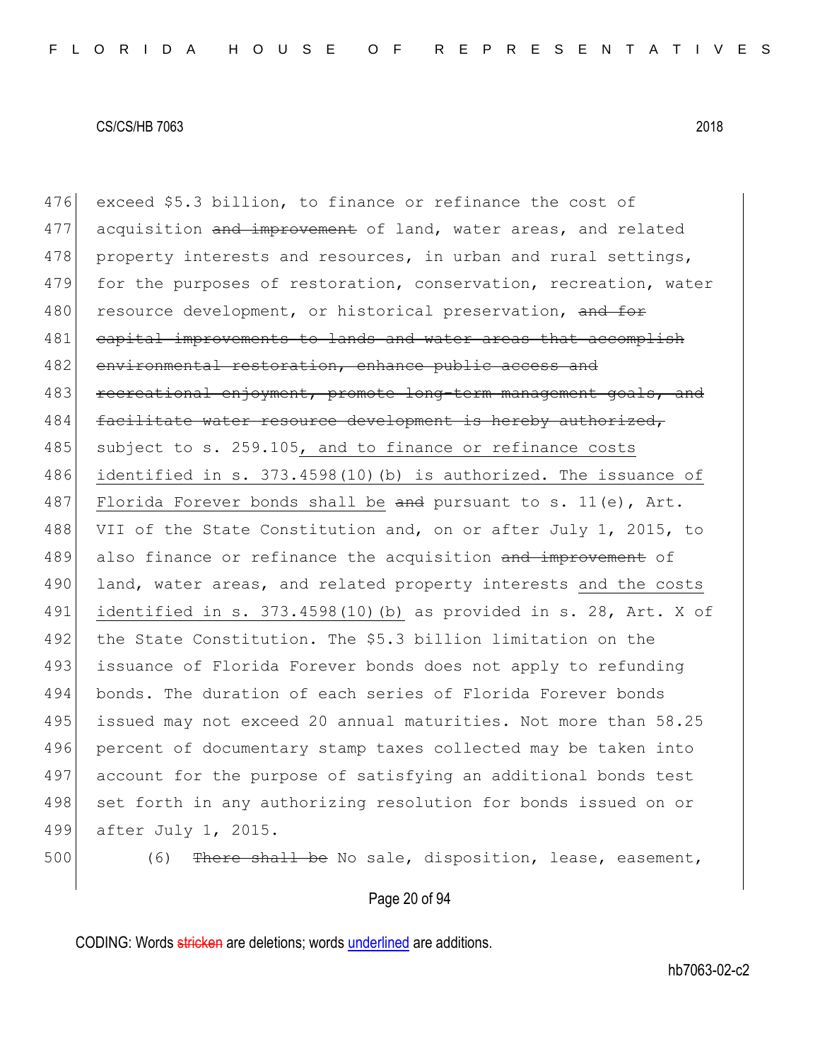exceed $5.3 billion, to finance or refinance the cost of acquisition ~~and improvement~~ of land, water areas, and related property interests and resources, in urban and rural settings, for the purposes of restoration, conservation, recreation, water resource development, or historical preservation, ~~and for capital improvements to lands and water areas that accomplish environmental restoration, enhance public access and recreational enjoyment, promote long-term management goals, and facilitate water resource development is hereby authorized,~~ subject to s. 259.105<u>, and to finance or refinance costs identified in s. 373.4598(10)(b) is authorized. The issuance of Florida Forever bonds shall be</u> ~~and~~ pursuant to s. 11(e), Art. VII of the State Constitution and, on or after July 1, 2015, to also finance or refinance the acquisition ~~and improvement~~ of land, water areas, and related property interests <u>and the costs identified in s. 373.4598(10)(b)</u> as provided in s. 28, Art. X of the State Constitution. The $5.3 billion limitation on the issuance of Florida Forever bonds does not apply to refunding bonds. The duration of each series of Florida Forever bonds issued may not exceed 20 annual maturities. Not more than 58.25 percent of documentary stamp taxes collected may be taken into account for the purpose of satisfying an additional bonds test set forth in any authorizing resolution for bonds issued on or after July 1, 2015.

(6) ~~There shall be~~ No sale, disposition, lease, easement,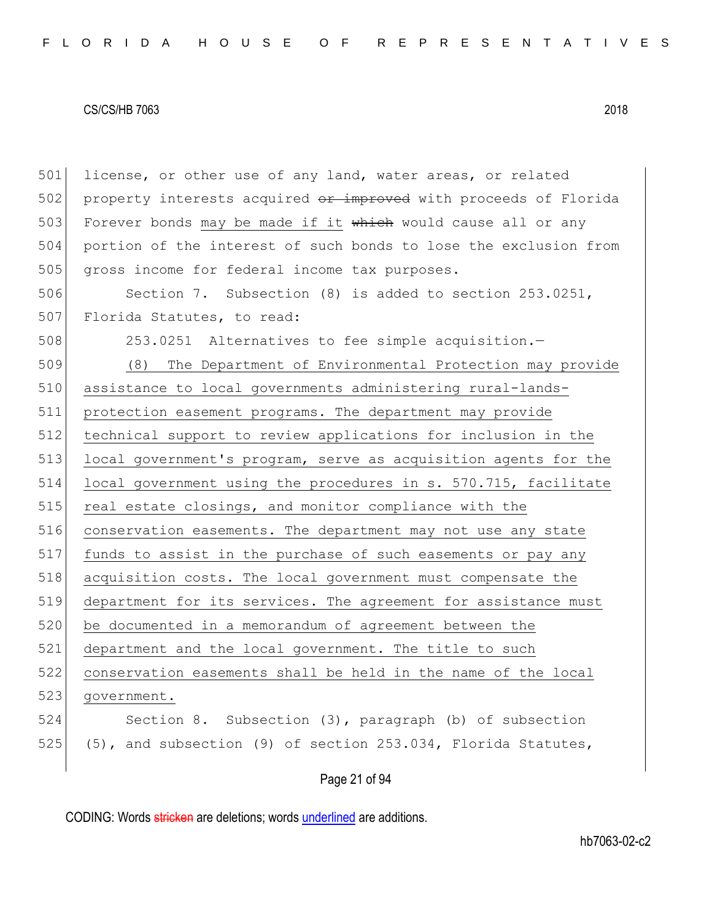license, or other use of any land, water areas, or related property interests acquired ~~or improved~~ with proceeds of Florida Forever bonds <u>may be made if it</u> ~~which~~ would cause all or any portion of the interest of such bonds to lose the exclusion from gross income for federal income tax purposes.

Section 7. Subsection (8) is added to section 253.0251, Florida Statutes, to read:

253.0251 Alternatives to fee simple acquisition.—

<u>(8) The Department of Environmental Protection may provide assistance to local governments administering rural-lands-protection easement programs. The department may provide technical support to review applications for inclusion in the local government's program, serve as acquisition agents for the local government using the procedures in s. 570.715, facilitate real estate closings, and monitor compliance with the conservation easements. The department may not use any state funds to assist in the purchase of such easements or pay any acquisition costs. The local government must compensate the department for its services. The agreement for assistance must be documented in a memorandum of agreement between the department and the local government. The title to such conservation easements shall be held in the name of the local government.</u>

Section 8. Subsection (3), paragraph (b) of subsection (5), and subsection (9) of section 253.034, Florida Statutes,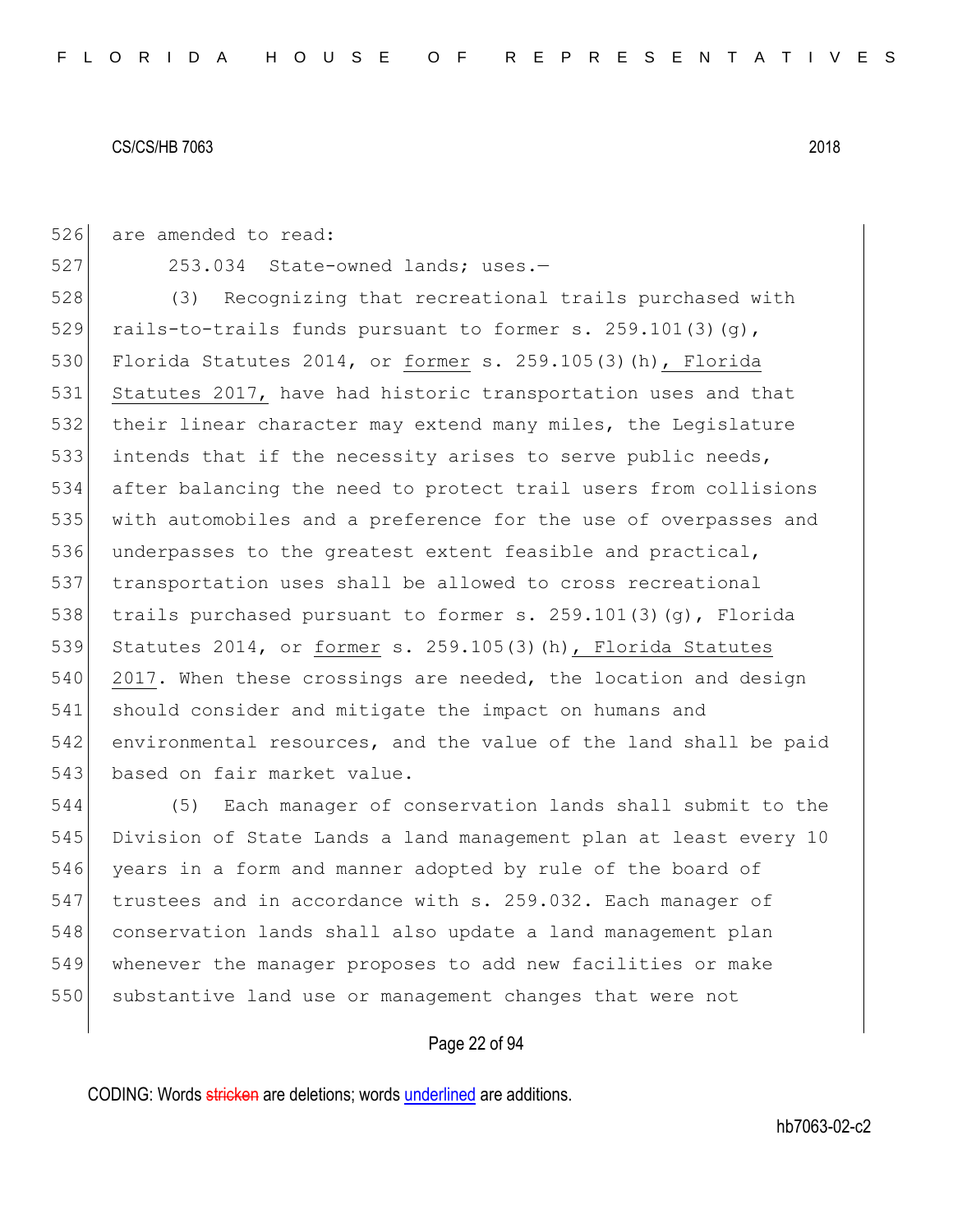526 are amended to read:

527 253.034 State-owned lands; uses.—

528 (3) Recognizing that recreational trails purchased with
529 rails-to-trails funds pursuant to former s. 259.101(3)(g),
530 Florida Statutes 2014, or <u>former</u> s. 259.105(3)(h)<u>, Florida</u>
531 <u>Statutes 2017,</u> have had historic transportation uses and that
532 their linear character may extend many miles, the Legislature
533 intends that if the necessity arises to serve public needs,
534 after balancing the need to protect trail users from collisions
535 with automobiles and a preference for the use of overpasses and
536 underpasses to the greatest extent feasible and practical,
537 transportation uses shall be allowed to cross recreational
538 trails purchased pursuant to former s. 259.101(3)(g), Florida
539 Statutes 2014, or <u>former</u> s. 259.105(3)(h)<u>, Florida Statutes</u>
540 <u>2017</u>. When these crossings are needed, the location and design
541 should consider and mitigate the impact on humans and
542 environmental resources, and the value of the land shall be paid
543 based on fair market value.

544 (5) Each manager of conservation lands shall submit to the
545 Division of State Lands a land management plan at least every 10
546 years in a form and manner adopted by rule of the board of
547 trustees and in accordance with s. 259.032. Each manager of
548 conservation lands shall also update a land management plan
549 whenever the manager proposes to add new facilities or make
550 substantive land use or management changes that were not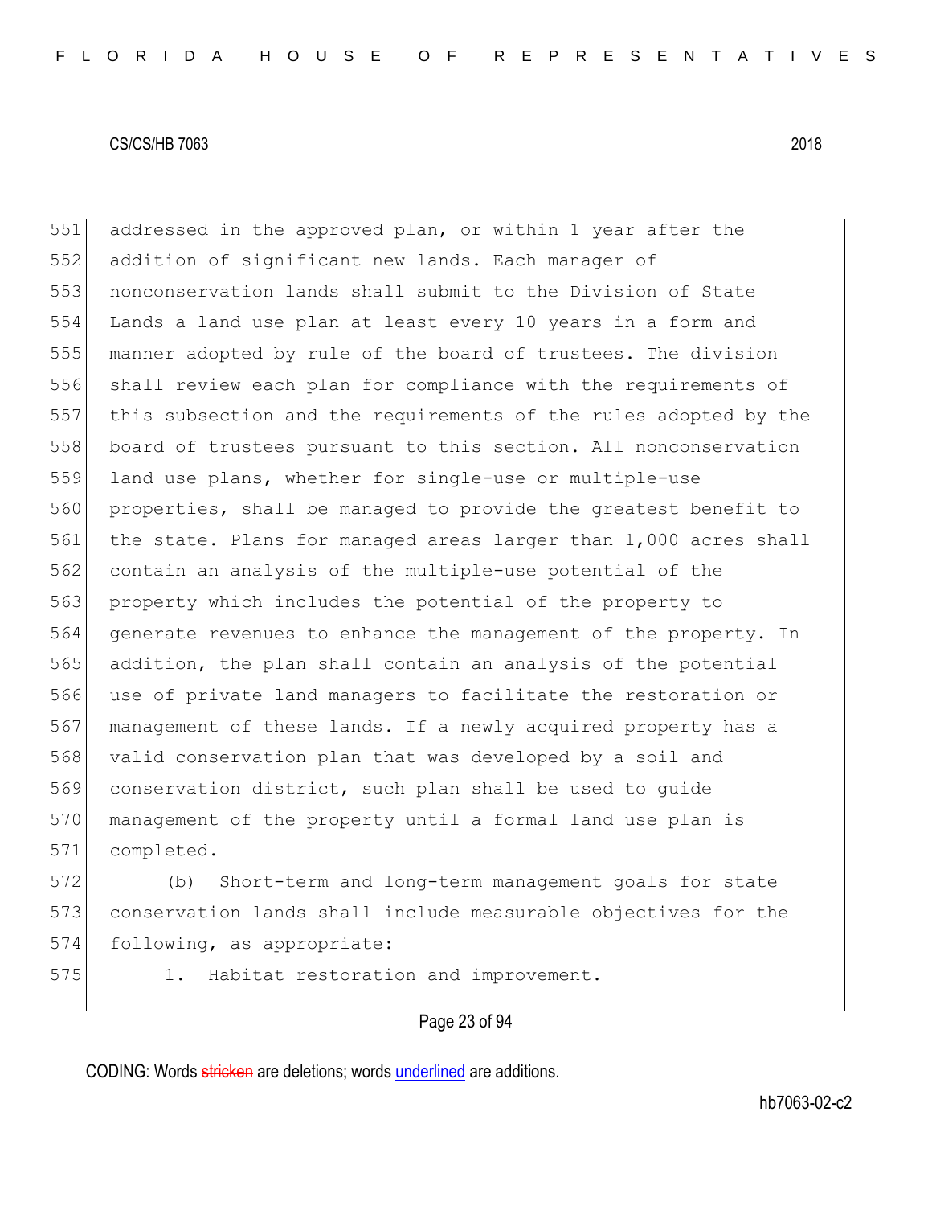addressed in the approved plan, or within 1 year after the addition of significant new lands. Each manager of nonconservation lands shall submit to the Division of State Lands a land use plan at least every 10 years in a form and manner adopted by rule of the board of trustees. The division shall review each plan for compliance with the requirements of this subsection and the requirements of the rules adopted by the board of trustees pursuant to this section. All nonconservation land use plans, whether for single-use or multiple-use properties, shall be managed to provide the greatest benefit to the state. Plans for managed areas larger than 1,000 acres shall contain an analysis of the multiple-use potential of the property which includes the potential of the property to generate revenues to enhance the management of the property. In addition, the plan shall contain an analysis of the potential use of private land managers to facilitate the restoration or management of these lands. If a newly acquired property has a valid conservation plan that was developed by a soil and conservation district, such plan shall be used to guide management of the property until a formal land use plan is completed.

(b) Short-term and long-term management goals for state conservation lands shall include measurable objectives for the following, as appropriate:

1. Habitat restoration and improvement.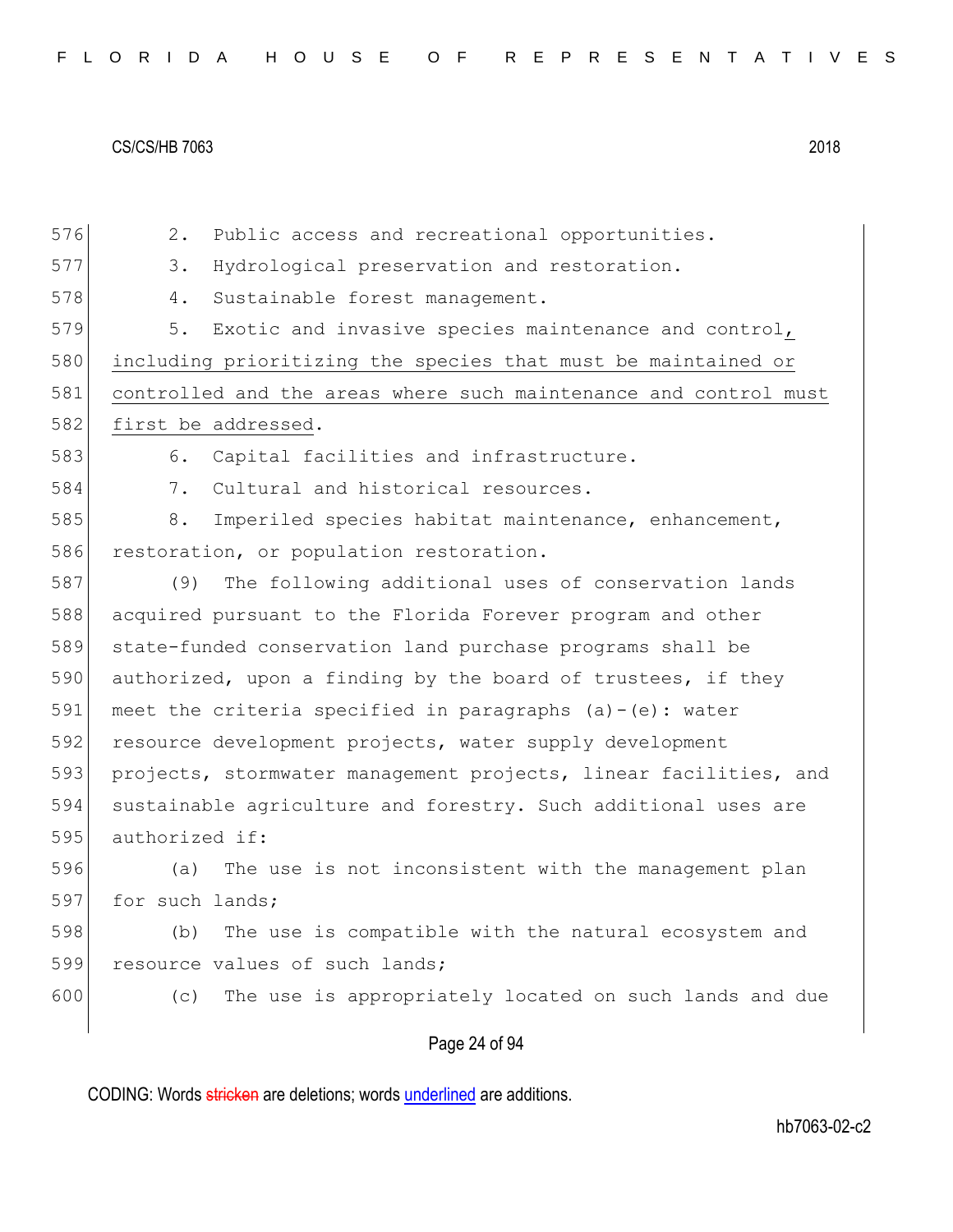2. Public access and recreational opportunities.

3. Hydrological preservation and restoration.

4. Sustainable forest management.

5. Exotic and invasive species maintenance and control, including prioritizing the species that must be maintained or controlled and the areas where such maintenance and control must first be addressed.

6. Capital facilities and infrastructure.

7. Cultural and historical resources.

8. Imperiled species habitat maintenance, enhancement, restoration, or population restoration.

(9) The following additional uses of conservation lands acquired pursuant to the Florida Forever program and other state-funded conservation land purchase programs shall be authorized, upon a finding by the board of trustees, if they meet the criteria specified in paragraphs (a)-(e): water resource development projects, water supply development projects, stormwater management projects, linear facilities, and sustainable agriculture and forestry. Such additional uses are authorized if:

(a) The use is not inconsistent with the management plan for such lands;

(b) The use is compatible with the natural ecosystem and resource values of such lands;

(c) The use is appropriately located on such lands and due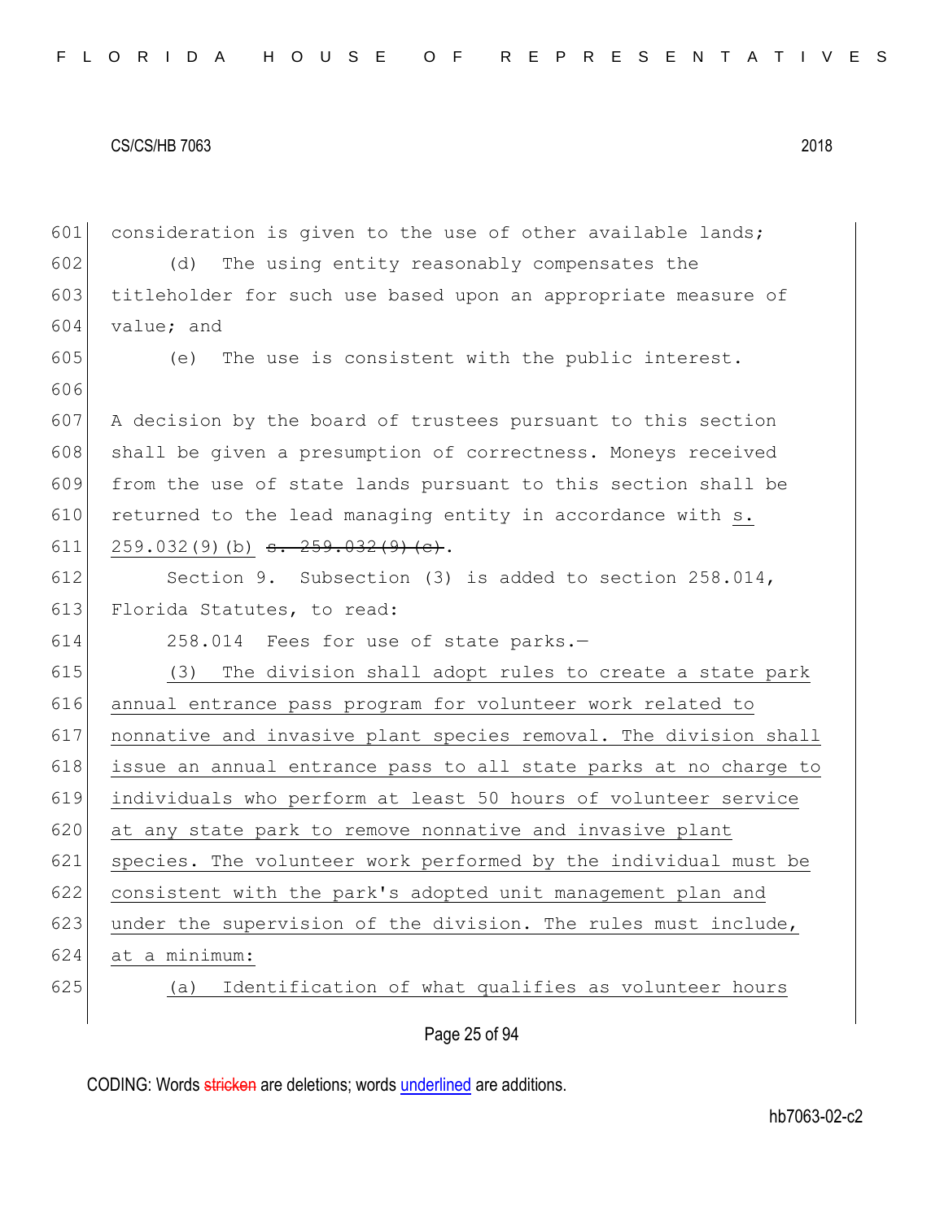consideration is given to the use of other available lands;

(d) The using entity reasonably compensates the titleholder for such use based upon an appropriate measure of value; and

(e) The use is consistent with the public interest.

A decision by the board of trustees pursuant to this section shall be given a presumption of correctness. Moneys received from the use of state lands pursuant to this section shall be returned to the lead managing entity in accordance with s. 259.032(9)(b) ~~s. 259.032(9)(c)~~.

Section 9. Subsection (3) is added to section 258.014, Florida Statutes, to read:

258.014 Fees for use of state parks.—

(3) The division shall adopt rules to create a state park annual entrance pass program for volunteer work related to nonnative and invasive plant species removal. The division shall issue an annual entrance pass to all state parks at no charge to individuals who perform at least 50 hours of volunteer service at any state park to remove nonnative and invasive plant species. The volunteer work performed by the individual must be consistent with the park's adopted unit management plan and under the supervision of the division. The rules must include, at a minimum:

(a) Identification of what qualifies as volunteer hours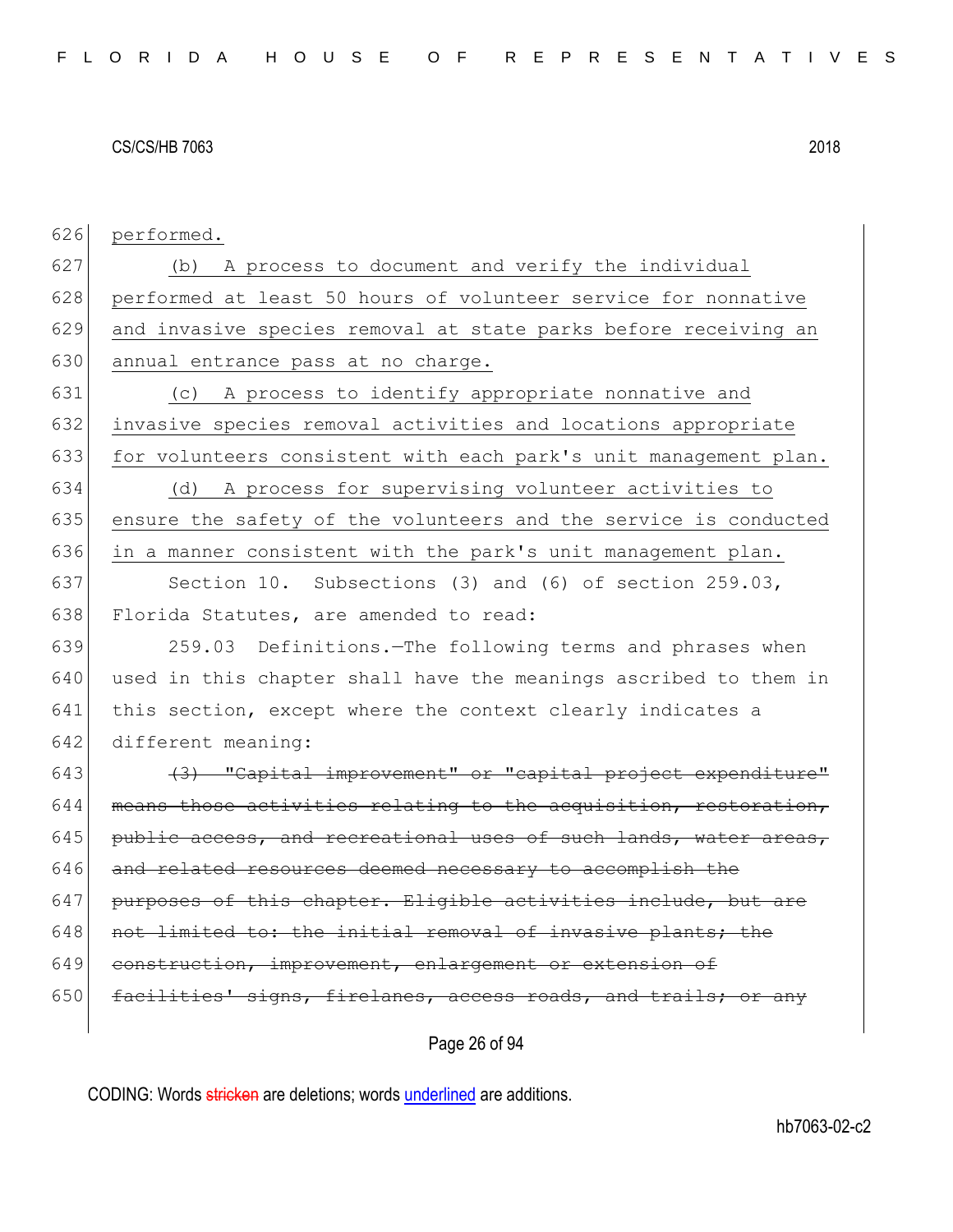performed.

(b) A process to document and verify the individual performed at least 50 hours of volunteer service for nonnative and invasive species removal at state parks before receiving an annual entrance pass at no charge.

(c) A process to identify appropriate nonnative and invasive species removal activities and locations appropriate for volunteers consistent with each park's unit management plan.

(d) A process for supervising volunteer activities to ensure the safety of the volunteers and the service is conducted in a manner consistent with the park's unit management plan.

Section 10. Subsections (3) and (6) of section 259.03, Florida Statutes, are amended to read:

259.03 Definitions.—The following terms and phrases when used in this chapter shall have the meanings ascribed to them in this section, except where the context clearly indicates a different meaning:

~~(3) "Capital improvement" or "capital project expenditure" means those activities relating to the acquisition, restoration, public access, and recreational uses of such lands, water areas, and related resources deemed necessary to accomplish the purposes of this chapter. Eligible activities include, but are not limited to: the initial removal of invasive plants; the construction, improvement, enlargement or extension of facilities' signs, firelanes, access roads, and trails; or any~~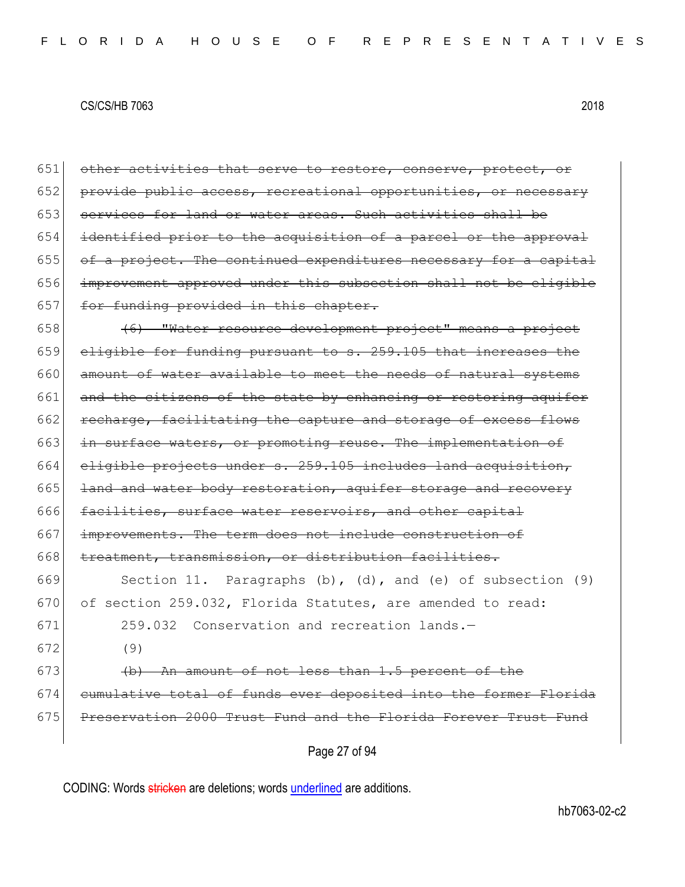651 ~~other activities that serve to restore, conserve, protect, or~~
652 ~~provide public access, recreational opportunities, or necessary~~
653 ~~services for land or water areas. Such activities shall be~~
654 ~~identified prior to the acquisition of a parcel or the approval~~
655 ~~of a project. The continued expenditures necessary for a capital~~
656 ~~improvement approved under this subsection shall not be eligible~~
657 ~~for funding provided in this chapter.~~

658 ~~(6) "Water resource development project" means a project~~
659 ~~eligible for funding pursuant to s. 259.105 that increases the~~
660 ~~amount of water available to meet the needs of natural systems~~
661 ~~and the citizens of the state by enhancing or restoring aquifer~~
662 ~~recharge, facilitating the capture and storage of excess flows~~
663 ~~in surface waters, or promoting reuse. The implementation of~~
664 ~~eligible projects under s. 259.105 includes land acquisition,~~
665 ~~land and water body restoration, aquifer storage and recovery~~
666 ~~facilities, surface water reservoirs, and other capital~~
667 ~~improvements. The term does not include construction of~~
668 ~~treatment, transmission, or distribution facilities.~~

669 Section 11. Paragraphs (b), (d), and (e) of subsection (9)
670 of section 259.032, Florida Statutes, are amended to read:

671 259.032 Conservation and recreation lands.—

672 (9)

673 ~~(b) An amount of not less than 1.5 percent of the~~
674 ~~cumulative total of funds ever deposited into the former Florida~~
675 ~~Preservation 2000 Trust Fund and the Florida Forever Trust Fund~~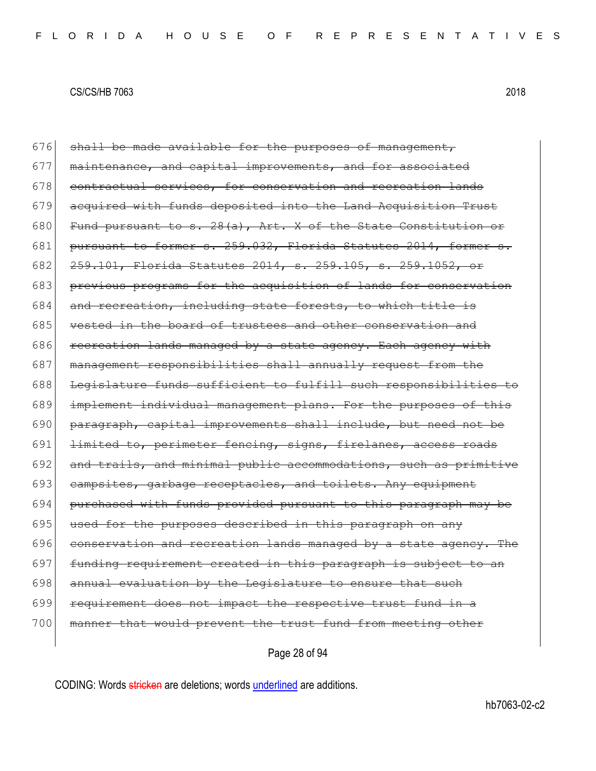676 ~~shall be made available for the purposes of management,~~
677 ~~maintenance, and capital improvements, and for associated~~
678 ~~contractual services, for conservation and recreation lands~~
679 ~~acquired with funds deposited into the Land Acquisition Trust~~
680 ~~Fund pursuant to s. 28(a), Art. X of the State Constitution or~~
681 ~~pursuant to former s. 259.032, Florida Statutes 2014, former s.~~
682 ~~259.101, Florida Statutes 2014, s. 259.105, s. 259.1052, or~~
683 ~~previous programs for the acquisition of lands for conservation~~
684 ~~and recreation, including state forests, to which title is~~
685 ~~vested in the board of trustees and other conservation and~~
686 ~~recreation lands managed by a state agency. Each agency with~~
687 ~~management responsibilities shall annually request from the~~
688 ~~Legislature funds sufficient to fulfill such responsibilities to~~
689 ~~implement individual management plans. For the purposes of this~~
690 ~~paragraph, capital improvements shall include, but need not be~~
691 ~~limited to, perimeter fencing, signs, firelanes, access roads~~
692 ~~and trails, and minimal public accommodations, such as primitive~~
693 ~~campsites, garbage receptacles, and toilets. Any equipment~~
694 ~~purchased with funds provided pursuant to this paragraph may be~~
695 ~~used for the purposes described in this paragraph on any~~
696 ~~conservation and recreation lands managed by a state agency. The~~
697 ~~funding requirement created in this paragraph is subject to an~~
698 ~~annual evaluation by the Legislature to ensure that such~~
699 ~~requirement does not impact the respective trust fund in a~~
700 ~~manner that would prevent the trust fund from meeting other~~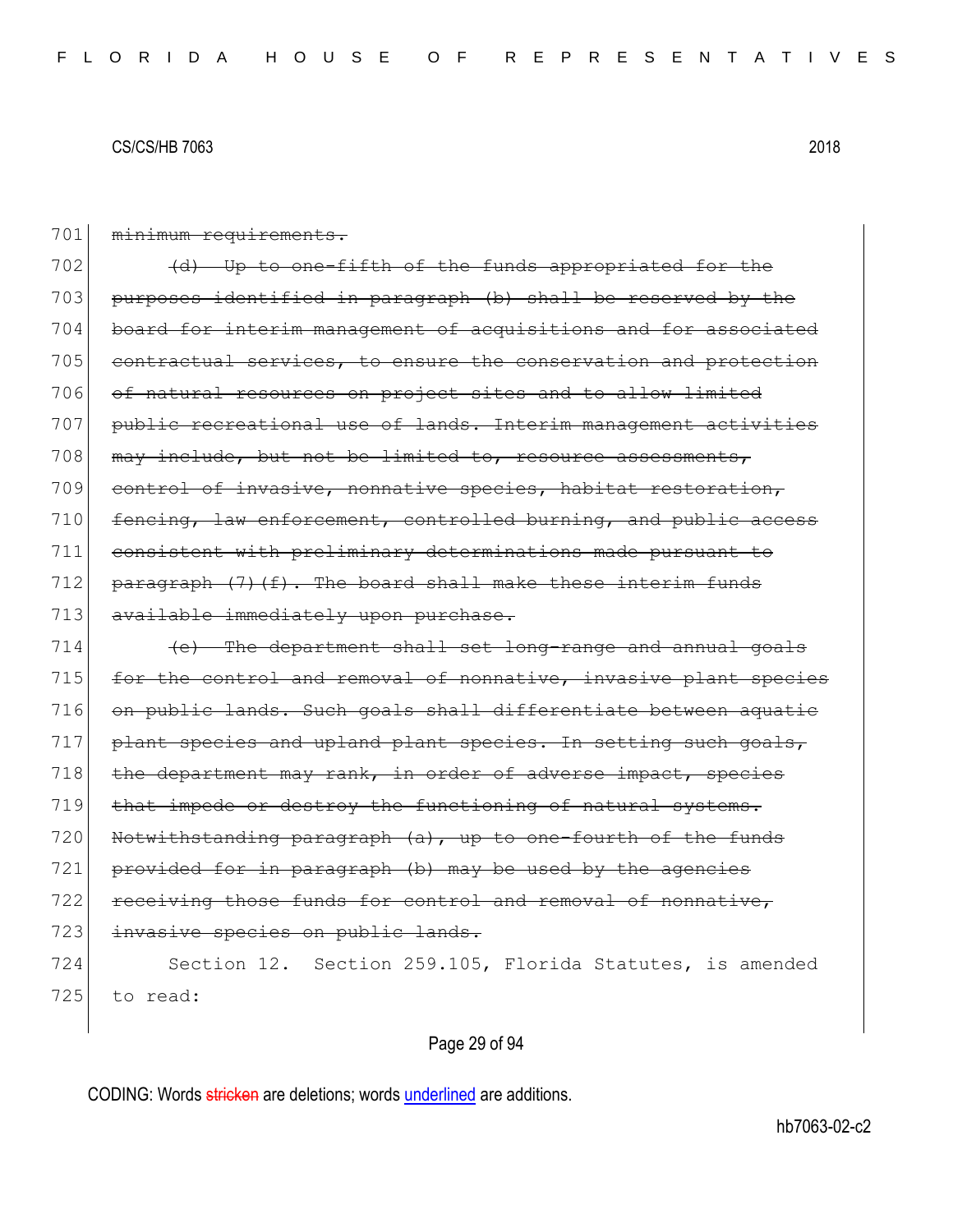701 ~~minimum requirements.~~

702 ~~(d) Up to one-fifth of the funds appropriated for the~~
703 ~~purposes identified in paragraph (b) shall be reserved by the~~
704 ~~board for interim management of acquisitions and for associated~~
705 ~~contractual services, to ensure the conservation and protection~~
706 ~~of natural resources on project sites and to allow limited~~
707 ~~public recreational use of lands. Interim management activities~~
708 ~~may include, but not be limited to, resource assessments,~~
709 ~~control of invasive, nonnative species, habitat restoration,~~
710 ~~fencing, law enforcement, controlled burning, and public access~~
711 ~~consistent with preliminary determinations made pursuant to~~
712 ~~paragraph (7)(f). The board shall make these interim funds~~
713 ~~available immediately upon purchase.~~

714 ~~(e) The department shall set long-range and annual goals~~
715 ~~for the control and removal of nonnative, invasive plant species~~
716 ~~on public lands. Such goals shall differentiate between aquatic~~
717 ~~plant species and upland plant species. In setting such goals,~~
718 ~~the department may rank, in order of adverse impact, species~~
719 ~~that impede or destroy the functioning of natural systems.~~
720 ~~Notwithstanding paragraph (a), up to one-fourth of the funds~~
721 ~~provided for in paragraph (b) may be used by the agencies~~
722 ~~receiving those funds for control and removal of nonnative,~~
723 ~~invasive species on public lands.~~

724 Section 12. Section 259.105, Florida Statutes, is amended
725 to read: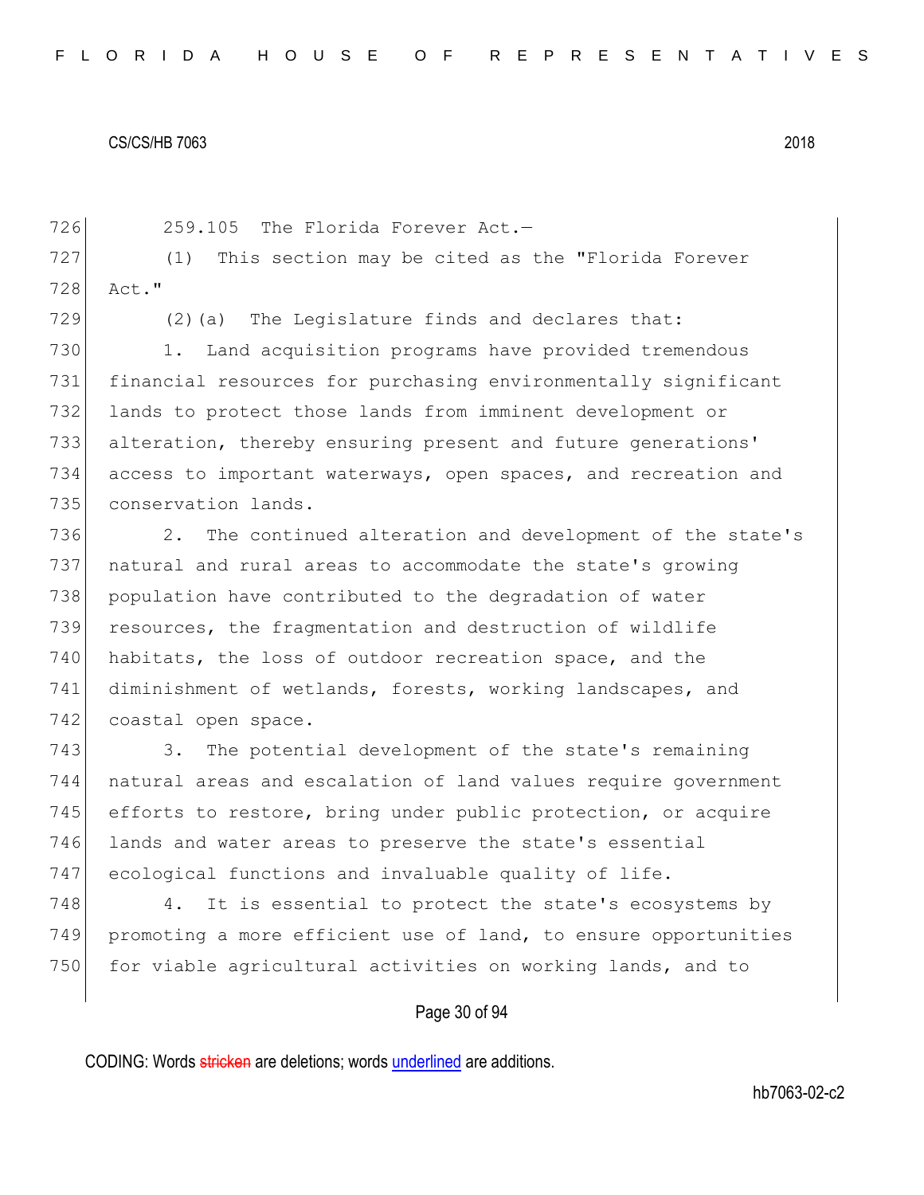259.105 The Florida Forever Act.—

(1) This section may be cited as the "Florida Forever Act."

(2)(a) The Legislature finds and declares that:

1. Land acquisition programs have provided tremendous financial resources for purchasing environmentally significant lands to protect those lands from imminent development or alteration, thereby ensuring present and future generations' access to important waterways, open spaces, and recreation and conservation lands.

2. The continued alteration and development of the state's natural and rural areas to accommodate the state's growing population have contributed to the degradation of water resources, the fragmentation and destruction of wildlife habitats, the loss of outdoor recreation space, and the diminishment of wetlands, forests, working landscapes, and coastal open space.

3. The potential development of the state's remaining natural areas and escalation of land values require government efforts to restore, bring under public protection, or acquire lands and water areas to preserve the state's essential ecological functions and invaluable quality of life.

4. It is essential to protect the state's ecosystems by promoting a more efficient use of land, to ensure opportunities for viable agricultural activities on working lands, and to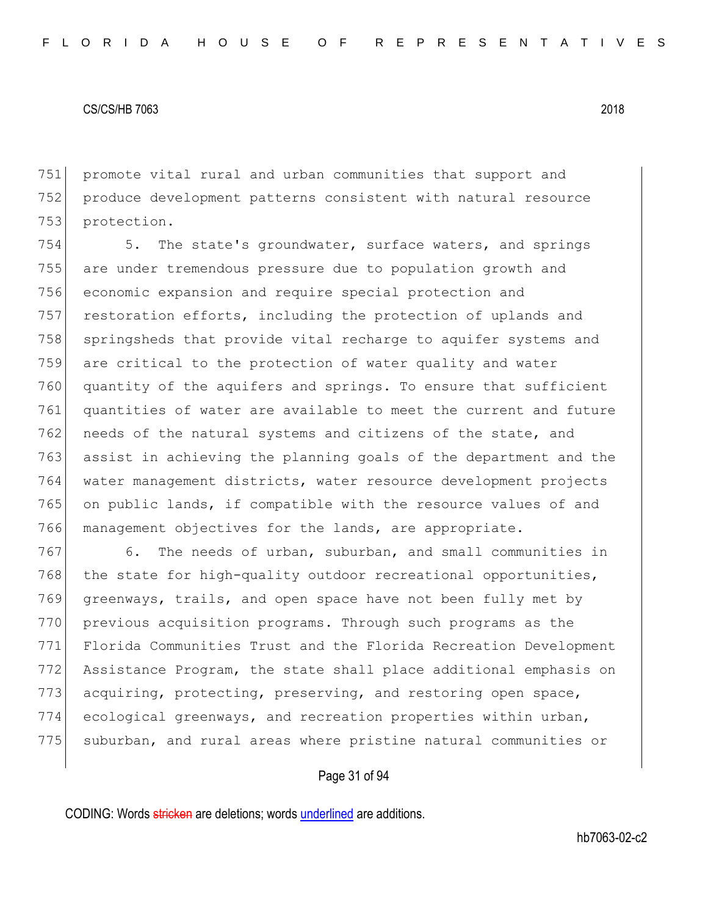promote vital rural and urban communities that support and produce development patterns consistent with natural resource protection.

5. The state's groundwater, surface waters, and springs are under tremendous pressure due to population growth and economic expansion and require special protection and restoration efforts, including the protection of uplands and springsheds that provide vital recharge to aquifer systems and are critical to the protection of water quality and water quantity of the aquifers and springs. To ensure that sufficient quantities of water are available to meet the current and future needs of the natural systems and citizens of the state, and assist in achieving the planning goals of the department and the water management districts, water resource development projects on public lands, if compatible with the resource values of and management objectives for the lands, are appropriate.

6. The needs of urban, suburban, and small communities in the state for high-quality outdoor recreational opportunities, greenways, trails, and open space have not been fully met by previous acquisition programs. Through such programs as the Florida Communities Trust and the Florida Recreation Development Assistance Program, the state shall place additional emphasis on acquiring, protecting, preserving, and restoring open space, ecological greenways, and recreation properties within urban, suburban, and rural areas where pristine natural communities or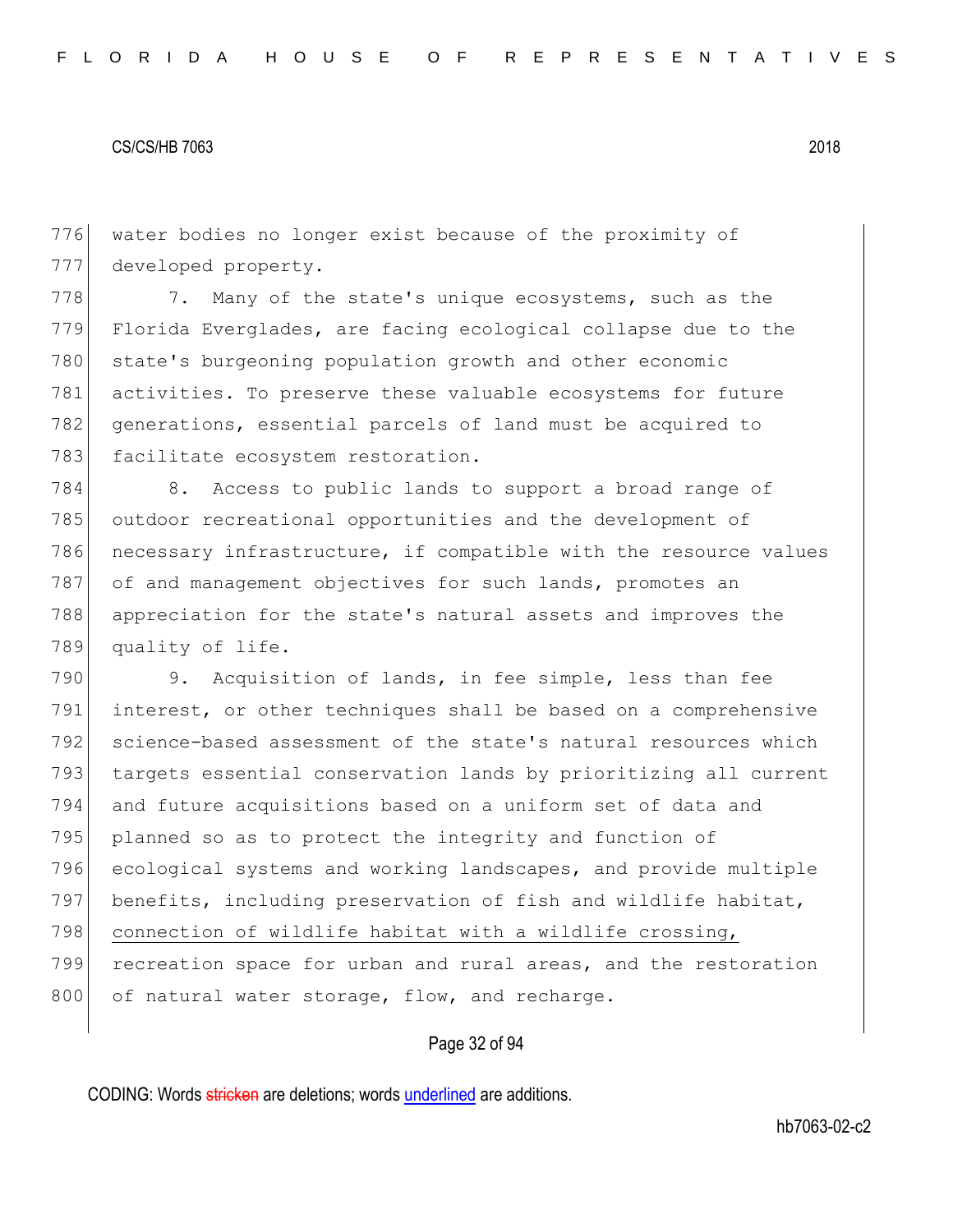water bodies no longer exist because of the proximity of developed property.

7. Many of the state's unique ecosystems, such as the Florida Everglades, are facing ecological collapse due to the state's burgeoning population growth and other economic activities. To preserve these valuable ecosystems for future generations, essential parcels of land must be acquired to facilitate ecosystem restoration.

8. Access to public lands to support a broad range of outdoor recreational opportunities and the development of necessary infrastructure, if compatible with the resource values of and management objectives for such lands, promotes an appreciation for the state's natural assets and improves the quality of life.

9. Acquisition of lands, in fee simple, less than fee interest, or other techniques shall be based on a comprehensive science-based assessment of the state's natural resources which targets essential conservation lands by prioritizing all current and future acquisitions based on a uniform set of data and planned so as to protect the integrity and function of ecological systems and working landscapes, and provide multiple benefits, including preservation of fish and wildlife habitat, <u>connection of wildlife habitat with a wildlife crossing,</u> recreation space for urban and rural areas, and the restoration of natural water storage, flow, and recharge.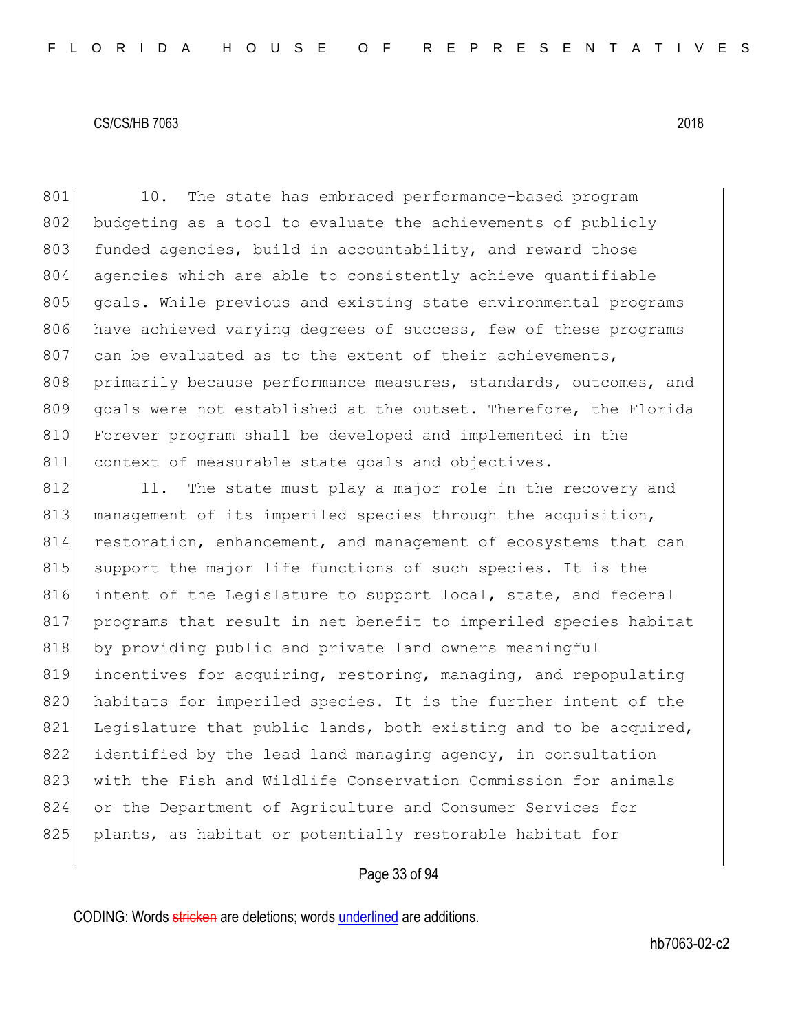10. The state has embraced performance-based program budgeting as a tool to evaluate the achievements of publicly funded agencies, build in accountability, and reward those agencies which are able to consistently achieve quantifiable goals. While previous and existing state environmental programs have achieved varying degrees of success, few of these programs can be evaluated as to the extent of their achievements, primarily because performance measures, standards, outcomes, and goals were not established at the outset. Therefore, the Florida Forever program shall be developed and implemented in the context of measurable state goals and objectives.

11. The state must play a major role in the recovery and management of its imperiled species through the acquisition, restoration, enhancement, and management of ecosystems that can support the major life functions of such species. It is the intent of the Legislature to support local, state, and federal programs that result in net benefit to imperiled species habitat by providing public and private land owners meaningful incentives for acquiring, restoring, managing, and repopulating habitats for imperiled species. It is the further intent of the Legislature that public lands, both existing and to be acquired, identified by the lead land managing agency, in consultation with the Fish and Wildlife Conservation Commission for animals or the Department of Agriculture and Consumer Services for plants, as habitat or potentially restorable habitat for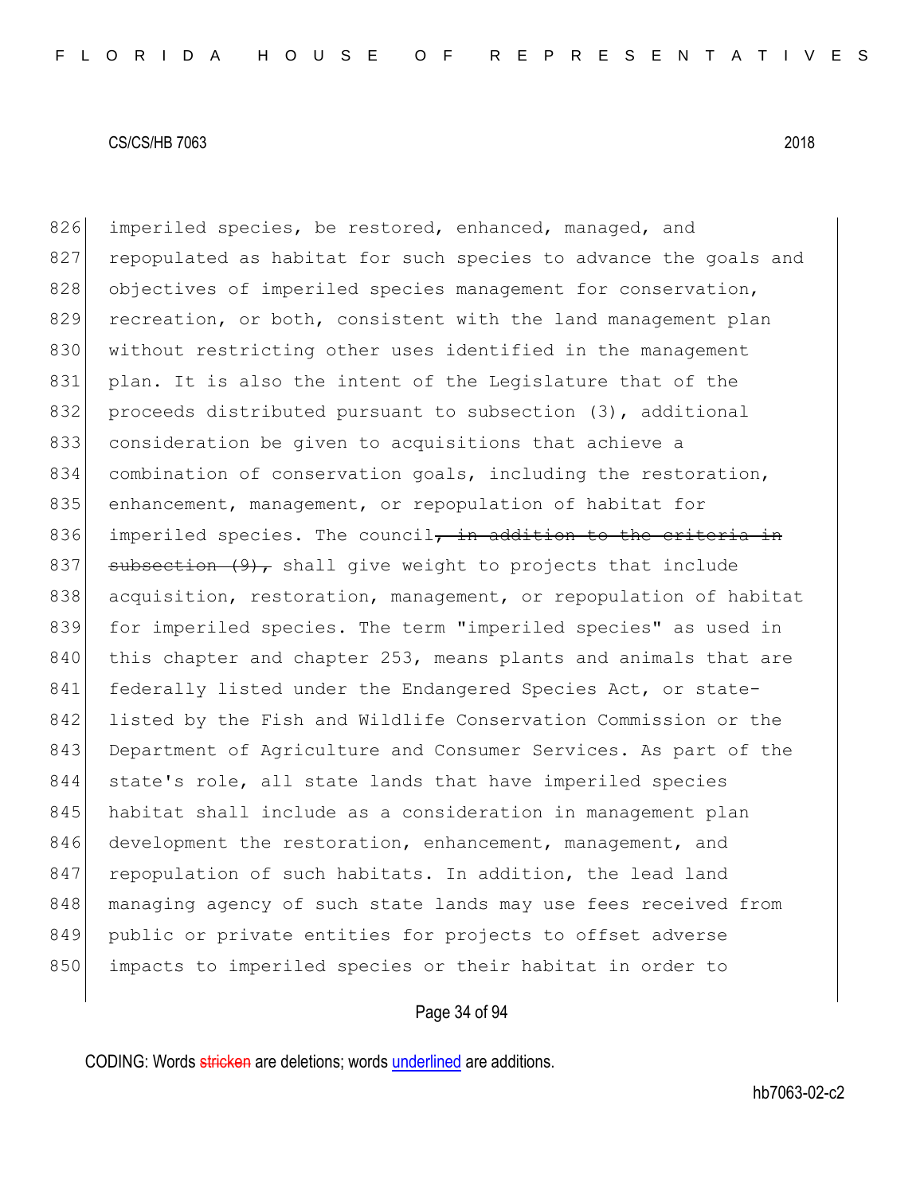826 imperiled species, be restored, enhanced, managed, and
827 repopulated as habitat for such species to advance the goals and
828 objectives of imperiled species management for conservation,
829 recreation, or both, consistent with the land management plan
830 without restricting other uses identified in the management
831 plan. It is also the intent of the Legislature that of the
832 proceeds distributed pursuant to subsection (3), additional
833 consideration be given to acquisitions that achieve a
834 combination of conservation goals, including the restoration,
835 enhancement, management, or repopulation of habitat for
836 imperiled species. The council~~, in addition to the criteria in~~
837 ~~subsection (9),~~ shall give weight to projects that include
838 acquisition, restoration, management, or repopulation of habitat
839 for imperiled species. The term "imperiled species" as used in
840 this chapter and chapter 253, means plants and animals that are
841 federally listed under the Endangered Species Act, or state-
842 listed by the Fish and Wildlife Conservation Commission or the
843 Department of Agriculture and Consumer Services. As part of the
844 state's role, all state lands that have imperiled species
845 habitat shall include as a consideration in management plan
846 development the restoration, enhancement, management, and
847 repopulation of such habitats. In addition, the lead land
848 managing agency of such state lands may use fees received from
849 public or private entities for projects to offset adverse
850 impacts to imperiled species or their habitat in order to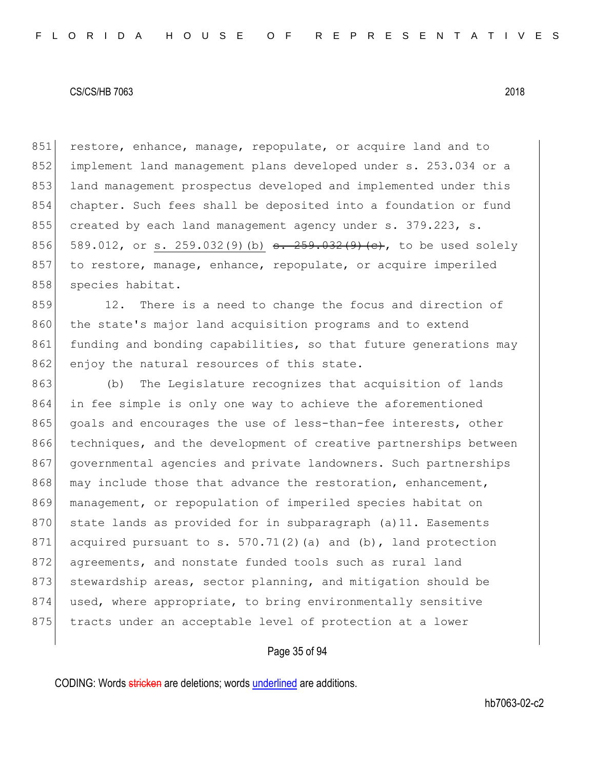851 restore, enhance, manage, repopulate, or acquire land and to
852 implement land management plans developed under s. 253.034 or a
853 land management prospectus developed and implemented under this
854 chapter. Such fees shall be deposited into a foundation or fund
855 created by each land management agency under s. 379.223, s.
856 589.012, or s. 259.032(9)(b) ~~s. 259.032(9)(c)~~, to be used solely
857 to restore, manage, enhance, repopulate, or acquire imperiled
858 species habitat.

859 12. There is a need to change the focus and direction of
860 the state's major land acquisition programs and to extend
861 funding and bonding capabilities, so that future generations may
862 enjoy the natural resources of this state.

863 (b) The Legislature recognizes that acquisition of lands
864 in fee simple is only one way to achieve the aforementioned
865 goals and encourages the use of less-than-fee interests, other
866 techniques, and the development of creative partnerships between
867 governmental agencies and private landowners. Such partnerships
868 may include those that advance the restoration, enhancement,
869 management, or repopulation of imperiled species habitat on
870 state lands as provided for in subparagraph (a)11. Easements
871 acquired pursuant to s. 570.71(2)(a) and (b), land protection
872 agreements, and nonstate funded tools such as rural land
873 stewardship areas, sector planning, and mitigation should be
874 used, where appropriate, to bring environmentally sensitive
875 tracts under an acceptable level of protection at a lower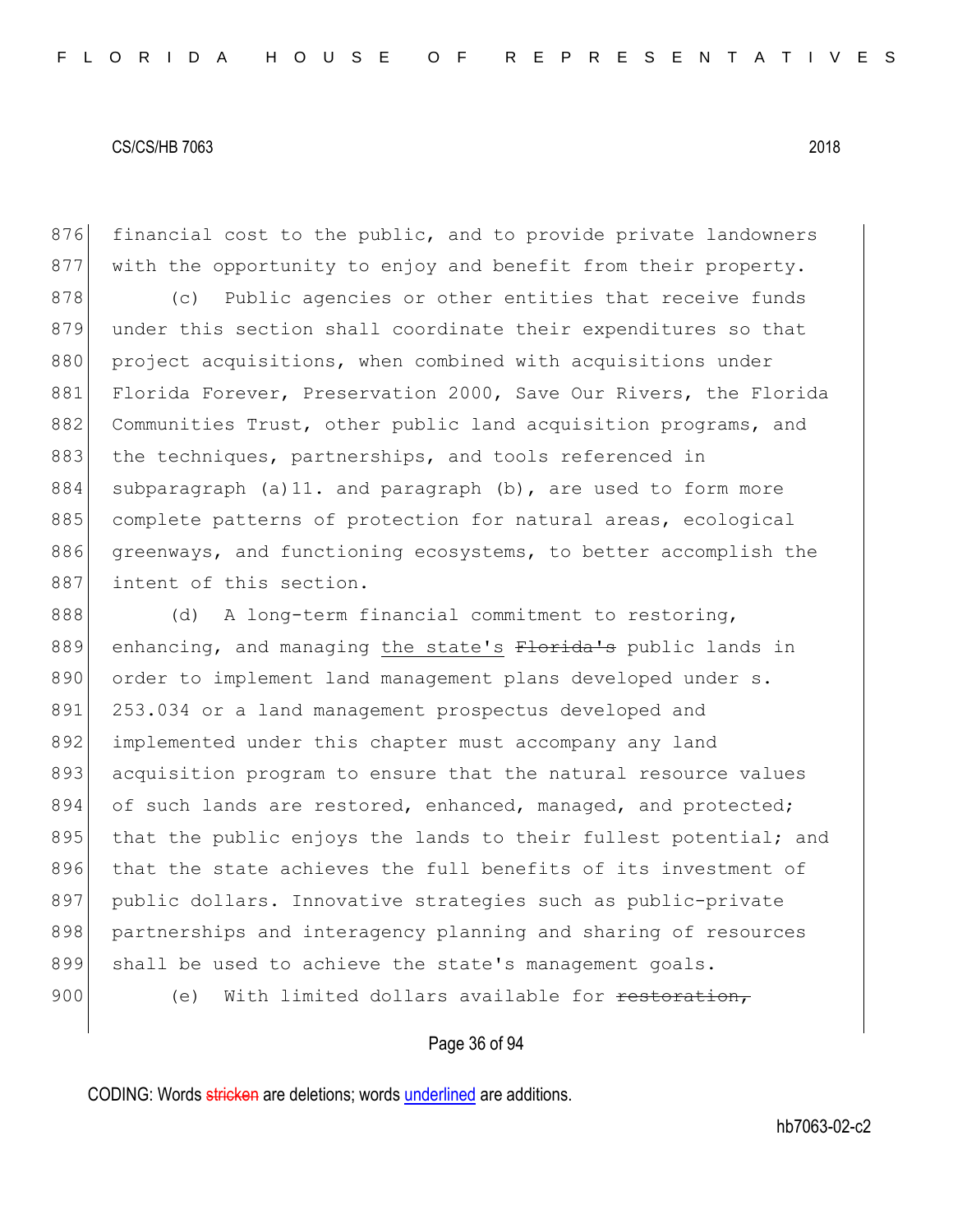financial cost to the public, and to provide private landowners with the opportunity to enjoy and benefit from their property.

(c) Public agencies or other entities that receive funds under this section shall coordinate their expenditures so that project acquisitions, when combined with acquisitions under Florida Forever, Preservation 2000, Save Our Rivers, the Florida Communities Trust, other public land acquisition programs, and the techniques, partnerships, and tools referenced in subparagraph (a)11. and paragraph (b), are used to form more complete patterns of protection for natural areas, ecological greenways, and functioning ecosystems, to better accomplish the intent of this section.

(d) A long-term financial commitment to restoring, enhancing, and managing <u>the state's</u> ~~Florida's~~ public lands in order to implement land management plans developed under s. 253.034 or a land management prospectus developed and implemented under this chapter must accompany any land acquisition program to ensure that the natural resource values of such lands are restored, enhanced, managed, and protected; that the public enjoys the lands to their fullest potential; and that the state achieves the full benefits of its investment of public dollars. Innovative strategies such as public-private partnerships and interagency planning and sharing of resources shall be used to achieve the state's management goals.

(e) With limited dollars available for ~~restoration,~~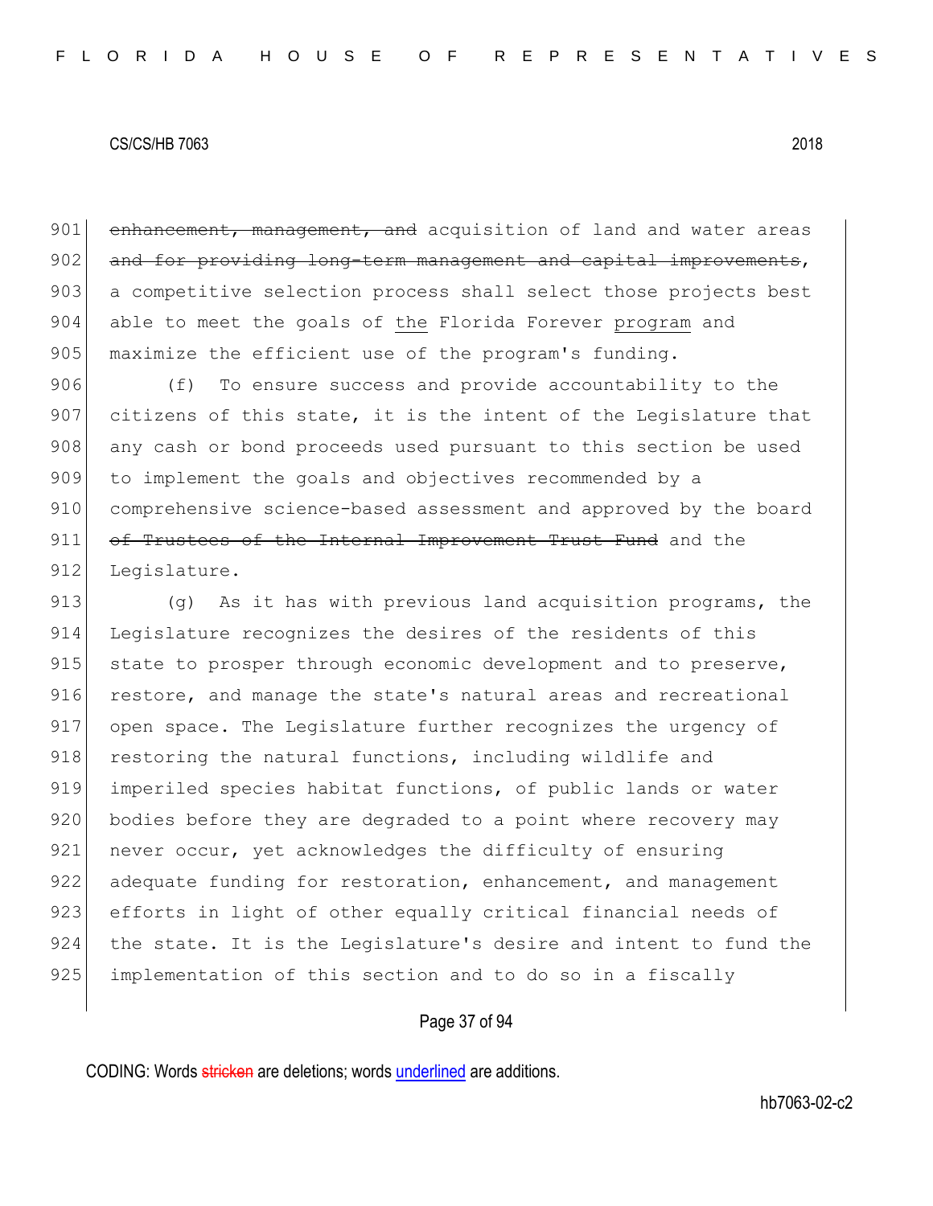~~enhancement, management, and~~ acquisition of land and water areas ~~and for providing long-term management and capital improvements~~, a competitive selection process shall select those projects best able to meet the goals of <u>the</u> Florida Forever <u>program</u> and maximize the efficient use of the program's funding.

(f) To ensure success and provide accountability to the citizens of this state, it is the intent of the Legislature that any cash or bond proceeds used pursuant to this section be used to implement the goals and objectives recommended by a comprehensive science-based assessment and approved by the board ~~of Trustees of the Internal Improvement Trust Fund~~ and the Legislature.

(g) As it has with previous land acquisition programs, the Legislature recognizes the desires of the residents of this state to prosper through economic development and to preserve, restore, and manage the state's natural areas and recreational open space. The Legislature further recognizes the urgency of restoring the natural functions, including wildlife and imperiled species habitat functions, of public lands or water bodies before they are degraded to a point where recovery may never occur, yet acknowledges the difficulty of ensuring adequate funding for restoration, enhancement, and management efforts in light of other equally critical financial needs of the state. It is the Legislature's desire and intent to fund the implementation of this section and to do so in a fiscally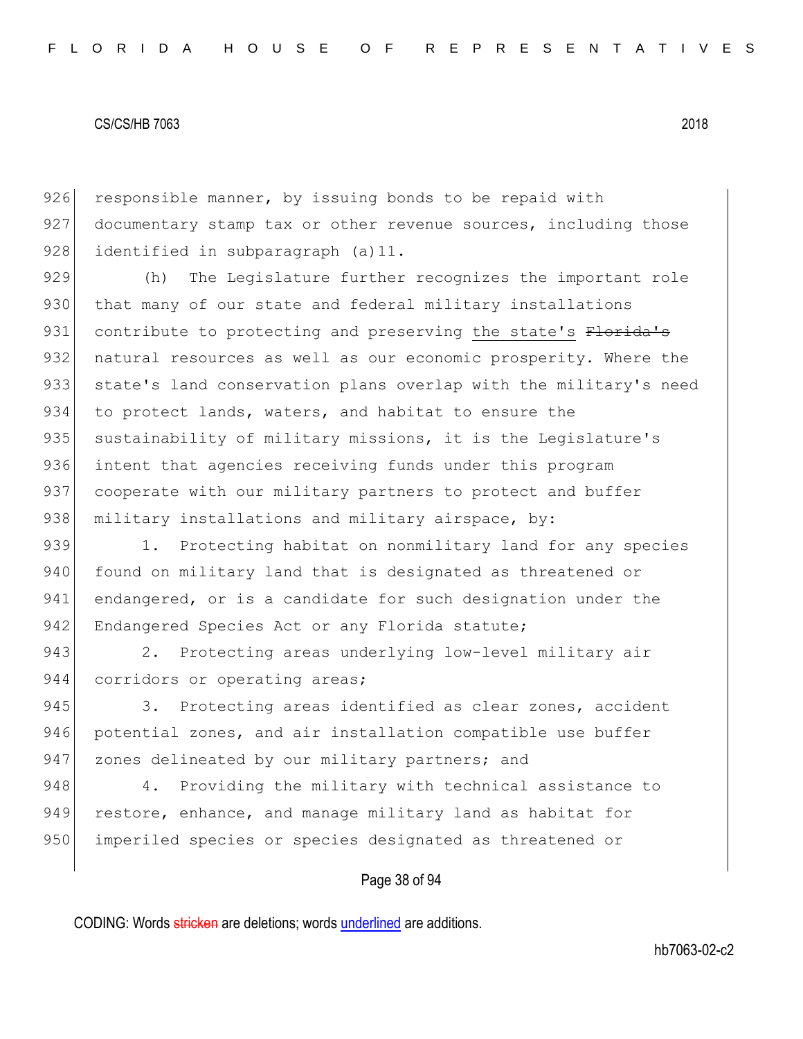responsible manner, by issuing bonds to be repaid with documentary stamp tax or other revenue sources, including those identified in subparagraph (a)11.

(h) The Legislature further recognizes the important role that many of our state and federal military installations contribute to protecting and preserving <u>the state's</u> ~~Florida's~~ natural resources as well as our economic prosperity. Where the state's land conservation plans overlap with the military's need to protect lands, waters, and habitat to ensure the sustainability of military missions, it is the Legislature's intent that agencies receiving funds under this program cooperate with our military partners to protect and buffer military installations and military airspace, by:

1. Protecting habitat on nonmilitary land for any species found on military land that is designated as threatened or endangered, or is a candidate for such designation under the Endangered Species Act or any Florida statute;

2. Protecting areas underlying low-level military air corridors or operating areas;

3. Protecting areas identified as clear zones, accident potential zones, and air installation compatible use buffer zones delineated by our military partners; and

4. Providing the military with technical assistance to restore, enhance, and manage military land as habitat for imperiled species or species designated as threatened or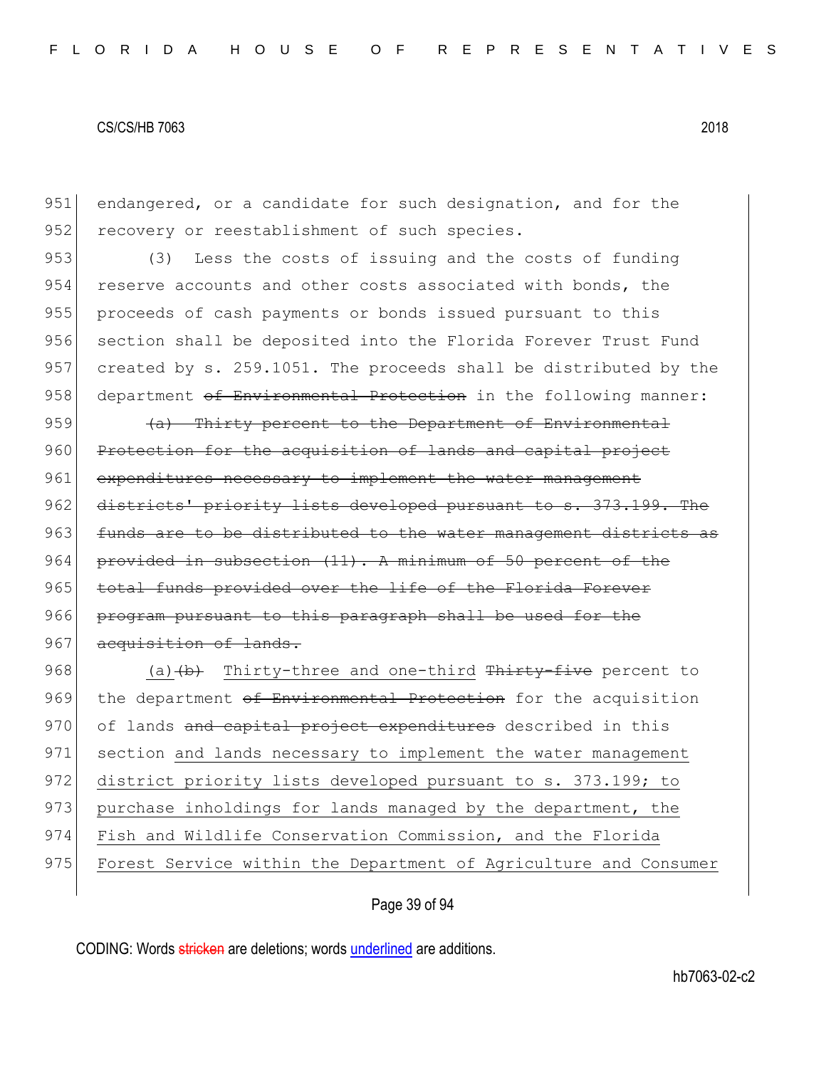951 endangered, or a candidate for such designation, and for the
952 recovery or reestablishment of such species.

953 (3) Less the costs of issuing and the costs of funding
954 reserve accounts and other costs associated with bonds, the
955 proceeds of cash payments or bonds issued pursuant to this
956 section shall be deposited into the Florida Forever Trust Fund
957 created by s. 259.1051. The proceeds shall be distributed by the
958 department ~~of Environmental Protection~~ in the following manner:

959 ~~(a) Thirty percent to the Department of Environmental~~
960 ~~Protection for the acquisition of lands and capital project~~
961 ~~expenditures necessary to implement the water management~~
962 ~~districts' priority lists developed pursuant to s. 373.199. The~~
963 ~~funds are to be distributed to the water management districts as~~
964 ~~provided in subsection (11). A minimum of 50 percent of the~~
965 ~~total funds provided over the life of the Florida Forever~~
966 ~~program pursuant to this paragraph shall be used for the~~
967 ~~acquisition of lands.~~

968 <u>(a)</u>~~(b)~~ <u>Thirty-three and one-third</u> ~~Thirty-five~~ percent to
969 the department ~~of Environmental Protection~~ for the acquisition
970 of lands ~~and capital project expenditures~~ described in this
971 section <u>and lands necessary to implement the water management</u>
972 <u>district priority lists developed pursuant to s. 373.199; to</u>
973 <u>purchase inholdings for lands managed by the department, the</u>
974 <u>Fish and Wildlife Conservation Commission, and the Florida</u>
975 <u>Forest Service within the Department of Agriculture and Consumer</u>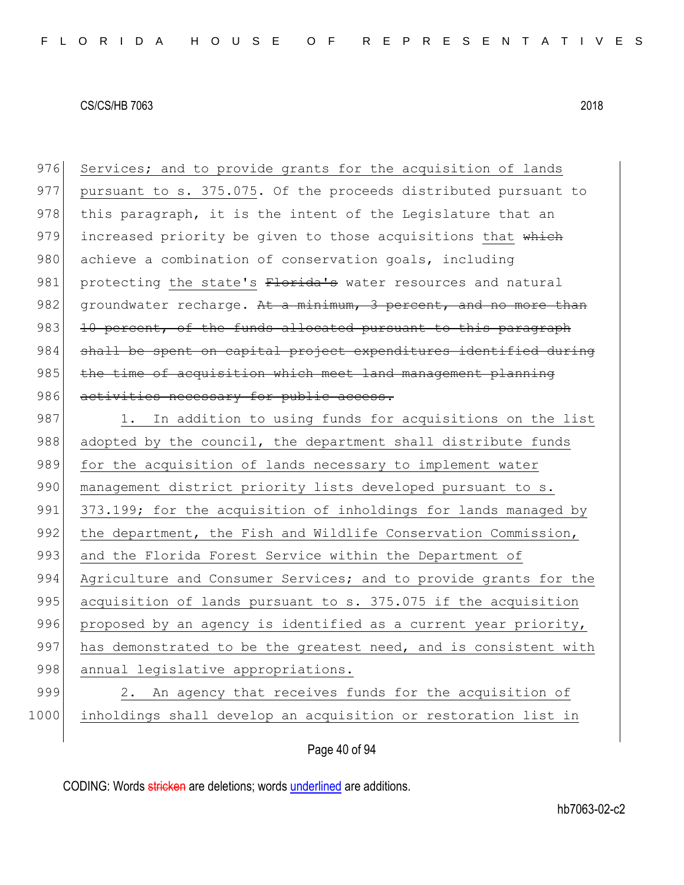976 Services; and to provide grants for the acquisition of lands
977 pursuant to s. 375.075. Of the proceeds distributed pursuant to
978 this paragraph, it is the intent of the Legislature that an
979 increased priority be given to those acquisitions that ~~which~~
980 achieve a combination of conservation goals, including
981 protecting the state's ~~Florida's~~ water resources and natural
982 groundwater recharge. ~~At a minimum, 3 percent, and no more than~~
983 ~~10 percent, of the funds allocated pursuant to this paragraph~~
984 ~~shall be spent on capital project expenditures identified during~~
985 ~~the time of acquisition which meet land management planning~~
986 ~~activities necessary for public access.~~

987 1. In addition to using funds for acquisitions on the list
988 adopted by the council, the department shall distribute funds
989 for the acquisition of lands necessary to implement water
990 management district priority lists developed pursuant to s.
991 373.199; for the acquisition of inholdings for lands managed by
992 the department, the Fish and Wildlife Conservation Commission,
993 and the Florida Forest Service within the Department of
994 Agriculture and Consumer Services; and to provide grants for the
995 acquisition of lands pursuant to s. 375.075 if the acquisition
996 proposed by an agency is identified as a current year priority,
997 has demonstrated to be the greatest need, and is consistent with
998 annual legislative appropriations.

999 2. An agency that receives funds for the acquisition of
1000 inholdings shall develop an acquisition or restoration list in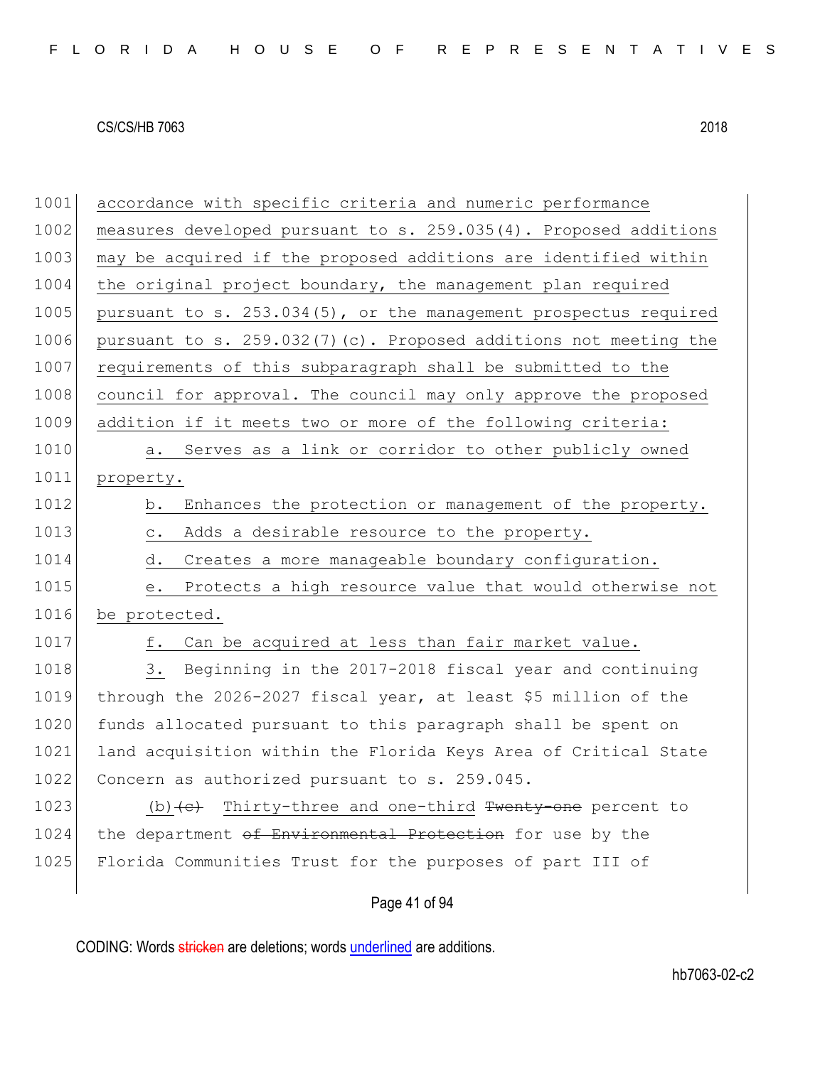accordance with specific criteria and numeric performance measures developed pursuant to s. 259.035(4). Proposed additions may be acquired if the proposed additions are identified within the original project boundary, the management plan required pursuant to s. 253.034(5), or the management prospectus required pursuant to s. 259.032(7)(c). Proposed additions not meeting the requirements of this subparagraph shall be submitted to the council for approval. The council may only approve the proposed addition if it meets two or more of the following criteria:

a. Serves as a link or corridor to other publicly owned property.

b. Enhances the protection or management of the property.

c. Adds a desirable resource to the property.

d. Creates a more manageable boundary configuration.

e. Protects a high resource value that would otherwise not be protected.

f. Can be acquired at less than fair market value.

3. Beginning in the 2017-2018 fiscal year and continuing through the 2026-2027 fiscal year, at least $5 million of the funds allocated pursuant to this paragraph shall be spent on land acquisition within the Florida Keys Area of Critical State Concern as authorized pursuant to s. 259.045.

(b) ~~(c)~~ Thirty-three and one-third ~~Twenty-one~~ percent to the department ~~of Environmental Protection~~ for use by the Florida Communities Trust for the purposes of part III of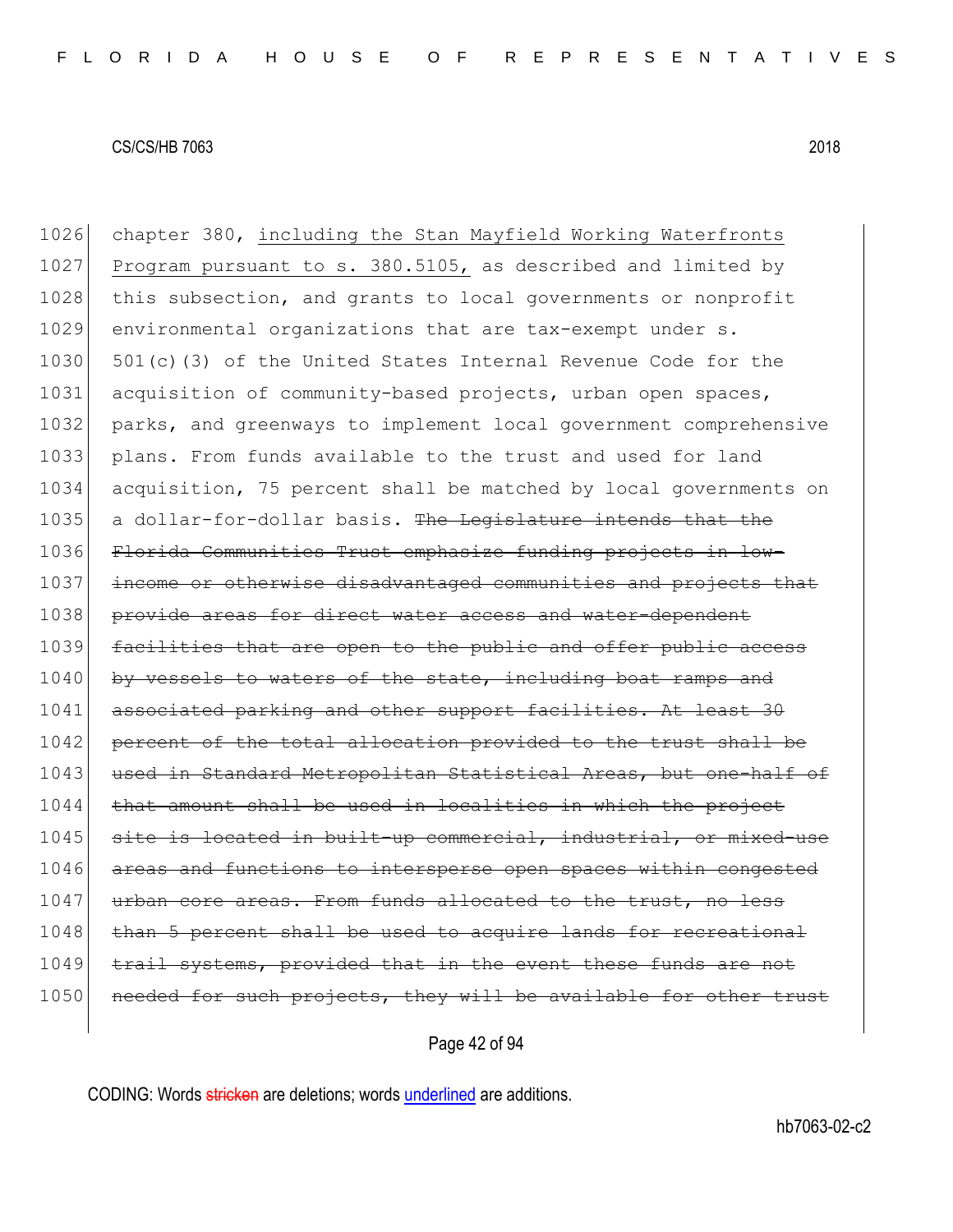1026 chapter 380, <u>including the Stan Mayfield Working Waterfronts</u>
1027 <u>Program pursuant to s. 380.5105,</u> as described and limited by
1028 this subsection, and grants to local governments or nonprofit
1029 environmental organizations that are tax-exempt under s.
1030 501(c)(3) of the United States Internal Revenue Code for the
1031 acquisition of community-based projects, urban open spaces,
1032 parks, and greenways to implement local government comprehensive
1033 plans. From funds available to the trust and used for land
1034 acquisition, 75 percent shall be matched by local governments on
1035 a dollar-for-dollar basis. ~~The Legislature intends that the~~
1036 ~~Florida Communities Trust emphasize funding projects in low-~~
1037 ~~income or otherwise disadvantaged communities and projects that~~
1038 ~~provide areas for direct water access and water-dependent~~
1039 ~~facilities that are open to the public and offer public access~~
1040 ~~by vessels to waters of the state, including boat ramps and~~
1041 ~~associated parking and other support facilities. At least 30~~
1042 ~~percent of the total allocation provided to the trust shall be~~
1043 ~~used in Standard Metropolitan Statistical Areas, but one-half of~~
1044 ~~that amount shall be used in localities in which the project~~
1045 ~~site is located in built-up commercial, industrial, or mixed-use~~
1046 ~~areas and functions to intersperse open spaces within congested~~
1047 ~~urban core areas. From funds allocated to the trust, no less~~
1048 ~~than 5 percent shall be used to acquire lands for recreational~~
1049 ~~trail systems, provided that in the event these funds are not~~
1050 ~~needed for such projects, they will be available for other trust~~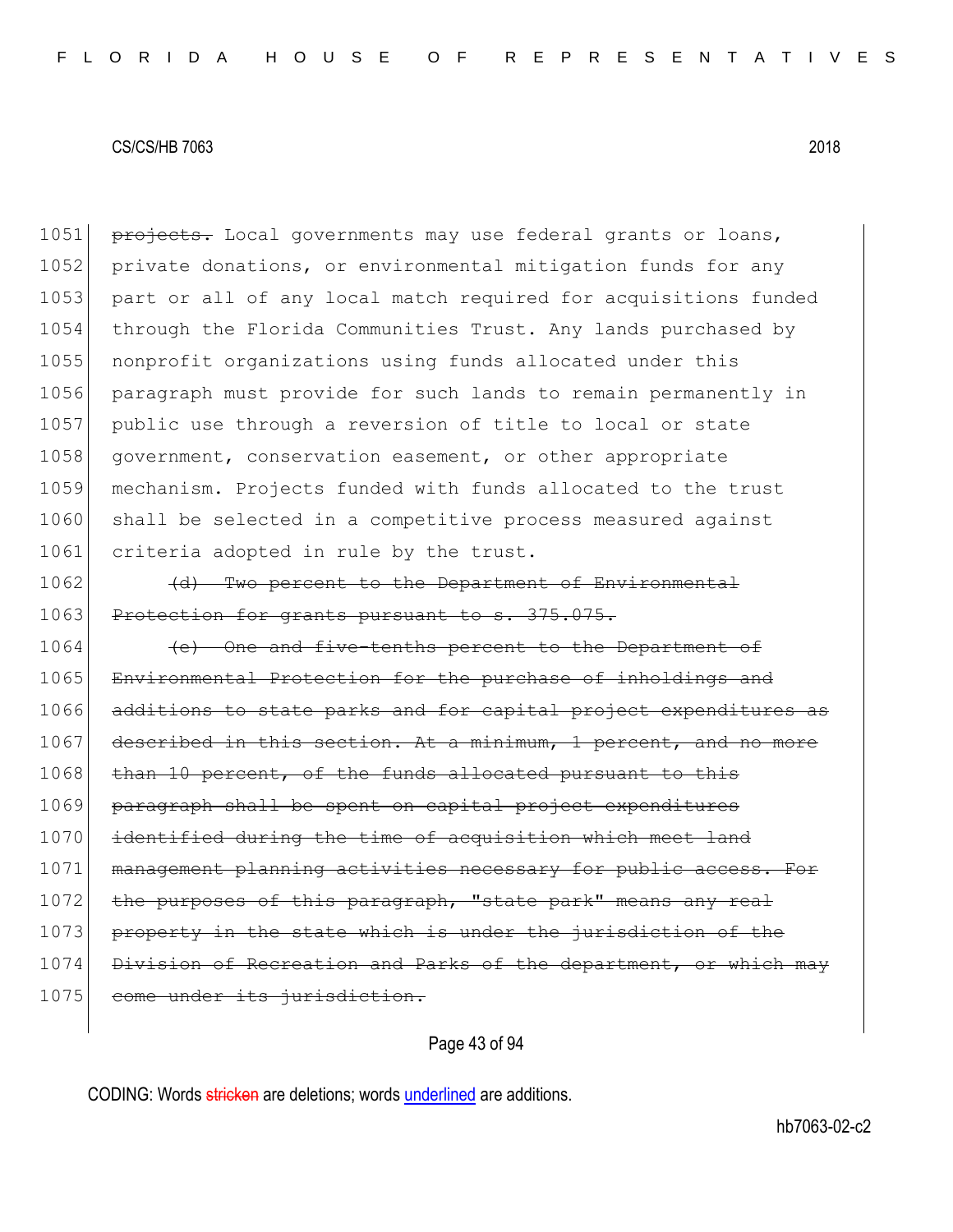1051 ~~projects.~~ Local governments may use federal grants or loans,
1052 private donations, or environmental mitigation funds for any
1053 part or all of any local match required for acquisitions funded
1054 through the Florida Communities Trust. Any lands purchased by
1055 nonprofit organizations using funds allocated under this
1056 paragraph must provide for such lands to remain permanently in
1057 public use through a reversion of title to local or state
1058 government, conservation easement, or other appropriate
1059 mechanism. Projects funded with funds allocated to the trust
1060 shall be selected in a competitive process measured against
1061 criteria adopted in rule by the trust.

1062 ~~(d) Two percent to the Department of Environmental~~
1063 ~~Protection for grants pursuant to s. 375.075.~~

1064 ~~(e) One and five-tenths percent to the Department of~~
1065 ~~Environmental Protection for the purchase of inholdings and~~
1066 ~~additions to state parks and for capital project expenditures as~~
1067 ~~described in this section. At a minimum, 1 percent, and no more~~
1068 ~~than 10 percent, of the funds allocated pursuant to this~~
1069 ~~paragraph shall be spent on capital project expenditures~~
1070 ~~identified during the time of acquisition which meet land~~
1071 ~~management planning activities necessary for public access. For~~
1072 ~~the purposes of this paragraph, "state park" means any real~~
1073 ~~property in the state which is under the jurisdiction of the~~
1074 ~~Division of Recreation and Parks of the department, or which may~~
1075 ~~come under its jurisdiction.~~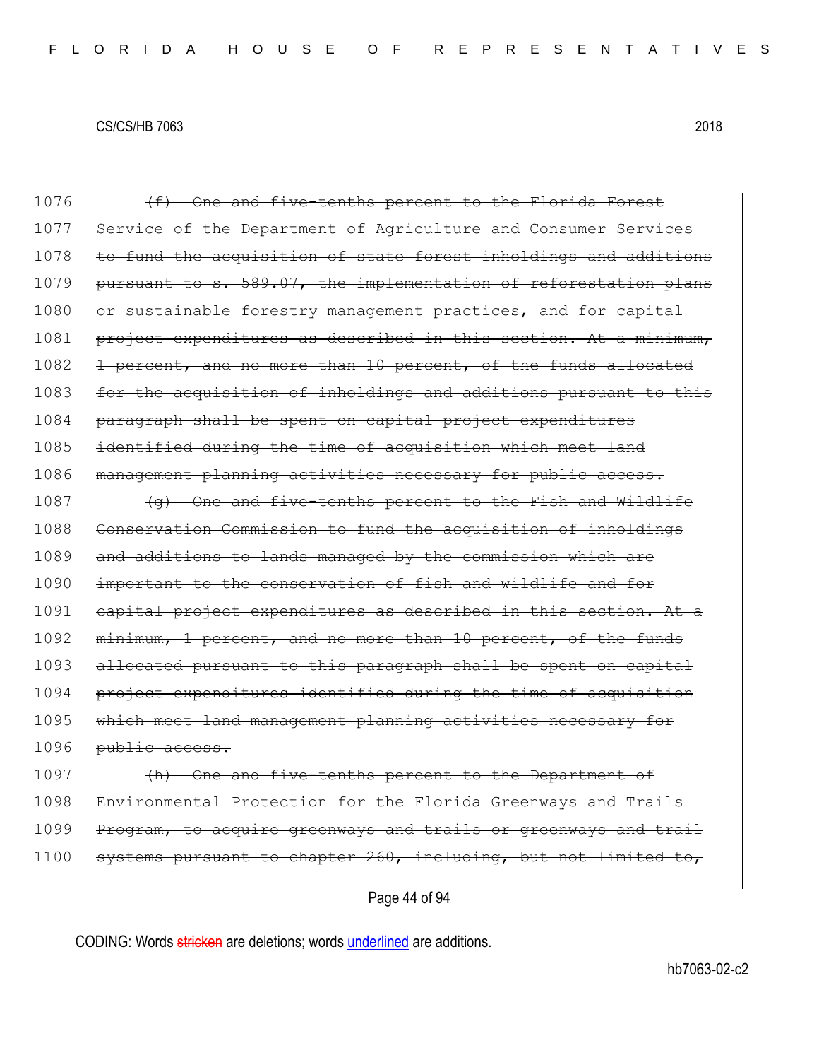1076 ~~(f) One and five-tenths percent to the Florida Forest~~
1077 ~~Service of the Department of Agriculture and Consumer Services~~
1078 ~~to fund the acquisition of state forest inholdings and additions~~
1079 ~~pursuant to s. 589.07, the implementation of reforestation plans~~
1080 ~~or sustainable forestry management practices, and for capital~~
1081 ~~project expenditures as described in this section. At a minimum,~~
1082 ~~1 percent, and no more than 10 percent, of the funds allocated~~
1083 ~~for the acquisition of inholdings and additions pursuant to this~~
1084 ~~paragraph shall be spent on capital project expenditures~~
1085 ~~identified during the time of acquisition which meet land~~
1086 ~~management planning activities necessary for public access.~~
1087 ~~(g) One and five-tenths percent to the Fish and Wildlife~~
1088 ~~Conservation Commission to fund the acquisition of inholdings~~
1089 ~~and additions to lands managed by the commission which are~~
1090 ~~important to the conservation of fish and wildlife and for~~
1091 ~~capital project expenditures as described in this section. At a~~
1092 ~~minimum, 1 percent, and no more than 10 percent, of the funds~~
1093 ~~allocated pursuant to this paragraph shall be spent on capital~~
1094 ~~project expenditures identified during the time of acquisition~~
1095 ~~which meet land management planning activities necessary for~~
1096 ~~public access.~~
1097 ~~(h) One and five-tenths percent to the Department of~~
1098 ~~Environmental Protection for the Florida Greenways and Trails~~
1099 ~~Program, to acquire greenways and trails or greenways and trail~~
1100 ~~systems pursuant to chapter 260, including, but not limited to,~~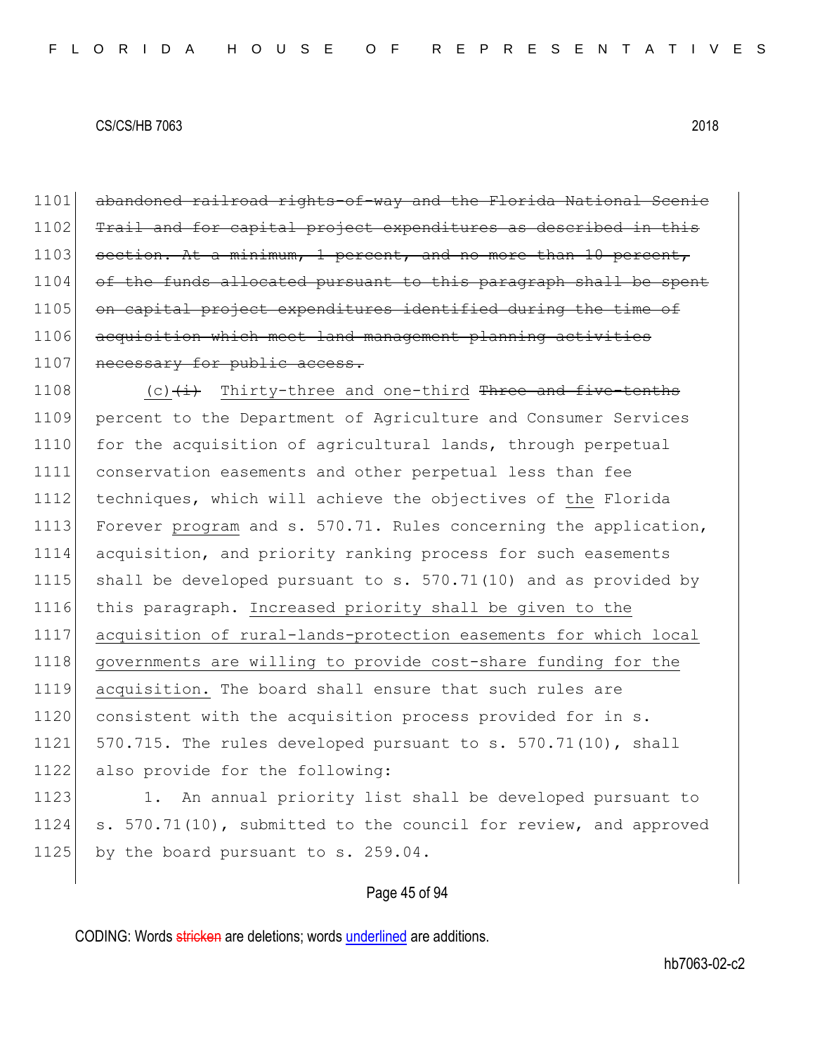1101 ~~abandoned railroad rights-of-way and the Florida National Scenic~~
1102 ~~Trail and for capital project expenditures as described in this~~
1103 ~~section. At a minimum, 1 percent, and no more than 10 percent,~~
1104 ~~of the funds allocated pursuant to this paragraph shall be spent~~
1105 ~~on capital project expenditures identified during the time of~~
1106 ~~acquisition which meet land management planning activities~~
1107 ~~necessary for public access.~~

1108 (c)~~(i)~~ <u>Thirty-three and one-third</u> ~~Three and five-tenths~~
1109 percent to the Department of Agriculture and Consumer Services
1110 for the acquisition of agricultural lands, through perpetual
1111 conservation easements and other perpetual less than fee
1112 techniques, which will achieve the objectives of <u>the</u> Florida
1113 Forever <u>program</u> and s. 570.71. Rules concerning the application,
1114 acquisition, and priority ranking process for such easements
1115 shall be developed pursuant to s. 570.71(10) and as provided by
1116 this paragraph. <u>Increased priority shall be given to the</u>
1117 <u>acquisition of rural-lands-protection easements for which local</u>
1118 <u>governments are willing to provide cost-share funding for the</u>
1119 <u>acquisition.</u> The board shall ensure that such rules are
1120 consistent with the acquisition process provided for in s.
1121 570.715. The rules developed pursuant to s. 570.71(10), shall
1122 also provide for the following:

1123 1. An annual priority list shall be developed pursuant to
1124 s. 570.71(10), submitted to the council for review, and approved
1125 by the board pursuant to s. 259.04.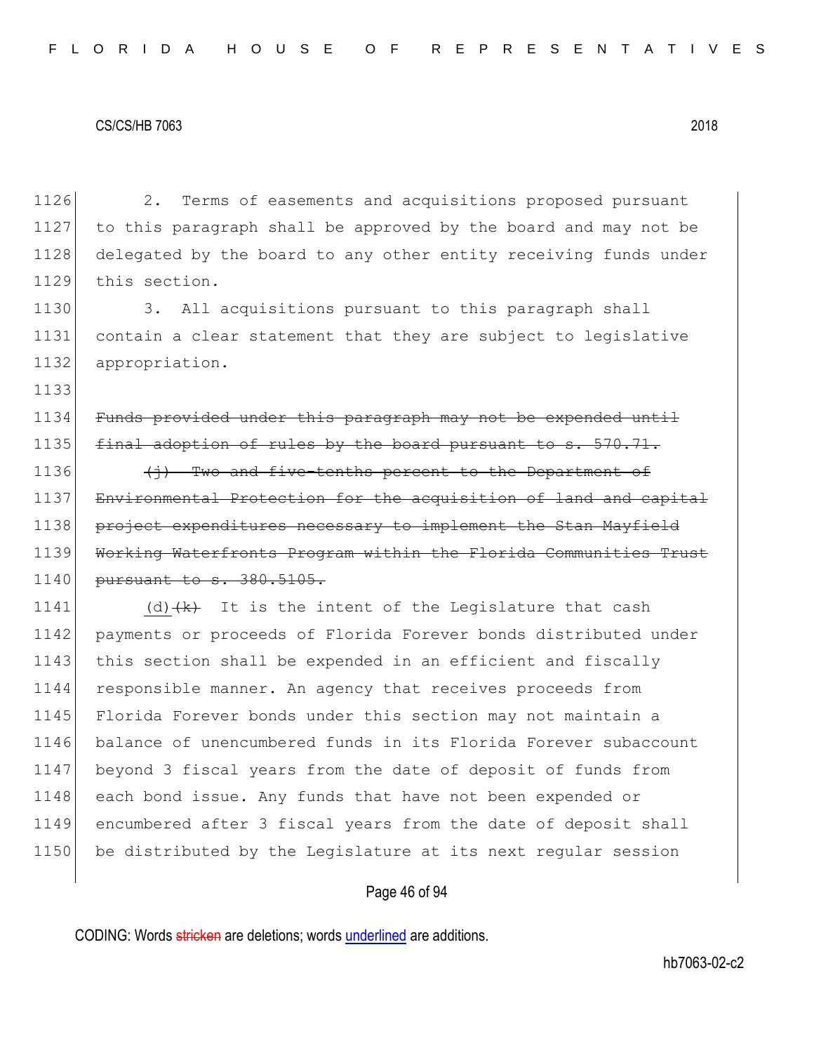2. Terms of easements and acquisitions proposed pursuant to this paragraph shall be approved by the board and may not be delegated by the board to any other entity receiving funds under this section.

3. All acquisitions pursuant to this paragraph shall contain a clear statement that they are subject to legislative appropriation.

~~Funds provided under this paragraph may not be expended until final adoption of rules by the board pursuant to s. 570.71.~~

~~(j) Two and five-tenths percent to the Department of Environmental Protection for the acquisition of land and capital project expenditures necessary to implement the Stan Mayfield Working Waterfronts Program within the Florida Communities Trust pursuant to s. 380.5105.~~

<u>(d)</u>~~(k)~~ It is the intent of the Legislature that cash payments or proceeds of Florida Forever bonds distributed under this section shall be expended in an efficient and fiscally responsible manner. An agency that receives proceeds from Florida Forever bonds under this section may not maintain a balance of unencumbered funds in its Florida Forever subaccount beyond 3 fiscal years from the date of deposit of funds from each bond issue. Any funds that have not been expended or encumbered after 3 fiscal years from the date of deposit shall be distributed by the Legislature at its next regular session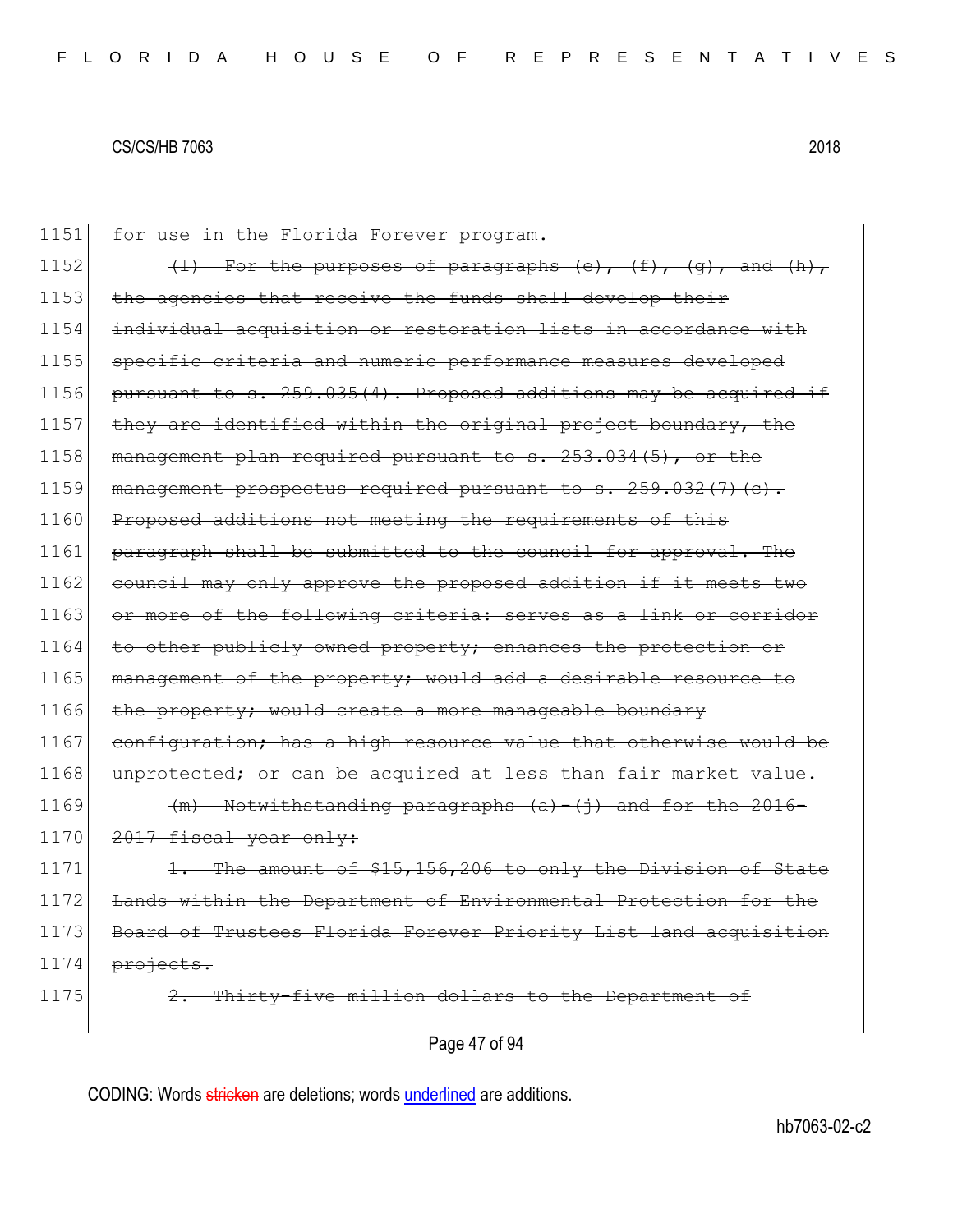1151 for use in the Florida Forever program.

1152 ~~(l) For the purposes of paragraphs (e), (f), (g), and (h),~~

1153 ~~the agencies that receive the funds shall develop their~~

1154 ~~individual acquisition or restoration lists in accordance with~~

1155 ~~specific criteria and numeric performance measures developed~~

1156 ~~pursuant to s. 259.035(4). Proposed additions may be acquired if~~

1157 ~~they are identified within the original project boundary, the~~

1158 ~~management plan required pursuant to s. 253.034(5), or the~~

1159 ~~management prospectus required pursuant to s. 259.032(7)(c).~~

1160 ~~Proposed additions not meeting the requirements of this~~

1161 ~~paragraph shall be submitted to the council for approval. The~~

1162 ~~council may only approve the proposed addition if it meets two~~

1163 ~~or more of the following criteria: serves as a link or corridor~~

1164 ~~to other publicly owned property; enhances the protection or~~

1165 ~~management of the property; would add a desirable resource to~~

1166 ~~the property; would create a more manageable boundary~~

1167 ~~configuration; has a high resource value that otherwise would be~~

1168 ~~unprotected; or can be acquired at less than fair market value.~~

1169 ~~(m) Notwithstanding paragraphs (a)-(j) and for the 2016-~~

1170 ~~2017 fiscal year only:~~

1171 ~~1. The amount of $15,156,206 to only the Division of State~~

1172 ~~Lands within the Department of Environmental Protection for the~~

1173 ~~Board of Trustees Florida Forever Priority List land acquisition~~

1174 ~~projects.~~

1175 ~~2. Thirty-five million dollars to the Department of~~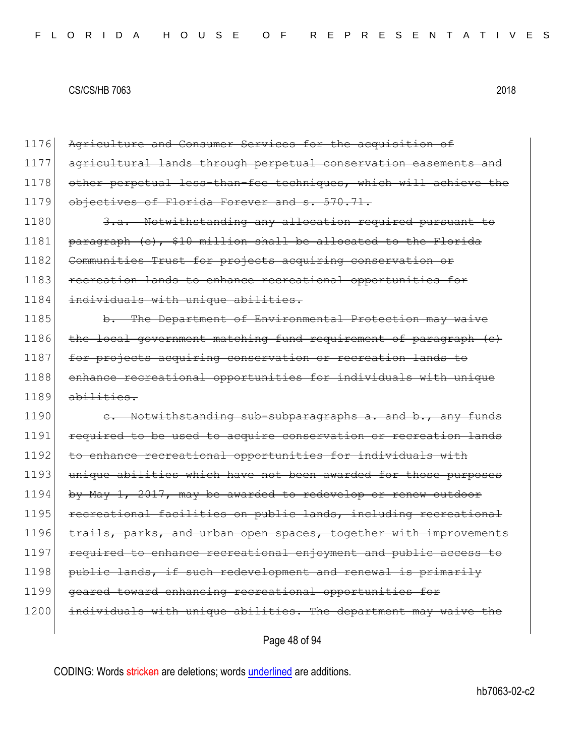1176 ~~Agriculture and Consumer Services for the acquisition of~~
1177 ~~agricultural lands through perpetual conservation easements and~~
1178 ~~other perpetual less-than-fee techniques, which will achieve the~~
1179 ~~objectives of Florida Forever and s. 570.71.~~
1180 ~~3.a. Notwithstanding any allocation required pursuant to~~
1181 ~~paragraph (c), $10 million shall be allocated to the Florida~~
1182 ~~Communities Trust for projects acquiring conservation or~~
1183 ~~recreation lands to enhance recreational opportunities for~~
1184 ~~individuals with unique abilities.~~
1185 ~~b. The Department of Environmental Protection may waive~~
1186 ~~the local government matching fund requirement of paragraph (c)~~
1187 ~~for projects acquiring conservation or recreation lands to~~
1188 ~~enhance recreational opportunities for individuals with unique~~
1189 ~~abilities.~~
1190 ~~c. Notwithstanding sub-subparagraphs a. and b., any funds~~
1191 ~~required to be used to acquire conservation or recreation lands~~
1192 ~~to enhance recreational opportunities for individuals with~~
1193 ~~unique abilities which have not been awarded for those purposes~~
1194 ~~by May 1, 2017, may be awarded to redevelop or renew outdoor~~
1195 ~~recreational facilities on public lands, including recreational~~
1196 ~~trails, parks, and urban open spaces, together with improvements~~
1197 ~~required to enhance recreational enjoyment and public access to~~
1198 ~~public lands, if such redevelopment and renewal is primarily~~
1199 ~~geared toward enhancing recreational opportunities for~~
1200 ~~individuals with unique abilities. The department may waive the~~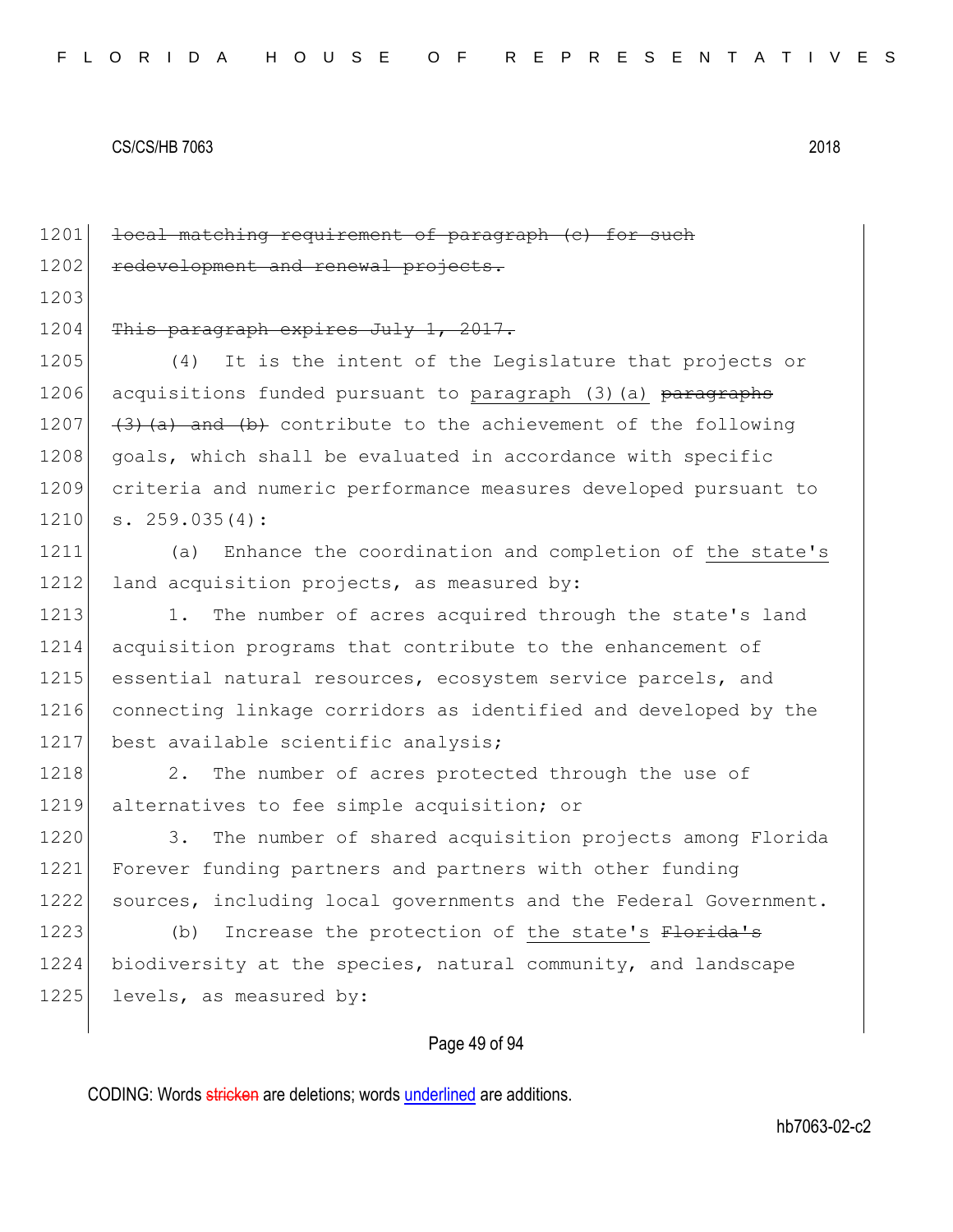1201 ~~local matching requirement of paragraph (c) for such~~
1202 ~~redevelopment and renewal projects.~~
1203
1204 ~~This paragraph expires July 1, 2017.~~
1205 (4) It is the intent of the Legislature that projects or
1206 acquisitions funded pursuant to <u>paragraph (3)(a)</u> ~~paragraphs~~
1207 ~~(3)(a) and (b)~~ contribute to the achievement of the following
1208 goals, which shall be evaluated in accordance with specific
1209 criteria and numeric performance measures developed pursuant to
1210 s. 259.035(4):
1211 (a) Enhance the coordination and completion of <u>the state's</u>
1212 land acquisition projects, as measured by:
1213 1. The number of acres acquired through the state's land
1214 acquisition programs that contribute to the enhancement of
1215 essential natural resources, ecosystem service parcels, and
1216 connecting linkage corridors as identified and developed by the
1217 best available scientific analysis;
1218 2. The number of acres protected through the use of
1219 alternatives to fee simple acquisition; or
1220 3. The number of shared acquisition projects among Florida
1221 Forever funding partners and partners with other funding
1222 sources, including local governments and the Federal Government.
1223 (b) Increase the protection of <u>the state's</u> ~~Florida's~~
1224 biodiversity at the species, natural community, and landscape
1225 levels, as measured by: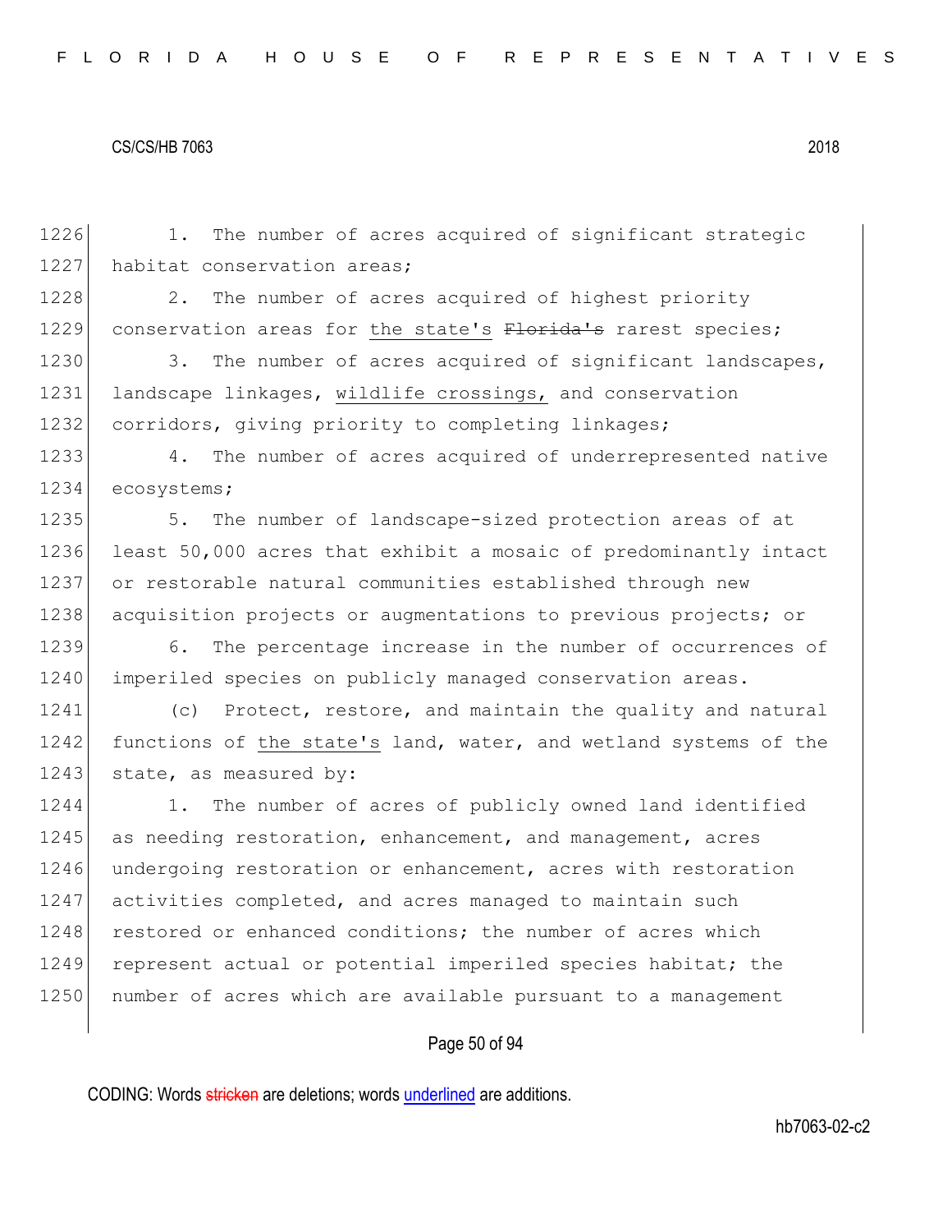1. The number of acres acquired of significant strategic habitat conservation areas;

2. The number of acres acquired of highest priority conservation areas for <u>the state's</u> ~~Florida's~~ rarest species;

3. The number of acres acquired of significant landscapes, landscape linkages, <u>wildlife crossings,</u> and conservation corridors, giving priority to completing linkages;

4. The number of acres acquired of underrepresented native ecosystems;

5. The number of landscape-sized protection areas of at least 50,000 acres that exhibit a mosaic of predominantly intact or restorable natural communities established through new acquisition projects or augmentations to previous projects; or

6. The percentage increase in the number of occurrences of imperiled species on publicly managed conservation areas.

(c) Protect, restore, and maintain the quality and natural functions of <u>the state's</u> land, water, and wetland systems of the state, as measured by:

1. The number of acres of publicly owned land identified as needing restoration, enhancement, and management, acres undergoing restoration or enhancement, acres with restoration activities completed, and acres managed to maintain such restored or enhanced conditions; the number of acres which represent actual or potential imperiled species habitat; the number of acres which are available pursuant to a management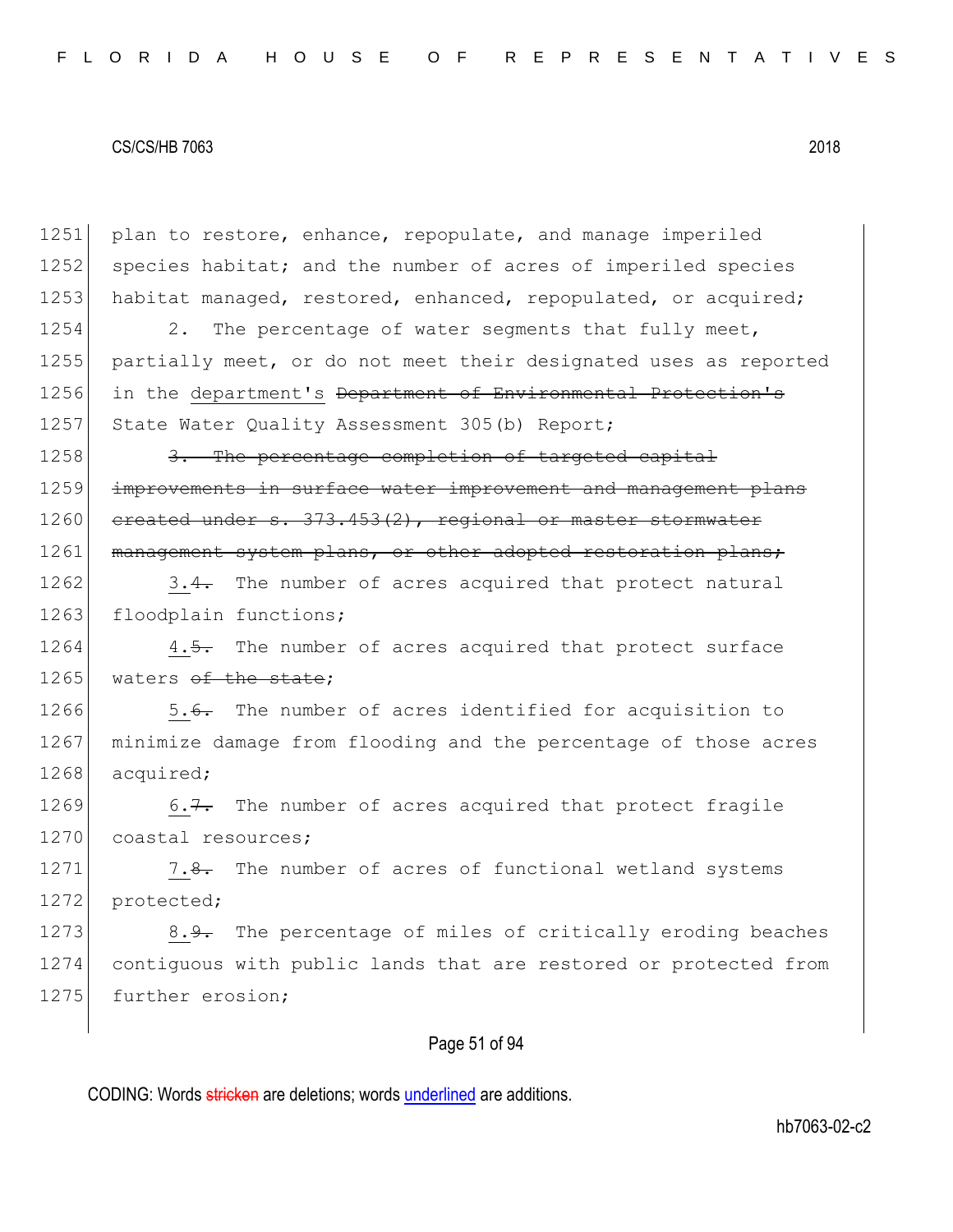1251 plan to restore, enhance, repopulate, and manage imperiled
1252 species habitat; and the number of acres of imperiled species
1253 habitat managed, restored, enhanced, repopulated, or acquired;

1254 2. The percentage of water segments that fully meet,
1255 partially meet, or do not meet their designated uses as reported
1256 in the department's ~~Department of Environmental Protection's~~
1257 State Water Quality Assessment 305(b) Report;

1258 ~~3. The percentage completion of targeted capital~~
1259 ~~improvements in surface water improvement and management plans~~
1260 ~~created under s. 373.453(2), regional or master stormwater~~
1261 ~~management system plans, or other adopted restoration plans;~~

1262 3.~~4.~~ The number of acres acquired that protect natural
1263 floodplain functions;

1264 4.~~5.~~ The number of acres acquired that protect surface
1265 waters ~~of the state~~;

1266 5.~~6.~~ The number of acres identified for acquisition to
1267 minimize damage from flooding and the percentage of those acres
1268 acquired;

1269 6.~~7.~~ The number of acres acquired that protect fragile
1270 coastal resources;

1271 7.~~8.~~ The number of acres of functional wetland systems
1272 protected;

1273 8.~~9.~~ The percentage of miles of critically eroding beaches
1274 contiguous with public lands that are restored or protected from
1275 further erosion;

CODING: Words ~~stricken~~ are deletions; words underlined are additions.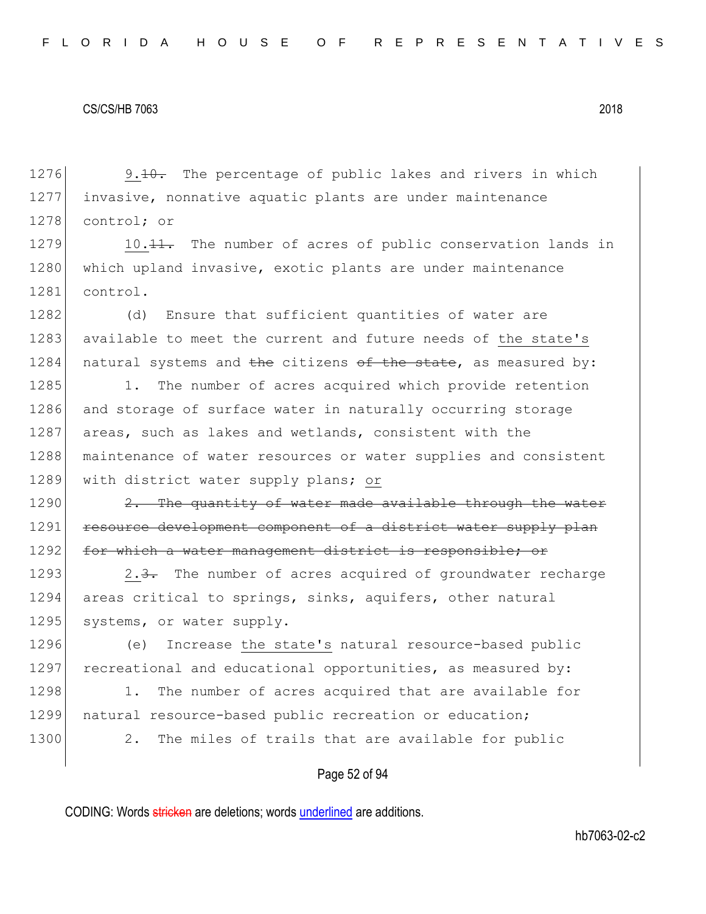1276 9.~~10.~~ The percentage of public lakes and rivers in which
1277 invasive, nonnative aquatic plants are under maintenance
1278 control; or

1279 10.~~11.~~ The number of acres of public conservation lands in
1280 which upland invasive, exotic plants are under maintenance
1281 control.

1282 (d) Ensure that sufficient quantities of water are
1283 available to meet the current and future needs of <u>the state's</u>
1284 natural systems and ~~the~~ citizens ~~of the state~~, as measured by:

1285 1. The number of acres acquired which provide retention
1286 and storage of surface water in naturally occurring storage
1287 areas, such as lakes and wetlands, consistent with the
1288 maintenance of water resources or water supplies and consistent
1289 with district water supply plans; <u>or</u>

1290 ~~2. The quantity of water made available through the water~~
1291 ~~resource development component of a district water supply plan~~
1292 ~~for which a water management district is responsible; or~~

1293 <u>2.</u>~~3.~~ The number of acres acquired of groundwater recharge
1294 areas critical to springs, sinks, aquifers, other natural
1295 systems, or water supply.

1296 (e) Increase <u>the state's</u> natural resource-based public
1297 recreational and educational opportunities, as measured by:

1298 1. The number of acres acquired that are available for
1299 natural resource-based public recreation or education;

1300 2. The miles of trails that are available for public

CODING: Words ~~stricken~~ are deletions; words <u>underlined</u> are additions.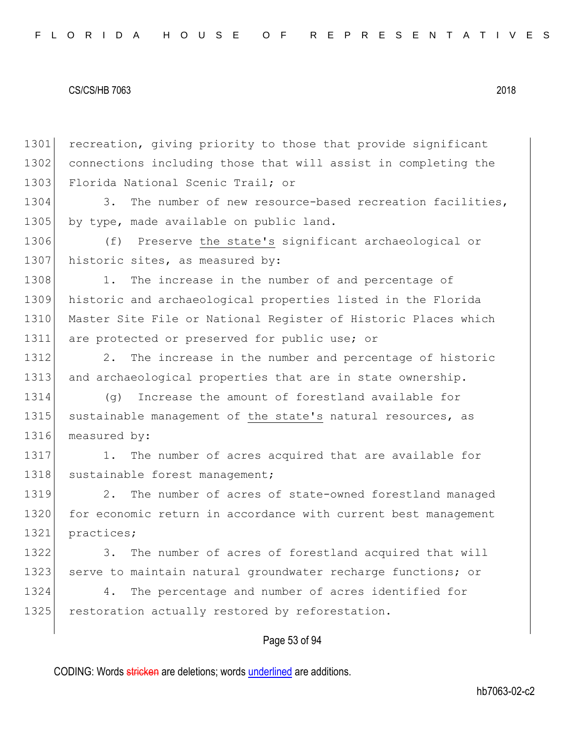recreation, giving priority to those that provide significant connections including those that will assist in completing the Florida National Scenic Trail; or

3. The number of new resource-based recreation facilities, by type, made available on public land.

(f) Preserve <u>the state's</u> significant archaeological or historic sites, as measured by:

1. The increase in the number of and percentage of historic and archaeological properties listed in the Florida Master Site File or National Register of Historic Places which are protected or preserved for public use; or

2. The increase in the number and percentage of historic and archaeological properties that are in state ownership.

(g) Increase the amount of forestland available for sustainable management of <u>the state's</u> natural resources, as measured by:

1. The number of acres acquired that are available for sustainable forest management;

2. The number of acres of state-owned forestland managed for economic return in accordance with current best management practices;

3. The number of acres of forestland acquired that will serve to maintain natural groundwater recharge functions; or

4. The percentage and number of acres identified for restoration actually restored by reforestation.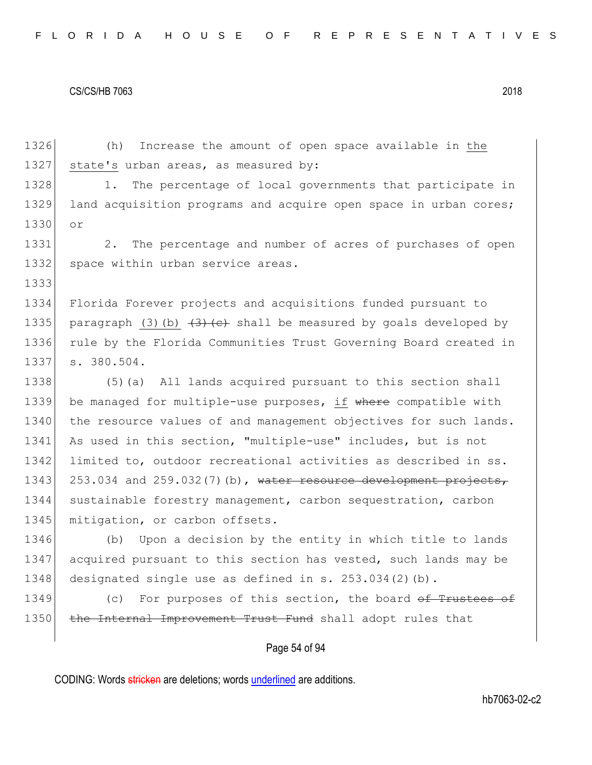(h) Increase the amount of open space available in <u>the state's</u> urban areas, as measured by:

1. The percentage of local governments that participate in land acquisition programs and acquire open space in urban cores; or

2. The percentage and number of acres of purchases of open space within urban service areas.

Florida Forever projects and acquisitions funded pursuant to paragraph <u>(3)(b)</u> ~~(3)(c)~~ shall be measured by goals developed by rule by the Florida Communities Trust Governing Board created in s. 380.504.

(5)(a) All lands acquired pursuant to this section shall be managed for multiple-use purposes, <u>if</u> ~~where~~ compatible with the resource values of and management objectives for such lands. As used in this section, "multiple-use" includes, but is not limited to, outdoor recreational activities as described in ss. 253.034 and 259.032(7)(b), ~~water resource development projects,~~ sustainable forestry management, carbon sequestration, carbon mitigation, or carbon offsets.

(b) Upon a decision by the entity in which title to lands acquired pursuant to this section has vested, such lands may be designated single use as defined in s. 253.034(2)(b).

(c) For purposes of this section, the board ~~of Trustees of the Internal Improvement Trust Fund~~ shall adopt rules that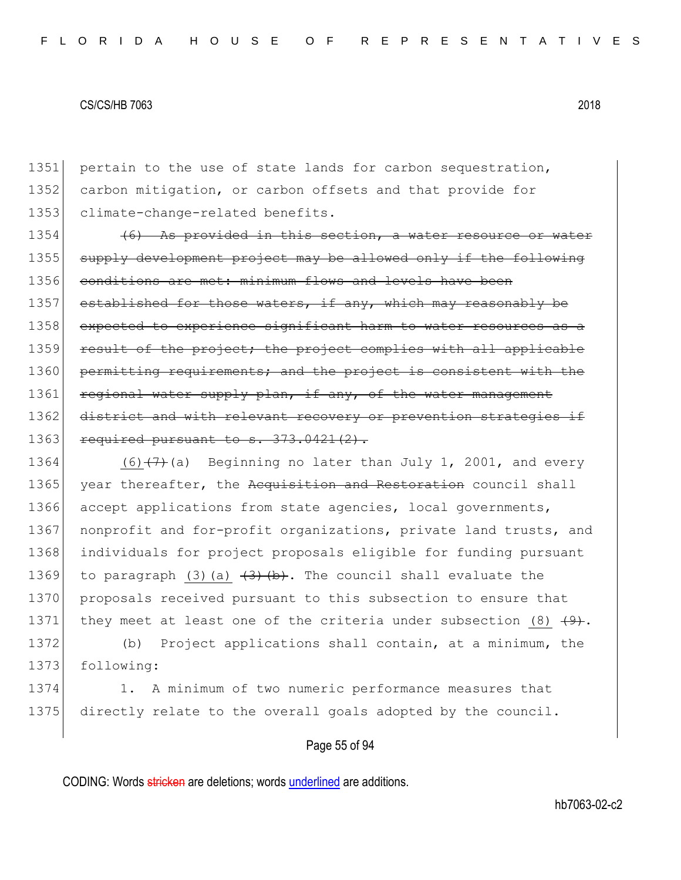1351 pertain to the use of state lands for carbon sequestration,
1352 carbon mitigation, or carbon offsets and that provide for
1353 climate-change-related benefits.

1354 ~~(6) As provided in this section, a water resource or water~~
1355 ~~supply development project may be allowed only if the following~~
1356 ~~conditions are met: minimum flows and levels have been~~
1357 ~~established for those waters, if any, which may reasonably be~~
1358 ~~expected to experience significant harm to water resources as a~~
1359 ~~result of the project; the project complies with all applicable~~
1360 ~~permitting requirements; and the project is consistent with the~~
1361 ~~regional water supply plan, if any, of the water management~~
1362 ~~district and with relevant recovery or prevention strategies if~~
1363 ~~required pursuant to s. 373.0421(2).~~

1364 <u>(6)</u>~~(7)~~(a) Beginning no later than July 1, 2001, and every
1365 year thereafter, the ~~Acquisition and Restoration~~ council shall
1366 accept applications from state agencies, local governments,
1367 nonprofit and for-profit organizations, private land trusts, and
1368 individuals for project proposals eligible for funding pursuant
1369 to paragraph <u>(3)(a)</u> ~~(3)(b)~~. The council shall evaluate the
1370 proposals received pursuant to this subsection to ensure that
1371 they meet at least one of the criteria under subsection <u>(8)</u> ~~(9)~~.

1372 (b) Project applications shall contain, at a minimum, the
1373 following:

1374 1. A minimum of two numeric performance measures that
1375 directly relate to the overall goals adopted by the council.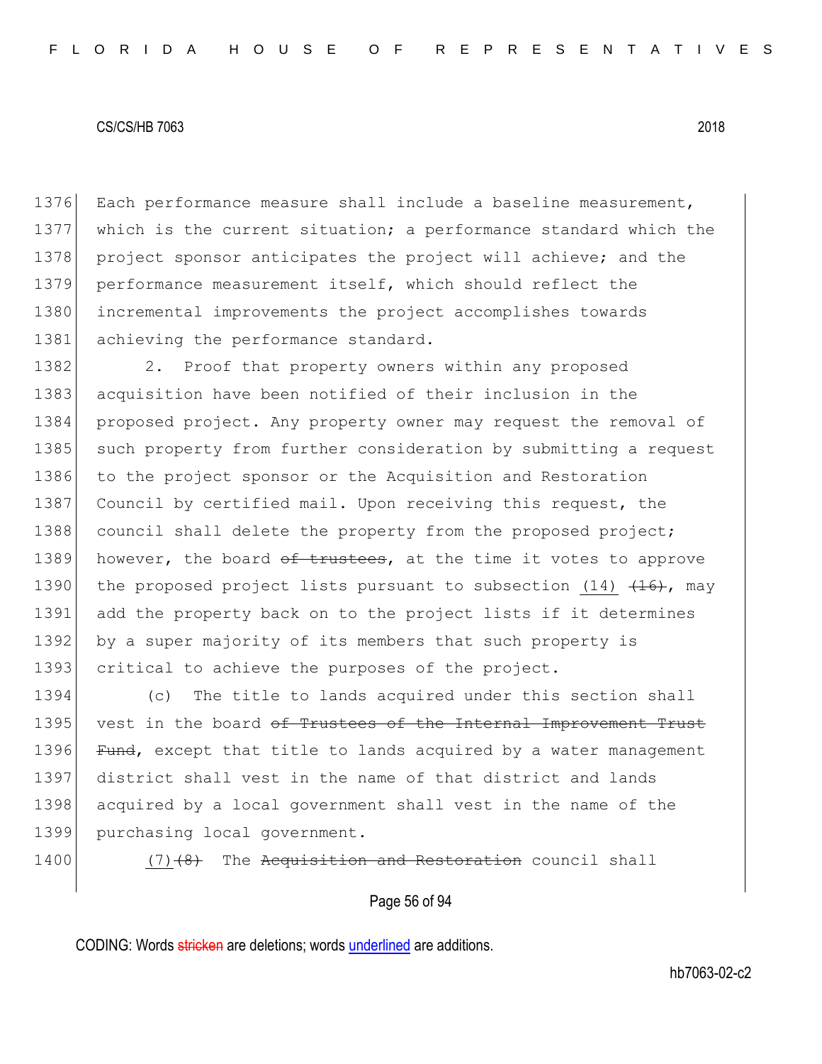Each performance measure shall include a baseline measurement, which is the current situation; a performance standard which the project sponsor anticipates the project will achieve; and the performance measurement itself, which should reflect the incremental improvements the project accomplishes towards achieving the performance standard.

2. Proof that property owners within any proposed acquisition have been notified of their inclusion in the proposed project. Any property owner may request the removal of such property from further consideration by submitting a request to the project sponsor or the Acquisition and Restoration Council by certified mail. Upon receiving this request, the council shall delete the property from the proposed project; however, the board ~~of trustees~~, at the time it votes to approve the proposed project lists pursuant to subsection <u>(14)</u> ~~(16)~~, may add the property back on to the project lists if it determines by a super majority of its members that such property is critical to achieve the purposes of the project.

(c) The title to lands acquired under this section shall vest in the board ~~of Trustees of the Internal Improvement Trust Fund~~, except that title to lands acquired by a water management district shall vest in the name of that district and lands acquired by a local government shall vest in the name of the purchasing local government.

<u>(7)</u>~~(8)~~ The ~~Acquisition and Restoration~~ council shall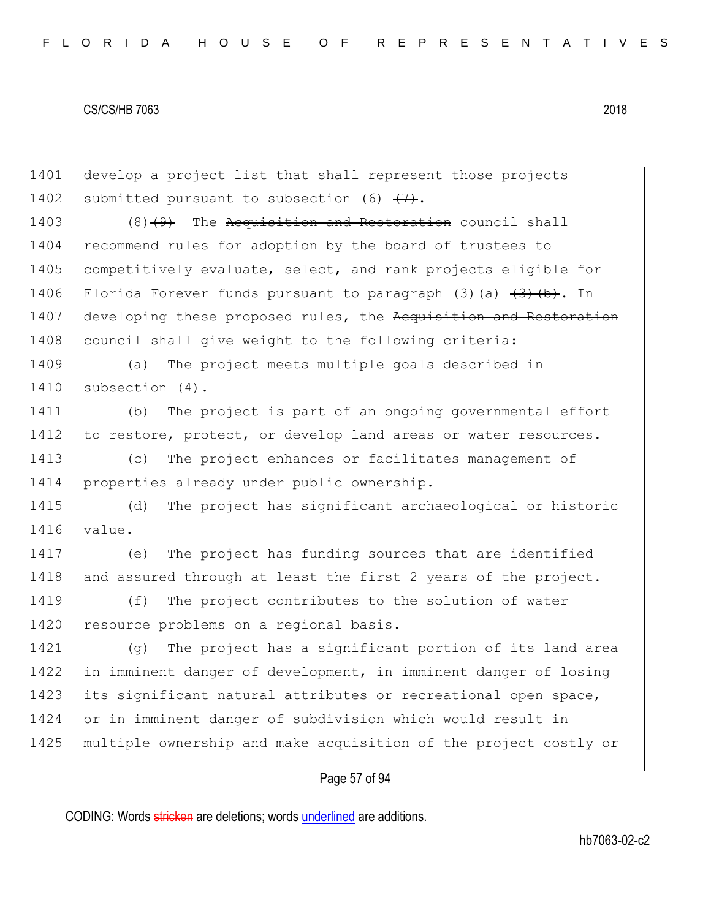develop a project list that shall represent those projects submitted pursuant to subsection <u>(6)</u> ~~(7)~~.

<u>(8)</u>~~(9)~~ The ~~Acquisition and Restoration~~ council shall recommend rules for adoption by the board of trustees to competitively evaluate, select, and rank projects eligible for Florida Forever funds pursuant to paragraph <u>(3)(a)</u> ~~(3)(b)~~. In developing these proposed rules, the ~~Acquisition and Restoration~~ council shall give weight to the following criteria:

(a) The project meets multiple goals described in subsection (4).

(b) The project is part of an ongoing governmental effort to restore, protect, or develop land areas or water resources.

(c) The project enhances or facilitates management of properties already under public ownership.

(d) The project has significant archaeological or historic value.

(e) The project has funding sources that are identified and assured through at least the first 2 years of the project.

(f) The project contributes to the solution of water resource problems on a regional basis.

(g) The project has a significant portion of its land area in imminent danger of development, in imminent danger of losing its significant natural attributes or recreational open space, or in imminent danger of subdivision which would result in multiple ownership and make acquisition of the project costly or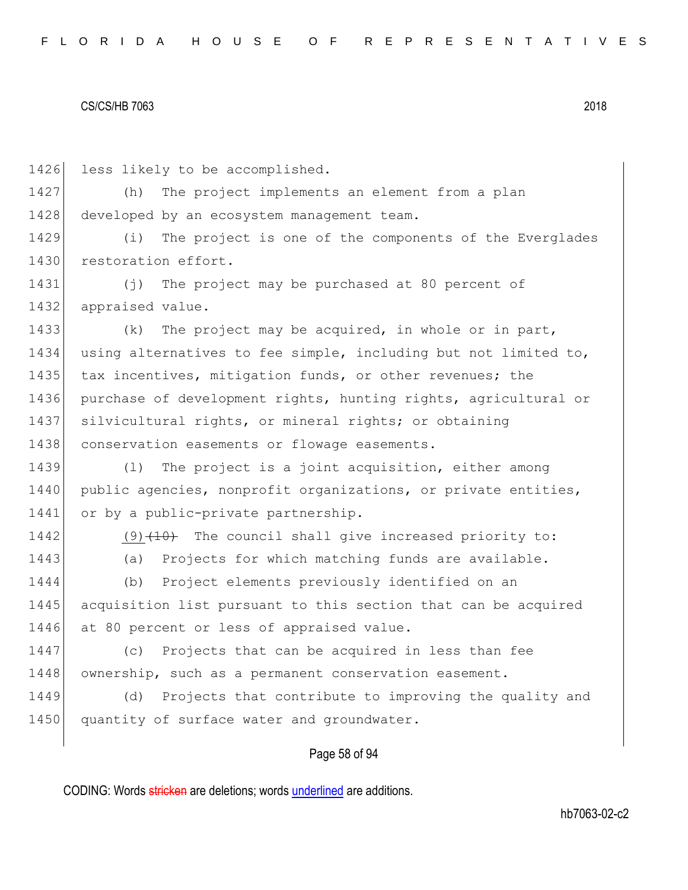less likely to be accomplished.

(h) The project implements an element from a plan developed by an ecosystem management team.

(i) The project is one of the components of the Everglades restoration effort.

(j) The project may be purchased at 80 percent of appraised value.

(k) The project may be acquired, in whole or in part, using alternatives to fee simple, including but not limited to, tax incentives, mitigation funds, or other revenues; the purchase of development rights, hunting rights, agricultural or silvicultural rights, or mineral rights; or obtaining conservation easements or flowage easements.

(l) The project is a joint acquisition, either among public agencies, nonprofit organizations, or private entities, or by a public-private partnership.

(9) ~~(10)~~ The council shall give increased priority to:

(a) Projects for which matching funds are available.

(b) Project elements previously identified on an acquisition list pursuant to this section that can be acquired at 80 percent or less of appraised value.

(c) Projects that can be acquired in less than fee ownership, such as a permanent conservation easement.

(d) Projects that contribute to improving the quality and quantity of surface water and groundwater.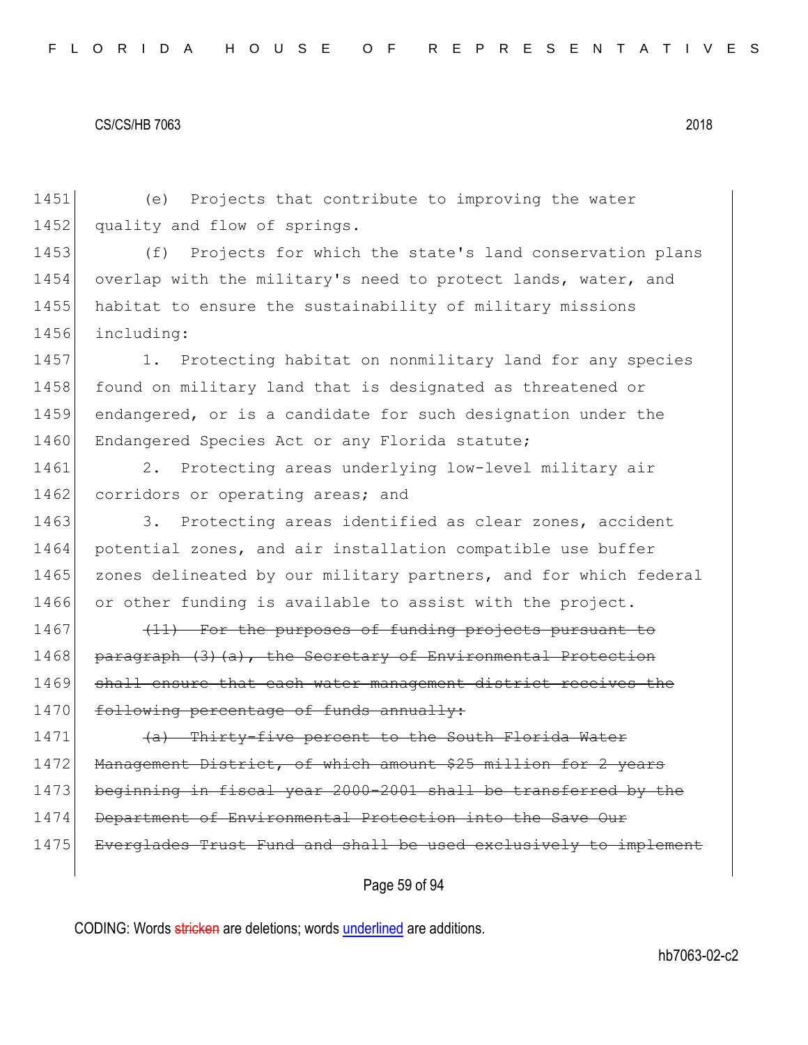(e) Projects that contribute to improving the water quality and flow of springs.

(f) Projects for which the state's land conservation plans overlap with the military's need to protect lands, water, and habitat to ensure the sustainability of military missions including:

1. Protecting habitat on nonmilitary land for any species found on military land that is designated as threatened or endangered, or is a candidate for such designation under the Endangered Species Act or any Florida statute;

2. Protecting areas underlying low-level military air corridors or operating areas; and

3. Protecting areas identified as clear zones, accident potential zones, and air installation compatible use buffer zones delineated by our military partners, and for which federal or other funding is available to assist with the project.

~~(11) For the purposes of funding projects pursuant to paragraph (3)(a), the Secretary of Environmental Protection shall ensure that each water management district receives the following percentage of funds annually:~~

~~(a) Thirty-five percent to the South Florida Water Management District, of which amount $25 million for 2 years beginning in fiscal year 2000-2001 shall be transferred by the Department of Environmental Protection into the Save Our Everglades Trust Fund and shall be used exclusively to implement~~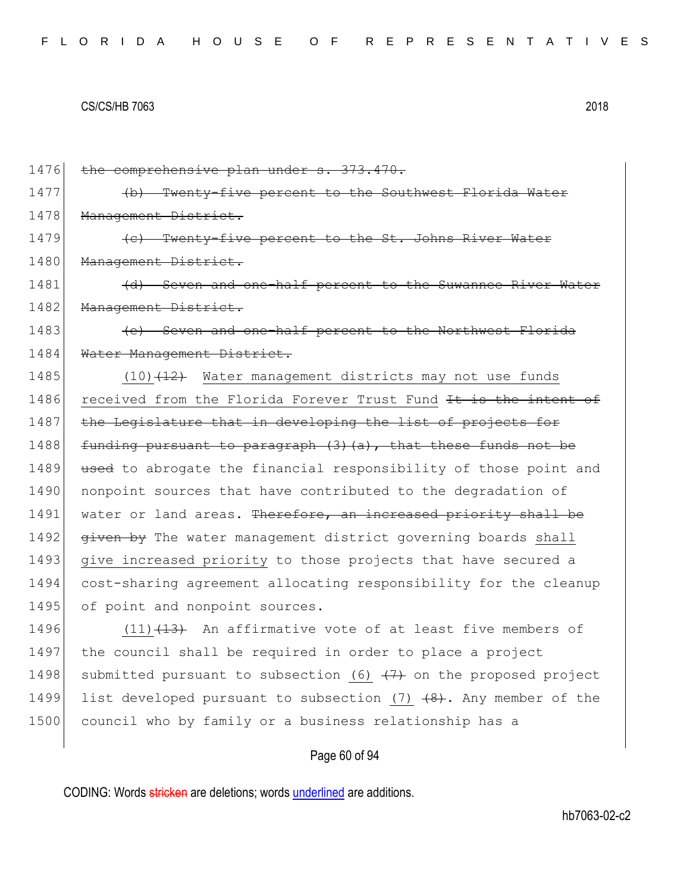~~the comprehensive plan under s. 373.470.~~

~~(b) Twenty-five percent to the Southwest Florida Water Management District.~~

~~(c) Twenty-five percent to the St. Johns River Water Management District.~~

~~(d) Seven and one-half percent to the Suwannee River Water Management District.~~

~~(e) Seven and one-half percent to the Northwest Florida Water Management District.~~

<u>(10)</u>~~(12)~~ <u>Water management districts may not use funds received from the Florida Forever Trust Fund</u> ~~It is the intent of the Legislature that in developing the list of projects for funding pursuant to paragraph (3)(a), that these funds not be used~~ to abrogate the financial responsibility of those point and nonpoint sources that have contributed to the degradation of water or land areas. ~~Therefore, an increased priority shall be given by~~ The water management district governing boards <u>shall give increased priority</u> to those projects that have secured a cost-sharing agreement allocating responsibility for the cleanup of point and nonpoint sources.

<u>(11)</u>~~(13)~~ An affirmative vote of at least five members of the council shall be required in order to place a project submitted pursuant to subsection <u>(6)</u> ~~(7)~~ on the proposed project list developed pursuant to subsection <u>(7)</u> ~~(8)~~. Any member of the council who by family or a business relationship has a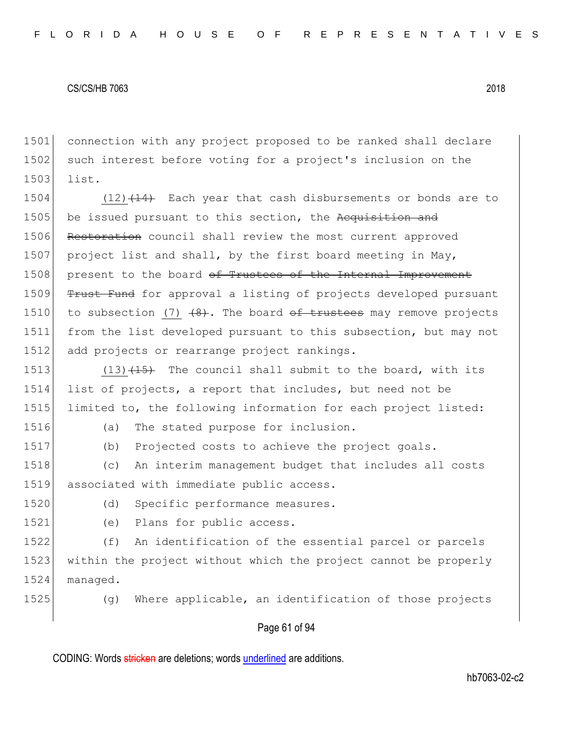1501 connection with any project proposed to be ranked shall declare
1502 such interest before voting for a project's inclusion on the
1503 list.

1504 (12)~~(14)~~ Each year that cash disbursements or bonds are to
1505 be issued pursuant to this section, the ~~Acquisition and~~
1506 ~~Restoration~~ council shall review the most current approved
1507 project list and shall, by the first board meeting in May,
1508 present to the board ~~of Trustees of the Internal Improvement~~
1509 ~~Trust Fund~~ for approval a listing of projects developed pursuant
1510 to subsection (7) ~~(8)~~. The board ~~of trustees~~ may remove projects
1511 from the list developed pursuant to this subsection, but may not
1512 add projects or rearrange project rankings.

1513 (13)~~(15)~~ The council shall submit to the board, with its
1514 list of projects, a report that includes, but need not be
1515 limited to, the following information for each project listed:

1516 (a) The stated purpose for inclusion.

1517 (b) Projected costs to achieve the project goals.

1518 (c) An interim management budget that includes all costs
1519 associated with immediate public access.

1520 (d) Specific performance measures.

1521 (e) Plans for public access.

1522 (f) An identification of the essential parcel or parcels
1523 within the project without which the project cannot be properly
1524 managed.

1525 (g) Where applicable, an identification of those projects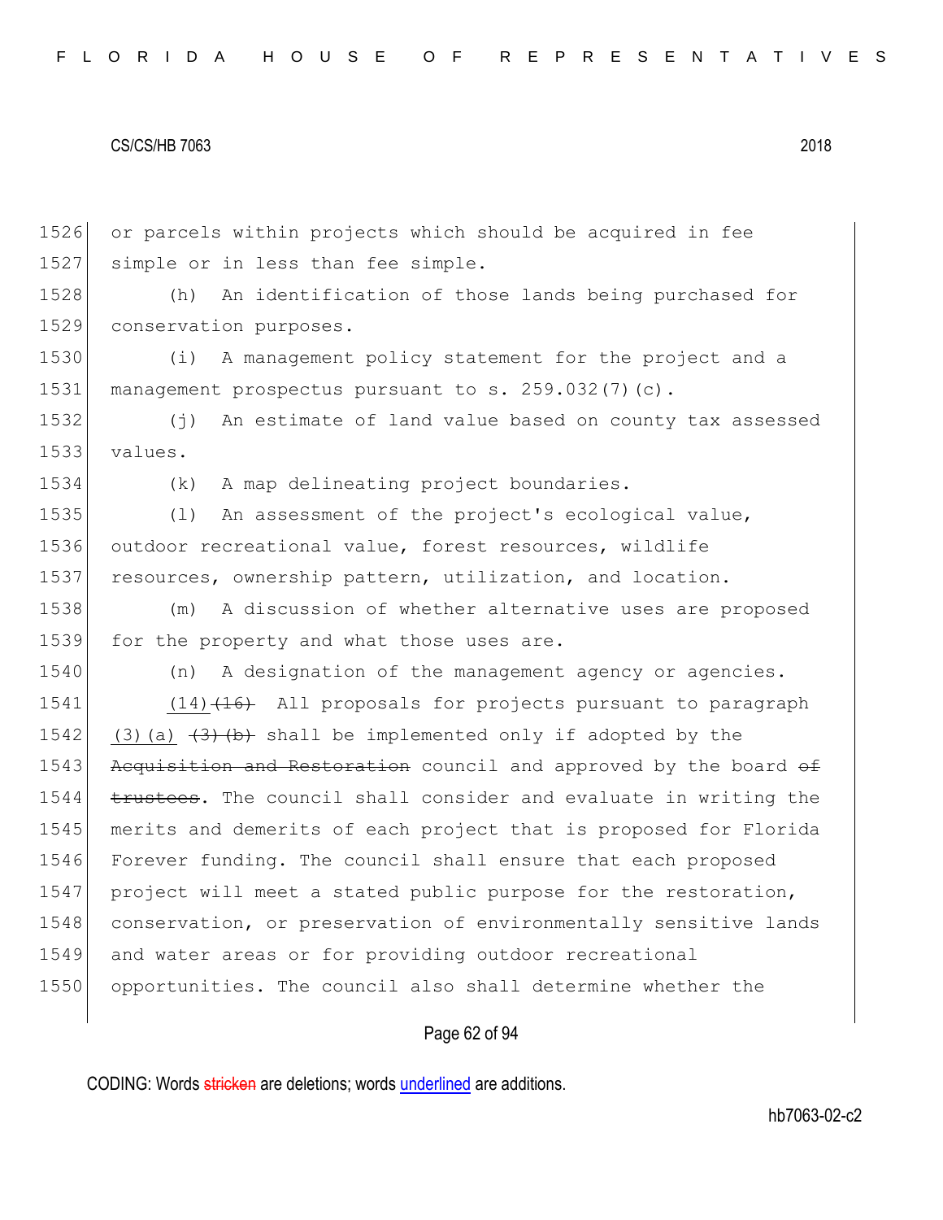or parcels within projects which should be acquired in fee simple or in less than fee simple.

(h) An identification of those lands being purchased for conservation purposes.

(i) A management policy statement for the project and a management prospectus pursuant to s. 259.032(7)(c).

(j) An estimate of land value based on county tax assessed values.

(k) A map delineating project boundaries.

(l) An assessment of the project's ecological value, outdoor recreational value, forest resources, wildlife resources, ownership pattern, utilization, and location.

(m) A discussion of whether alternative uses are proposed for the property and what those uses are.

(n) A designation of the management agency or agencies.

<u>(14)</u>~~(16)~~ All proposals for projects pursuant to paragraph <u>(3)(a)</u> ~~(3)(b)~~ shall be implemented only if adopted by the ~~Acquisition and Restoration~~ council and approved by the board ~~of trustees~~. The council shall consider and evaluate in writing the merits and demerits of each project that is proposed for Florida Forever funding. The council shall ensure that each proposed project will meet a stated public purpose for the restoration, conservation, or preservation of environmentally sensitive lands and water areas or for providing outdoor recreational opportunities. The council also shall determine whether the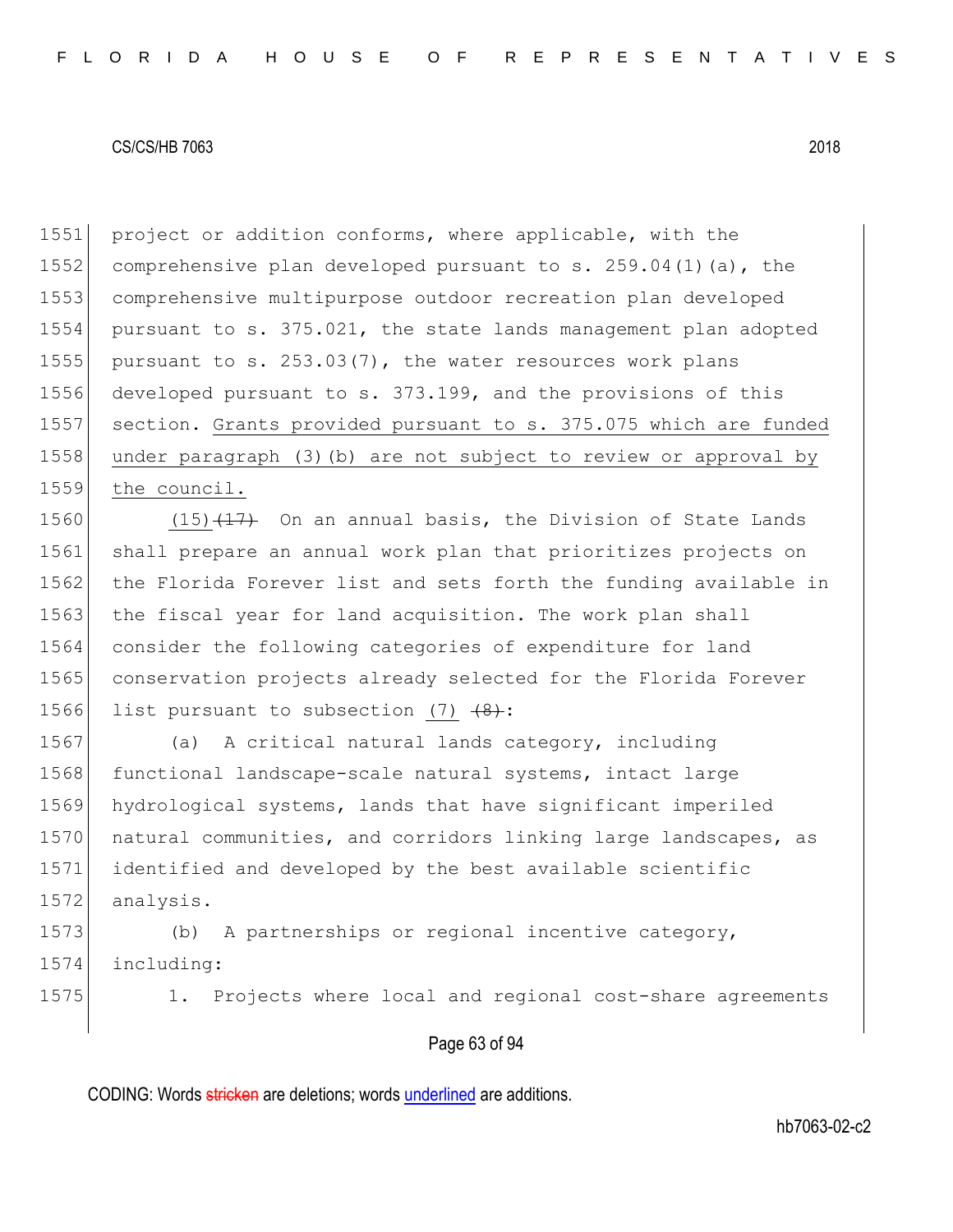project or addition conforms, where applicable, with the comprehensive plan developed pursuant to s. 259.04(1)(a), the comprehensive multipurpose outdoor recreation plan developed pursuant to s. 375.021, the state lands management plan adopted pursuant to s. 253.03(7), the water resources work plans developed pursuant to s. 373.199, and the provisions of this section. <u>Grants provided pursuant to s. 375.075 which are funded under paragraph (3)(b) are not subject to review or approval by the council.</u>

<u>(15)</u>~~(17)~~ On an annual basis, the Division of State Lands shall prepare an annual work plan that prioritizes projects on the Florida Forever list and sets forth the funding available in the fiscal year for land acquisition. The work plan shall consider the following categories of expenditure for land conservation projects already selected for the Florida Forever list pursuant to subsection <u>(7)</u> ~~(8)~~:

(a) A critical natural lands category, including functional landscape-scale natural systems, intact large hydrological systems, lands that have significant imperiled natural communities, and corridors linking large landscapes, as identified and developed by the best available scientific analysis.

(b) A partnerships or regional incentive category, including:

1. Projects where local and regional cost-share agreements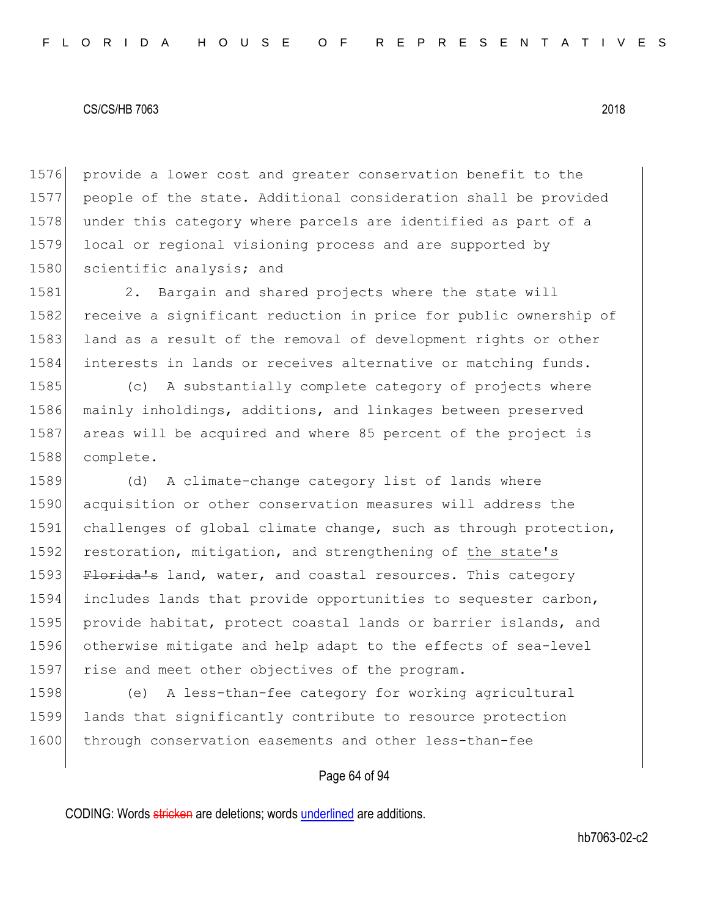provide a lower cost and greater conservation benefit to the people of the state. Additional consideration shall be provided under this category where parcels are identified as part of a local or regional visioning process and are supported by scientific analysis; and

2. Bargain and shared projects where the state will receive a significant reduction in price for public ownership of land as a result of the removal of development rights or other interests in lands or receives alternative or matching funds.

(c) A substantially complete category of projects where mainly inholdings, additions, and linkages between preserved areas will be acquired and where 85 percent of the project is complete.

(d) A climate-change category list of lands where acquisition or other conservation measures will address the challenges of global climate change, such as through protection, restoration, mitigation, and strengthening of <u>the state's</u> ~~Florida's~~ land, water, and coastal resources. This category includes lands that provide opportunities to sequester carbon, provide habitat, protect coastal lands or barrier islands, and otherwise mitigate and help adapt to the effects of sea-level rise and meet other objectives of the program.

(e) A less-than-fee category for working agricultural lands that significantly contribute to resource protection through conservation easements and other less-than-fee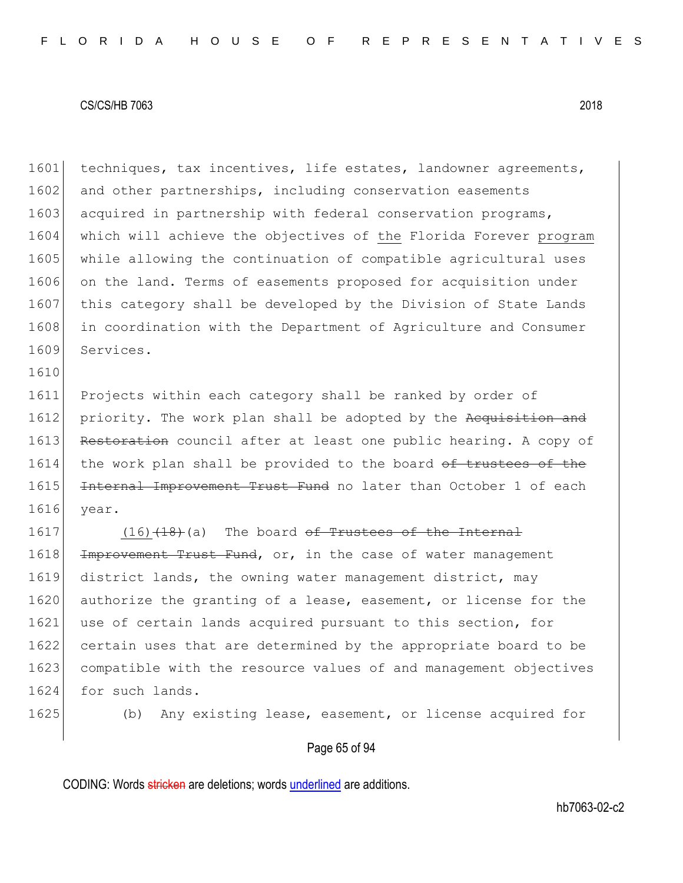1601 techniques, tax incentives, life estates, landowner agreements,
1602 and other partnerships, including conservation easements
1603 acquired in partnership with federal conservation programs,
1604 which will achieve the objectives of the Florida Forever program
1605 while allowing the continuation of compatible agricultural uses
1606 on the land. Terms of easements proposed for acquisition under
1607 this category shall be developed by the Division of State Lands
1608 in coordination with the Department of Agriculture and Consumer
1609 Services.
1610
1611 Projects within each category shall be ranked by order of
1612 priority. The work plan shall be adopted by the ~~Acquisition and~~
1613 ~~Restoration~~ council after at least one public hearing. A copy of
1614 the work plan shall be provided to the board ~~of trustees of the~~
1615 ~~Internal Improvement Trust Fund~~ no later than October 1 of each
1616 year.
1617 (16)~~(18)~~(a) The board ~~of Trustees of the Internal~~
1618 ~~Improvement Trust Fund~~, or, in the case of water management
1619 district lands, the owning water management district, may
1620 authorize the granting of a lease, easement, or license for the
1621 use of certain lands acquired pursuant to this section, for
1622 certain uses that are determined by the appropriate board to be
1623 compatible with the resource values of and management objectives
1624 for such lands.
1625 (b) Any existing lease, easement, or license acquired for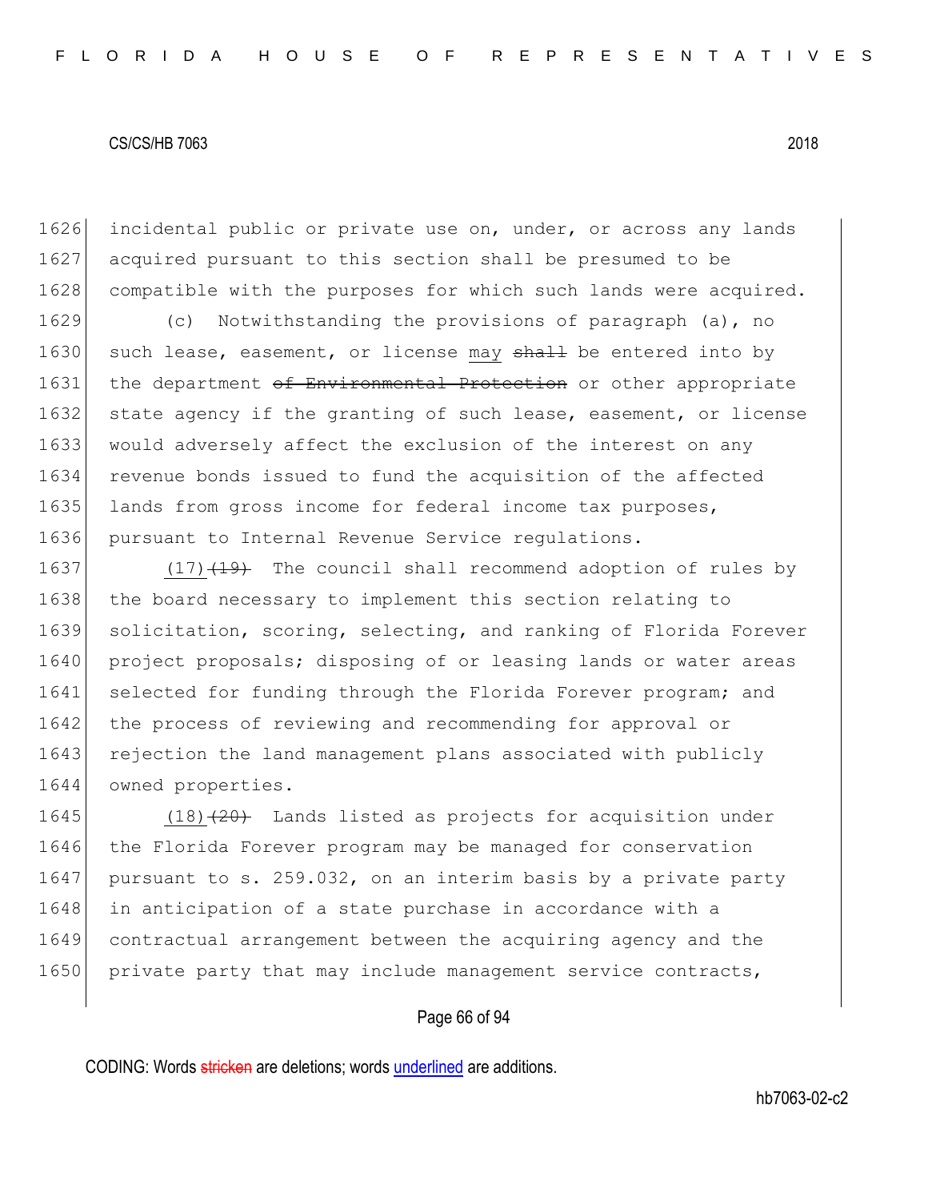1626 incidental public or private use on, under, or across any lands
1627 acquired pursuant to this section shall be presumed to be
1628 compatible with the purposes for which such lands were acquired.

1629 (c) Notwithstanding the provisions of paragraph (a), no
1630 such lease, easement, or license may ~~shall~~ be entered into by
1631 the department ~~of Environmental Protection~~ or other appropriate
1632 state agency if the granting of such lease, easement, or license
1633 would adversely affect the exclusion of the interest on any
1634 revenue bonds issued to fund the acquisition of the affected
1635 lands from gross income for federal income tax purposes,
1636 pursuant to Internal Revenue Service regulations.

1637 (17) ~~(19)~~ The council shall recommend adoption of rules by
1638 the board necessary to implement this section relating to
1639 solicitation, scoring, selecting, and ranking of Florida Forever
1640 project proposals; disposing of or leasing lands or water areas
1641 selected for funding through the Florida Forever program; and
1642 the process of reviewing and recommending for approval or
1643 rejection the land management plans associated with publicly
1644 owned properties.

1645 (18) ~~(20)~~ Lands listed as projects for acquisition under
1646 the Florida Forever program may be managed for conservation
1647 pursuant to s. 259.032, on an interim basis by a private party
1648 in anticipation of a state purchase in accordance with a
1649 contractual arrangement between the acquiring agency and the
1650 private party that may include management service contracts,

CODING: Words ~~stricken~~ are deletions; words underlined are additions.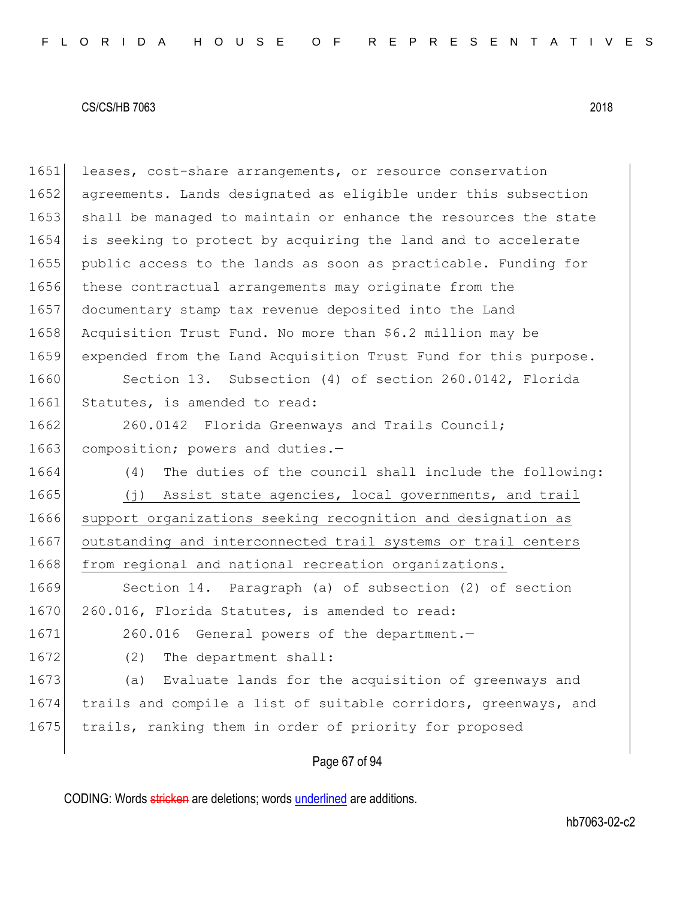leases, cost-share arrangements, or resource conservation agreements. Lands designated as eligible under this subsection shall be managed to maintain or enhance the resources the state is seeking to protect by acquiring the land and to accelerate public access to the lands as soon as practicable. Funding for these contractual arrangements may originate from the documentary stamp tax revenue deposited into the Land Acquisition Trust Fund. No more than $6.2 million may be expended from the Land Acquisition Trust Fund for this purpose.

Section 13. Subsection (4) of section 260.0142, Florida Statutes, is amended to read:

260.0142 Florida Greenways and Trails Council; composition; powers and duties.—

(4) The duties of the council shall include the following:

<u>(j) Assist state agencies, local governments, and trail support organizations seeking recognition and designation as outstanding and interconnected trail systems or trail centers from regional and national recreation organizations.</u>

Section 14. Paragraph (a) of subsection (2) of section 260.016, Florida Statutes, is amended to read:

260.016 General powers of the department.—

(2) The department shall:

(a) Evaluate lands for the acquisition of greenways and trails and compile a list of suitable corridors, greenways, and trails, ranking them in order of priority for proposed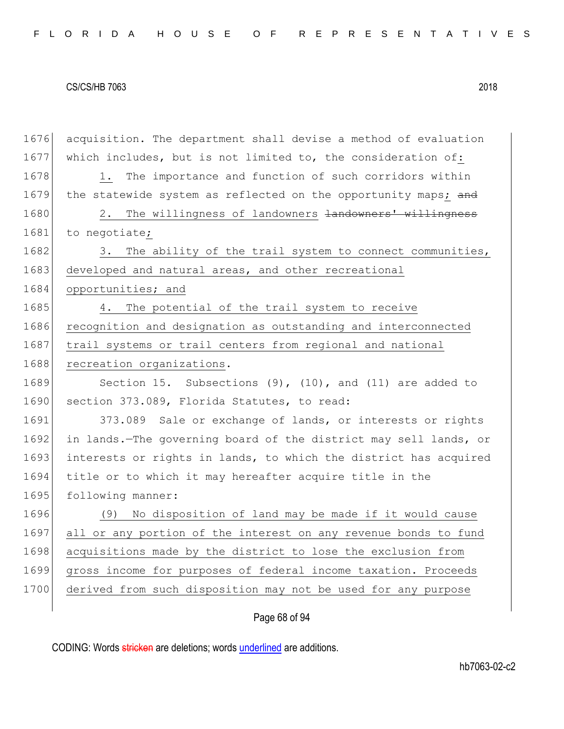acquisition. The department shall devise a method of evaluation which includes, but is not limited to, the consideration of:

1. The importance and function of such corridors within the statewide system as reflected on the opportunity maps; ~~and~~

2. The willingness of landowners ~~landowners' willingness~~ to negotiate;

3. The ability of the trail system to connect communities, developed and natural areas, and other recreational opportunities; and

4. The potential of the trail system to receive recognition and designation as outstanding and interconnected trail systems or trail centers from regional and national recreation organizations.

Section 15. Subsections (9), (10), and (11) are added to section 373.089, Florida Statutes, to read:

373.089 Sale or exchange of lands, or interests or rights in lands.—The governing board of the district may sell lands, or interests or rights in lands, to which the district has acquired title or to which it may hereafter acquire title in the following manner:

(9) No disposition of land may be made if it would cause all or any portion of the interest on any revenue bonds to fund acquisitions made by the district to lose the exclusion from gross income for purposes of federal income taxation. Proceeds derived from such disposition may not be used for any purpose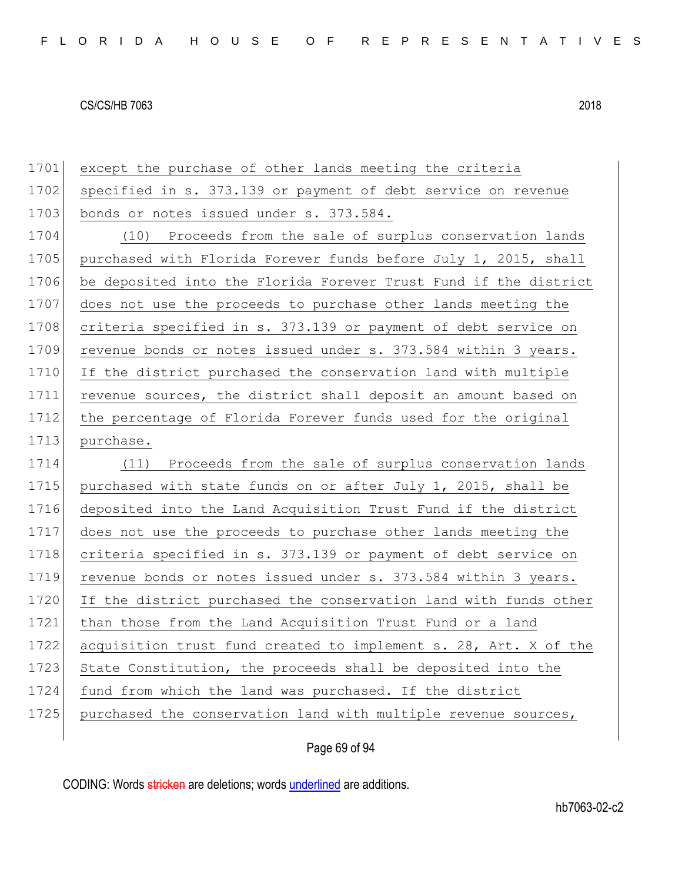except the purchase of other lands meeting the criteria specified in s. 373.139 or payment of debt service on revenue bonds or notes issued under s. 373.584.

(10) Proceeds from the sale of surplus conservation lands purchased with Florida Forever funds before July 1, 2015, shall be deposited into the Florida Forever Trust Fund if the district does not use the proceeds to purchase other lands meeting the criteria specified in s. 373.139 or payment of debt service on revenue bonds or notes issued under s. 373.584 within 3 years. If the district purchased the conservation land with multiple revenue sources, the district shall deposit an amount based on the percentage of Florida Forever funds used for the original purchase.

(11) Proceeds from the sale of surplus conservation lands purchased with state funds on or after July 1, 2015, shall be deposited into the Land Acquisition Trust Fund if the district does not use the proceeds to purchase other lands meeting the criteria specified in s. 373.139 or payment of debt service on revenue bonds or notes issued under s. 373.584 within 3 years. If the district purchased the conservation land with funds other than those from the Land Acquisition Trust Fund or a land acquisition trust fund created to implement s. 28, Art. X of the State Constitution, the proceeds shall be deposited into the fund from which the land was purchased. If the district purchased the conservation land with multiple revenue sources,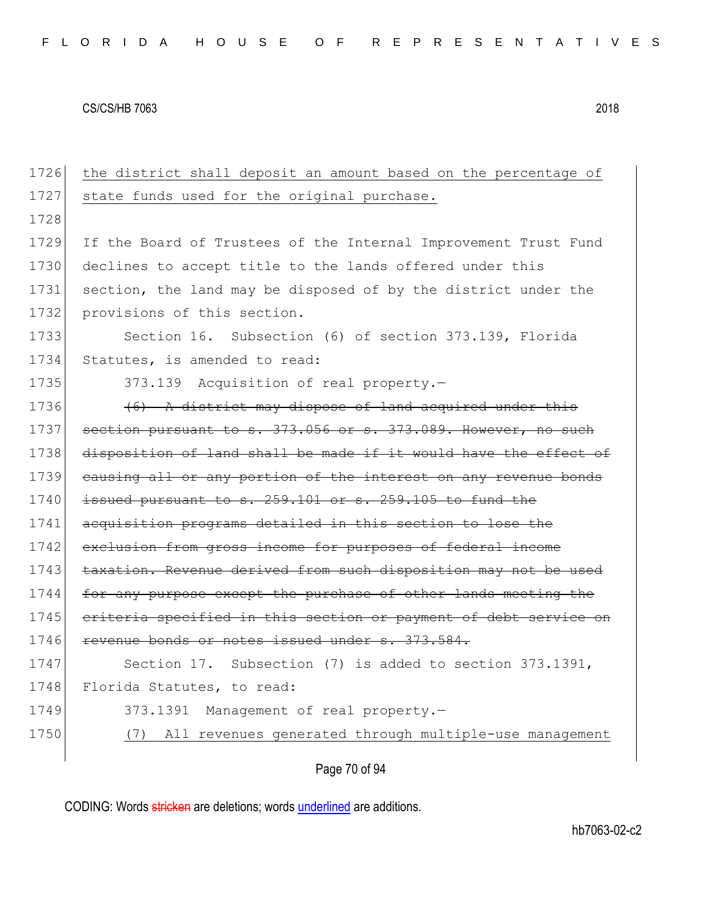the district shall deposit an amount based on the percentage of state funds used for the original purchase.

If the Board of Trustees of the Internal Improvement Trust Fund declines to accept title to the lands offered under this section, the land may be disposed of by the district under the provisions of this section.

Section 16. Subsection (6) of section 373.139, Florida Statutes, is amended to read:

373.139 Acquisition of real property.—

~~(6) A district may dispose of land acquired under this section pursuant to s. 373.056 or s. 373.089. However, no such disposition of land shall be made if it would have the effect of causing all or any portion of the interest on any revenue bonds issued pursuant to s. 259.101 or s. 259.105 to fund the acquisition programs detailed in this section to lose the exclusion from gross income for purposes of federal income taxation. Revenue derived from such disposition may not be used for any purpose except the purchase of other lands meeting the criteria specified in this section or payment of debt service on revenue bonds or notes issued under s. 373.584.~~

Section 17. Subsection (7) is added to section 373.1391, Florida Statutes, to read:

373.1391 Management of real property.—

(7) All revenues generated through multiple-use management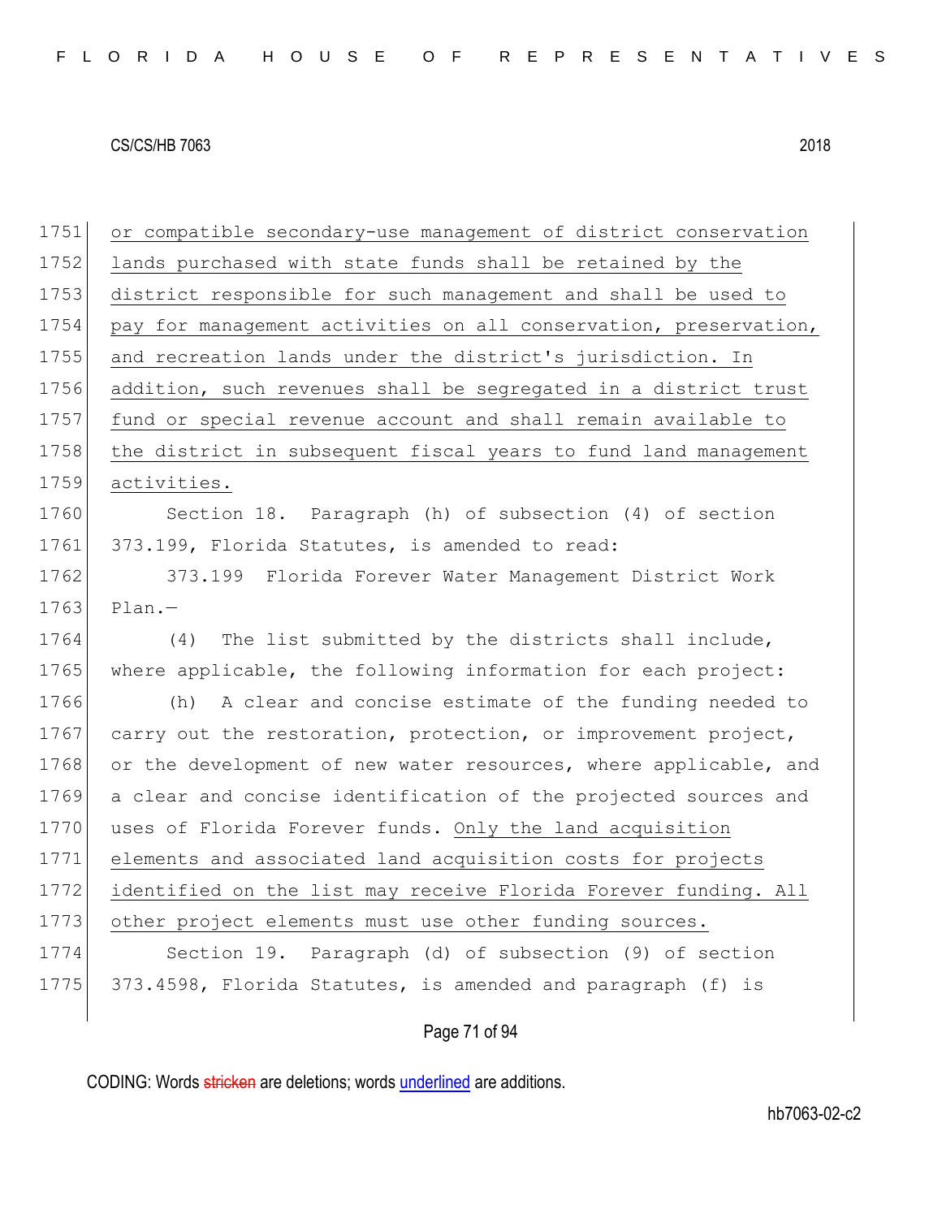or compatible secondary-use management of district conservation lands purchased with state funds shall be retained by the district responsible for such management and shall be used to pay for management activities on all conservation, preservation, and recreation lands under the district's jurisdiction. In addition, such revenues shall be segregated in a district trust fund or special revenue account and shall remain available to the district in subsequent fiscal years to fund land management activities.

Section 18. Paragraph (h) of subsection (4) of section 373.199, Florida Statutes, is amended to read:

373.199 Florida Forever Water Management District Work Plan.—

(4) The list submitted by the districts shall include, where applicable, the following information for each project:

(h) A clear and concise estimate of the funding needed to carry out the restoration, protection, or improvement project, or the development of new water resources, where applicable, and a clear and concise identification of the projected sources and uses of Florida Forever funds. Only the land acquisition elements and associated land acquisition costs for projects identified on the list may receive Florida Forever funding. All other project elements must use other funding sources.

Section 19. Paragraph (d) of subsection (9) of section 373.4598, Florida Statutes, is amended and paragraph (f) is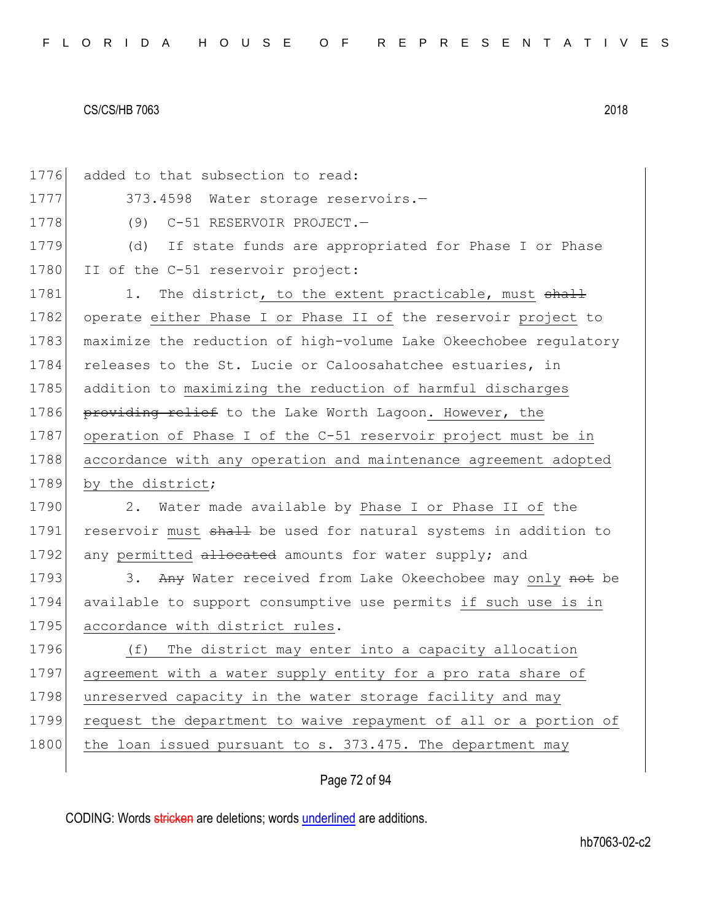added to that subsection to read:

373.4598 Water storage reservoirs.—

(9) C-51 RESERVOIR PROJECT.—

(d) If state funds are appropriated for Phase I or Phase II of the C-51 reservoir project:

1. The district, to the extent practicable, must ~~shall~~ operate either Phase I or Phase II of the reservoir project to maximize the reduction of high-volume Lake Okeechobee regulatory releases to the St. Lucie or Caloosahatchee estuaries, in addition to maximizing the reduction of harmful discharges ~~providing relief~~ to the Lake Worth Lagoon. However, the operation of Phase I of the C-51 reservoir project must be in accordance with any operation and maintenance agreement adopted by the district;

2. Water made available by Phase I or Phase II of the reservoir must ~~shall~~ be used for natural systems in addition to any permitted ~~allocated~~ amounts for water supply; and

3. ~~Any~~ Water received from Lake Okeechobee may only ~~not~~ be available to support consumptive use permits if such use is in accordance with district rules.

(f) The district may enter into a capacity allocation agreement with a water supply entity for a pro rata share of unreserved capacity in the water storage facility and may request the department to waive repayment of all or a portion of the loan issued pursuant to s. 373.475. The department may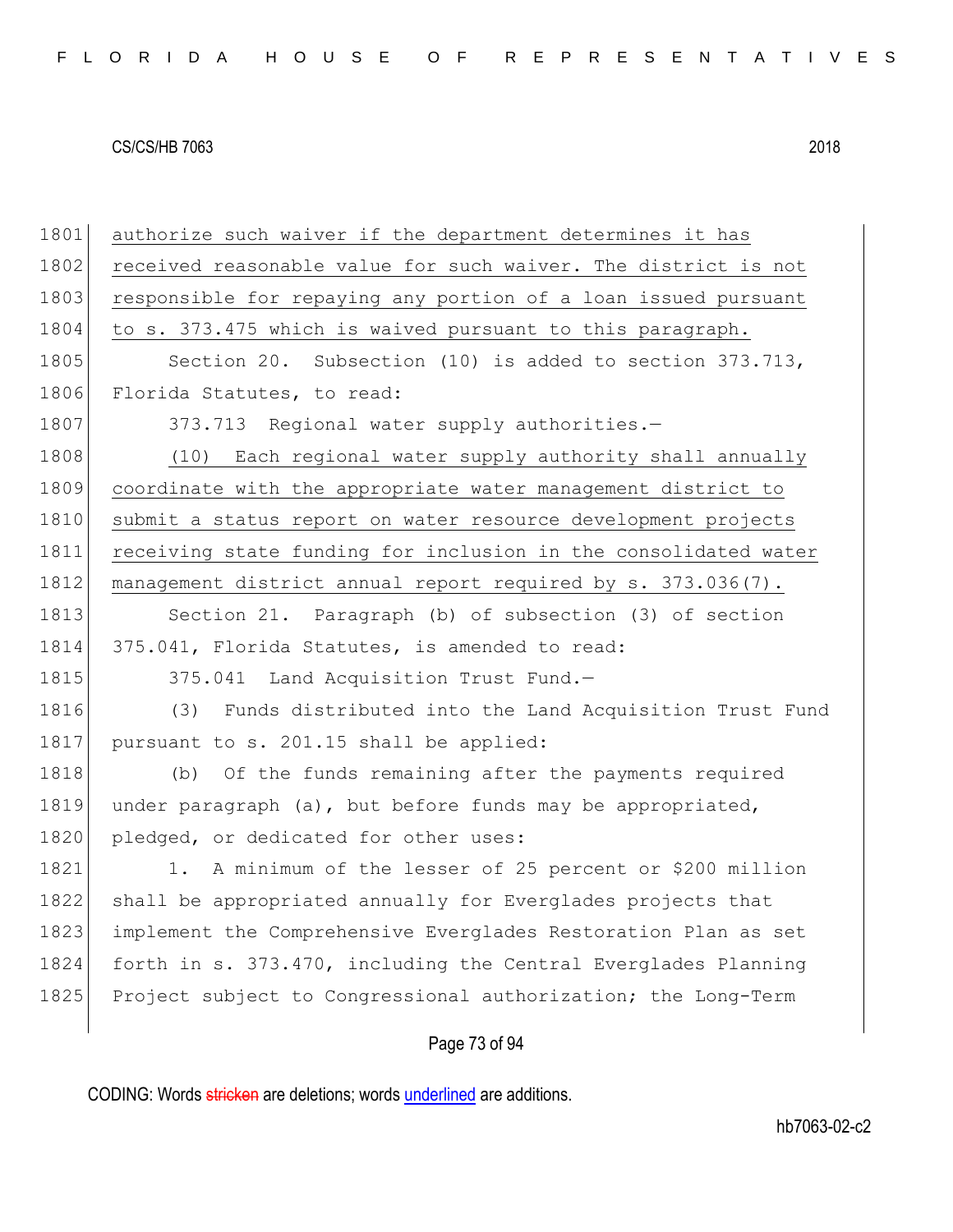authorize such waiver if the department determines it has received reasonable value for such waiver. The district is not responsible for repaying any portion of a loan issued pursuant to s. 373.475 which is waived pursuant to this paragraph.

Section 20. Subsection (10) is added to section 373.713, Florida Statutes, to read:

373.713 Regional water supply authorities.—

(10) Each regional water supply authority shall annually coordinate with the appropriate water management district to submit a status report on water resource development projects receiving state funding for inclusion in the consolidated water management district annual report required by s. 373.036(7).

Section 21. Paragraph (b) of subsection (3) of section 375.041, Florida Statutes, is amended to read:

375.041 Land Acquisition Trust Fund.—

(3) Funds distributed into the Land Acquisition Trust Fund pursuant to s. 201.15 shall be applied:

(b) Of the funds remaining after the payments required under paragraph (a), but before funds may be appropriated, pledged, or dedicated for other uses:

1. A minimum of the lesser of 25 percent or $200 million shall be appropriated annually for Everglades projects that implement the Comprehensive Everglades Restoration Plan as set forth in s. 373.470, including the Central Everglades Planning Project subject to Congressional authorization; the Long-Term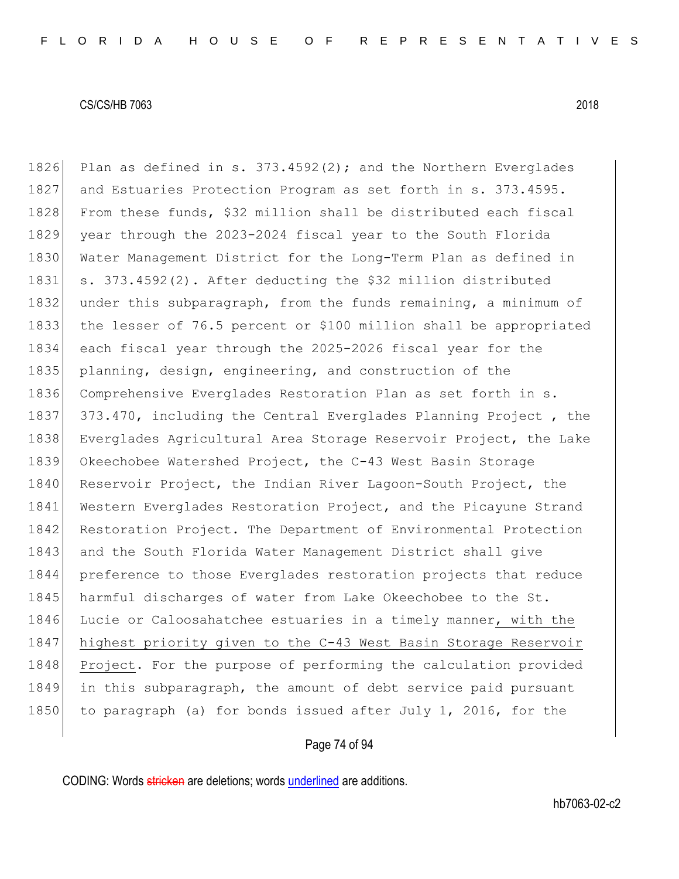Plan as defined in s. 373.4592(2); and the Northern Everglades and Estuaries Protection Program as set forth in s. 373.4595. From these funds, $32 million shall be distributed each fiscal year through the 2023-2024 fiscal year to the South Florida Water Management District for the Long-Term Plan as defined in s. 373.4592(2). After deducting the $32 million distributed under this subparagraph, from the funds remaining, a minimum of the lesser of 76.5 percent or $100 million shall be appropriated each fiscal year through the 2025-2026 fiscal year for the planning, design, engineering, and construction of the Comprehensive Everglades Restoration Plan as set forth in s. 373.470, including the Central Everglades Planning Project , the Everglades Agricultural Area Storage Reservoir Project, the Lake Okeechobee Watershed Project, the C-43 West Basin Storage Reservoir Project, the Indian River Lagoon-South Project, the Western Everglades Restoration Project, and the Picayune Strand Restoration Project. The Department of Environmental Protection and the South Florida Water Management District shall give preference to those Everglades restoration projects that reduce harmful discharges of water from Lake Okeechobee to the St. Lucie or Caloosahatchee estuaries in a timely manner<u>, with the highest priority given to the C-43 West Basin Storage Reservoir Project</u>. For the purpose of performing the calculation provided in this subparagraph, the amount of debt service paid pursuant to paragraph (a) for bonds issued after July 1, 2016, for the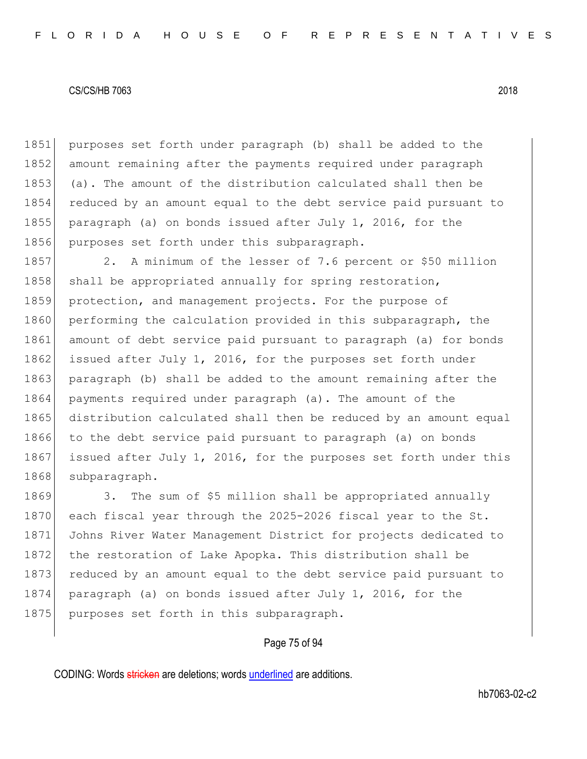purposes set forth under paragraph (b) shall be added to the amount remaining after the payments required under paragraph (a). The amount of the distribution calculated shall then be reduced by an amount equal to the debt service paid pursuant to paragraph (a) on bonds issued after July 1, 2016, for the purposes set forth under this subparagraph.

2. A minimum of the lesser of 7.6 percent or $50 million shall be appropriated annually for spring restoration, protection, and management projects. For the purpose of performing the calculation provided in this subparagraph, the amount of debt service paid pursuant to paragraph (a) for bonds issued after July 1, 2016, for the purposes set forth under paragraph (b) shall be added to the amount remaining after the payments required under paragraph (a). The amount of the distribution calculated shall then be reduced by an amount equal to the debt service paid pursuant to paragraph (a) on bonds issued after July 1, 2016, for the purposes set forth under this subparagraph.

3. The sum of $5 million shall be appropriated annually each fiscal year through the 2025-2026 fiscal year to the St. Johns River Water Management District for projects dedicated to the restoration of Lake Apopka. This distribution shall be reduced by an amount equal to the debt service paid pursuant to paragraph (a) on bonds issued after July 1, 2016, for the purposes set forth in this subparagraph.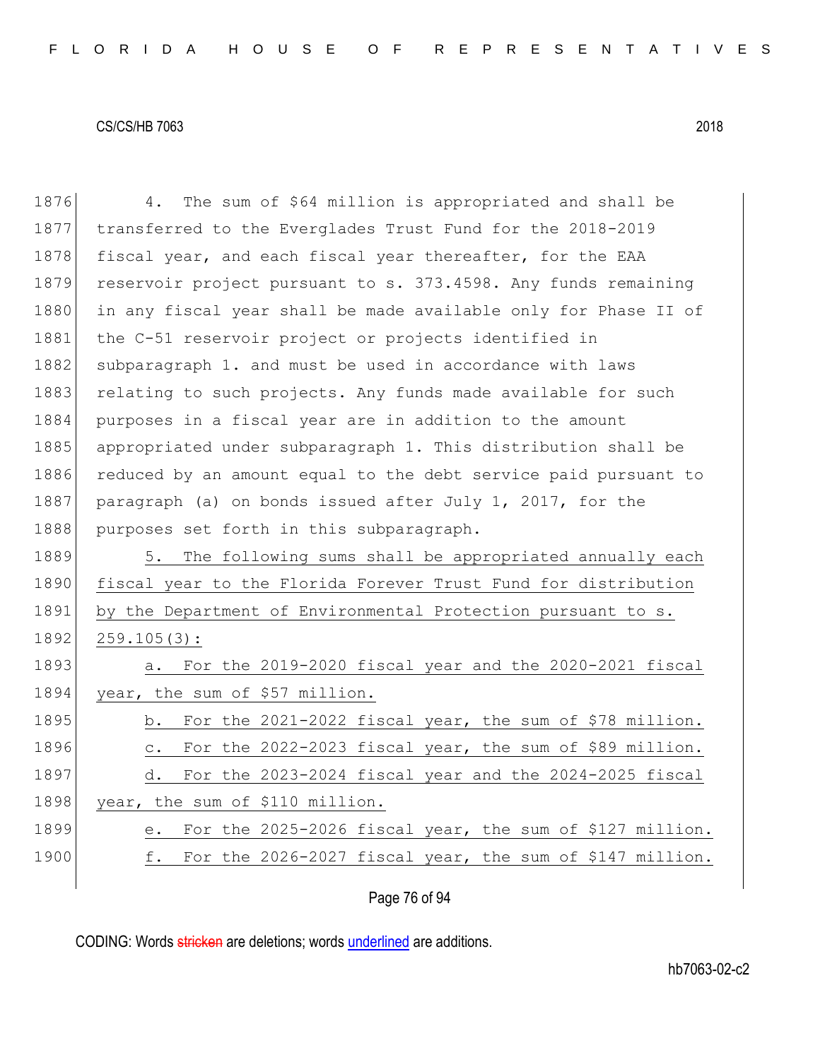4. The sum of $64 million is appropriated and shall be transferred to the Everglades Trust Fund for the 2018-2019 fiscal year, and each fiscal year thereafter, for the EAA reservoir project pursuant to s. 373.4598. Any funds remaining in any fiscal year shall be made available only for Phase II of the C-51 reservoir project or projects identified in subparagraph 1. and must be used in accordance with laws relating to such projects. Any funds made available for such purposes in a fiscal year are in addition to the amount appropriated under subparagraph 1. This distribution shall be reduced by an amount equal to the debt service paid pursuant to paragraph (a) on bonds issued after July 1, 2017, for the purposes set forth in this subparagraph.

5. The following sums shall be appropriated annually each fiscal year to the Florida Forever Trust Fund for distribution by the Department of Environmental Protection pursuant to s. 259.105(3):

a. For the 2019-2020 fiscal year and the 2020-2021 fiscal year, the sum of $57 million.

b. For the 2021-2022 fiscal year, the sum of $78 million.

c. For the 2022-2023 fiscal year, the sum of $89 million.

d. For the 2023-2024 fiscal year and the 2024-2025 fiscal year, the sum of $110 million.

e. For the 2025-2026 fiscal year, the sum of $127 million.

f. For the 2026-2027 fiscal year, the sum of $147 million.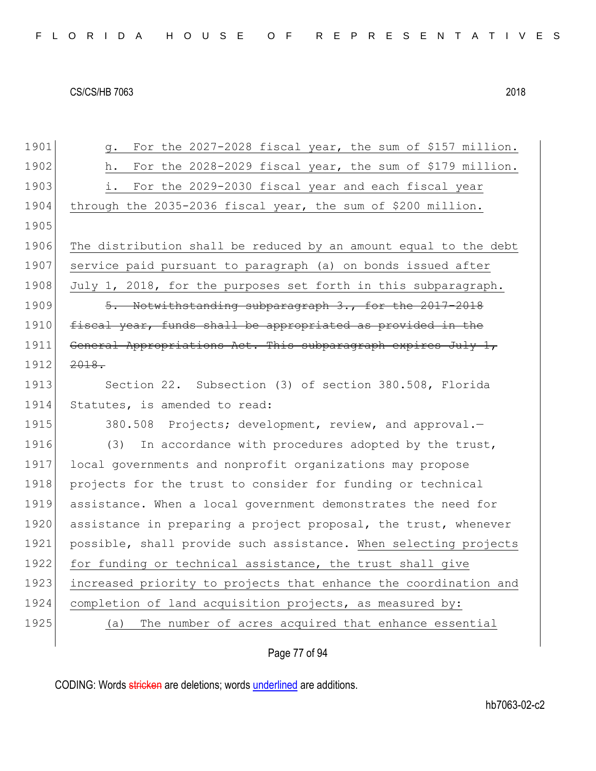g. For the 2027-2028 fiscal year, the sum of $157 million.

h. For the 2028-2029 fiscal year, the sum of $179 million.

i. For the 2029-2030 fiscal year and each fiscal year through the 2035-2036 fiscal year, the sum of $200 million.

The distribution shall be reduced by an amount equal to the debt service paid pursuant to paragraph (a) on bonds issued after July 1, 2018, for the purposes set forth in this subparagraph.

~~5. Notwithstanding subparagraph 3., for the 2017-2018 fiscal year, funds shall be appropriated as provided in the General Appropriations Act. This subparagraph expires July 1, 2018.~~

Section 22. Subsection (3) of section 380.508, Florida Statutes, is amended to read:

380.508 Projects; development, review, and approval.—

(3) In accordance with procedures adopted by the trust, local governments and nonprofit organizations may propose projects for the trust to consider for funding or technical assistance. When a local government demonstrates the need for assistance in preparing a project proposal, the trust, whenever possible, shall provide such assistance. When selecting projects for funding or technical assistance, the trust shall give increased priority to projects that enhance the coordination and completion of land acquisition projects, as measured by:

(a) The number of acres acquired that enhance essential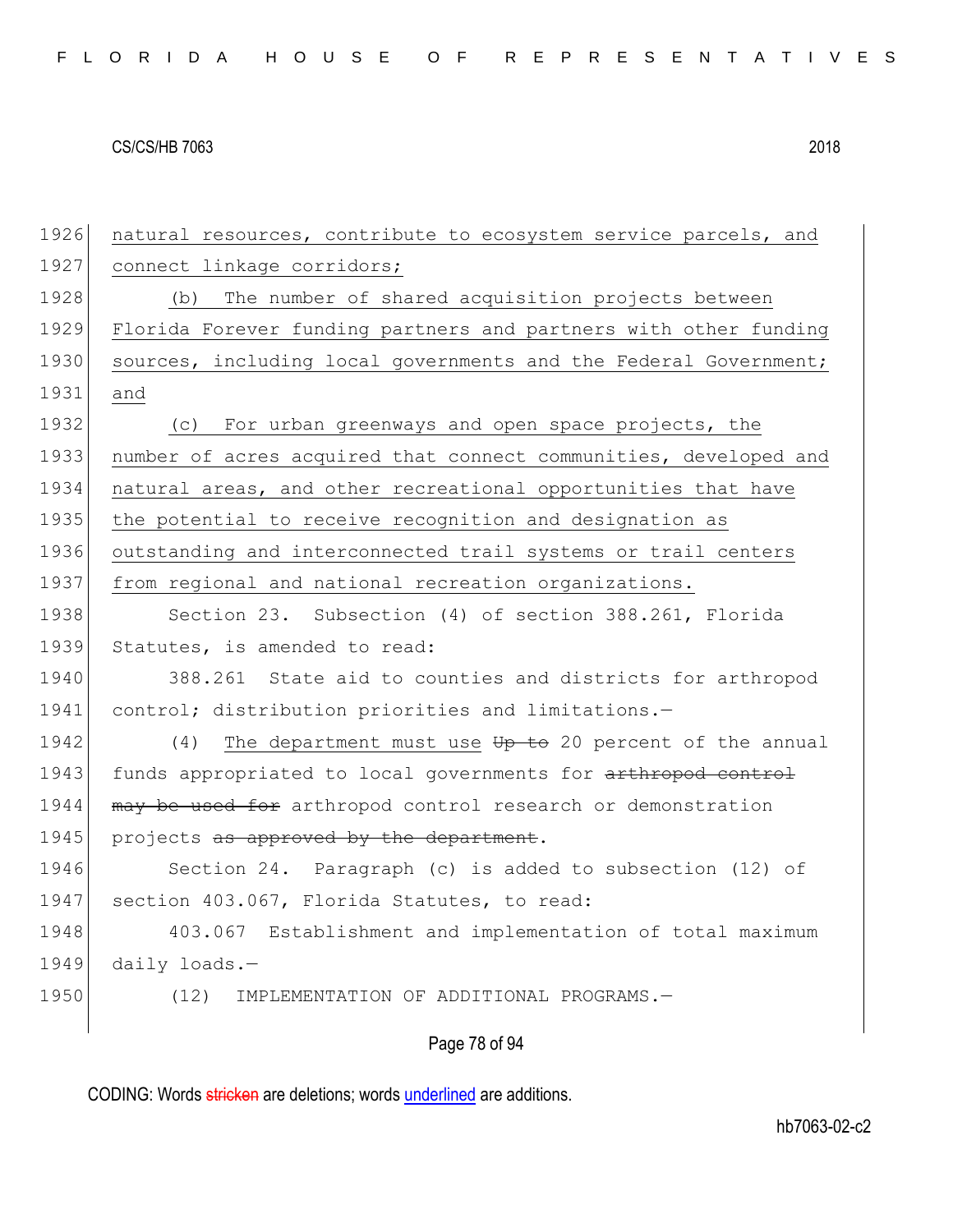natural resources, contribute to ecosystem service parcels, and connect linkage corridors;

(b) The number of shared acquisition projects between Florida Forever funding partners and partners with other funding sources, including local governments and the Federal Government; and

(c) For urban greenways and open space projects, the number of acres acquired that connect communities, developed and natural areas, and other recreational opportunities that have the potential to receive recognition and designation as outstanding and interconnected trail systems or trail centers from regional and national recreation organizations.

Section 23. Subsection (4) of section 388.261, Florida Statutes, is amended to read:

388.261 State aid to counties and districts for arthropod control; distribution priorities and limitations.—

(4) The department must use ~~Up to~~ 20 percent of the annual funds appropriated to local governments for ~~arthropod control may be used for~~ arthropod control research or demonstration projects ~~as approved by the department~~.

Section 24. Paragraph (c) is added to subsection (12) of section 403.067, Florida Statutes, to read:

403.067 Establishment and implementation of total maximum daily loads.—

(12) IMPLEMENTATION OF ADDITIONAL PROGRAMS.—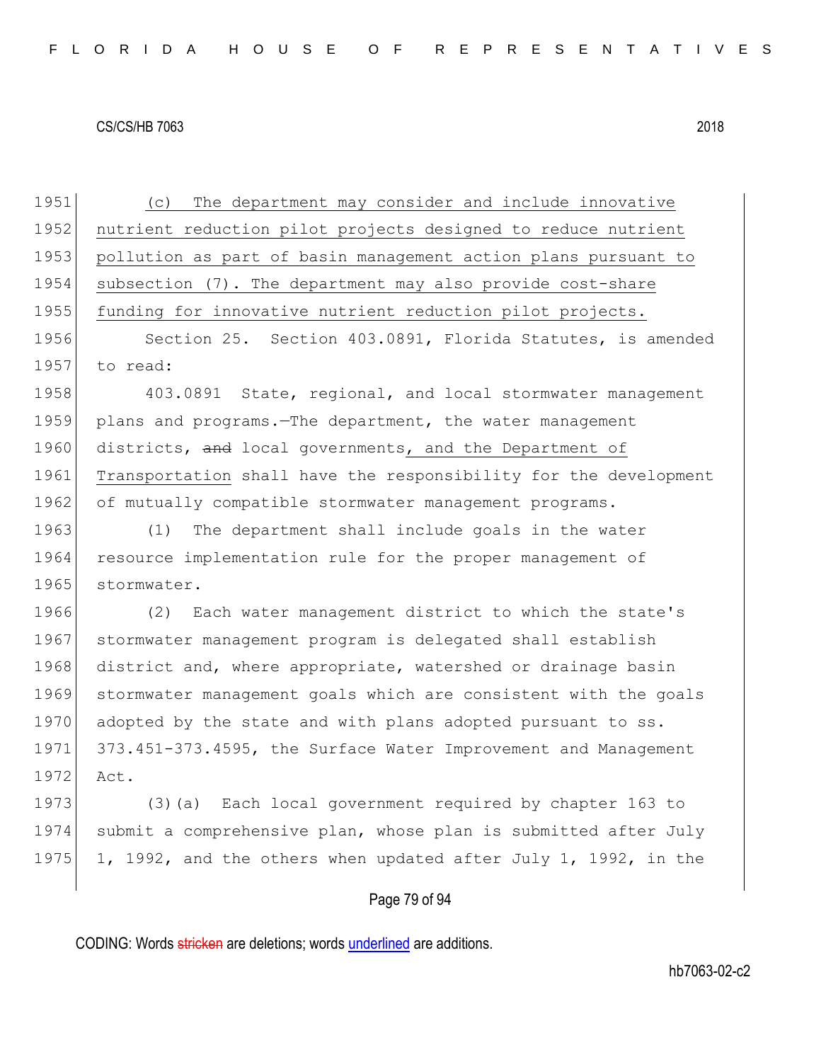(c) The department may consider and include innovative nutrient reduction pilot projects designed to reduce nutrient pollution as part of basin management action plans pursuant to subsection (7). The department may also provide cost-share funding for innovative nutrient reduction pilot projects.

Section 25. Section 403.0891, Florida Statutes, is amended to read:

403.0891 State, regional, and local stormwater management plans and programs.—The department, the water management districts, ~~and~~ local governments, and the Department of Transportation shall have the responsibility for the development of mutually compatible stormwater management programs.

(1) The department shall include goals in the water resource implementation rule for the proper management of stormwater.

(2) Each water management district to which the state's stormwater management program is delegated shall establish district and, where appropriate, watershed or drainage basin stormwater management goals which are consistent with the goals adopted by the state and with plans adopted pursuant to ss. 373.451-373.4595, the Surface Water Improvement and Management Act.

(3)(a) Each local government required by chapter 163 to submit a comprehensive plan, whose plan is submitted after July 1, 1992, and the others when updated after July 1, 1992, in the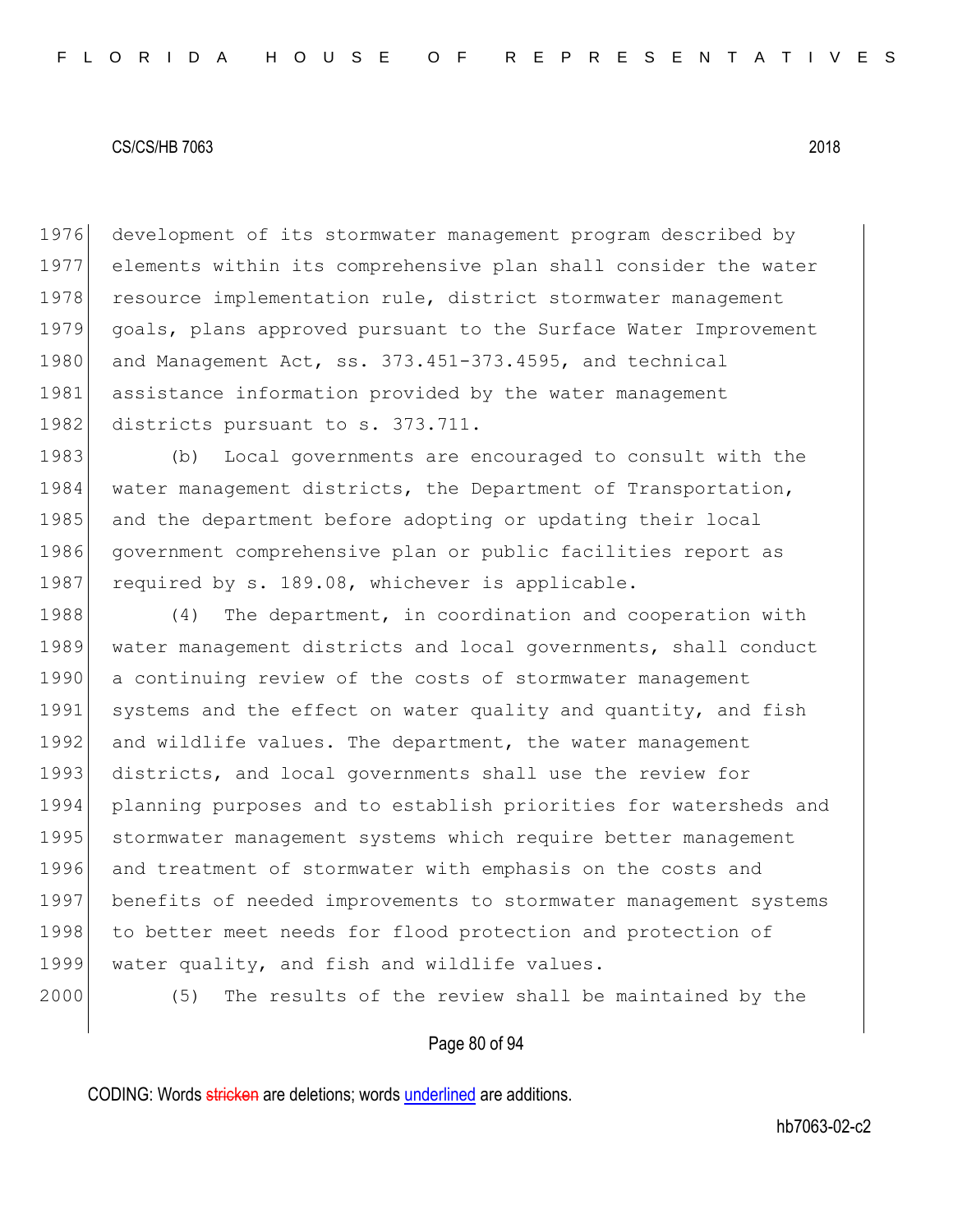development of its stormwater management program described by elements within its comprehensive plan shall consider the water resource implementation rule, district stormwater management goals, plans approved pursuant to the Surface Water Improvement and Management Act, ss. 373.451-373.4595, and technical assistance information provided by the water management districts pursuant to s. 373.711.

(b) Local governments are encouraged to consult with the water management districts, the Department of Transportation, and the department before adopting or updating their local government comprehensive plan or public facilities report as required by s. 189.08, whichever is applicable.

(4) The department, in coordination and cooperation with water management districts and local governments, shall conduct a continuing review of the costs of stormwater management systems and the effect on water quality and quantity, and fish and wildlife values. The department, the water management districts, and local governments shall use the review for planning purposes and to establish priorities for watersheds and stormwater management systems which require better management and treatment of stormwater with emphasis on the costs and benefits of needed improvements to stormwater management systems to better meet needs for flood protection and protection of water quality, and fish and wildlife values.

(5) The results of the review shall be maintained by the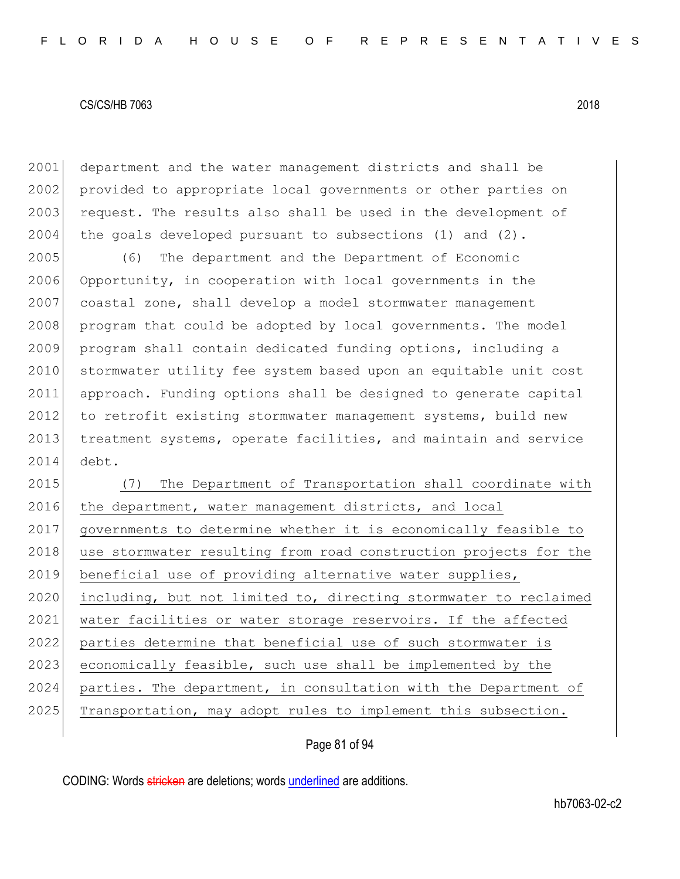department and the water management districts and shall be provided to appropriate local governments or other parties on request. The results also shall be used in the development of the goals developed pursuant to subsections (1) and (2).

(6) The department and the Department of Economic Opportunity, in cooperation with local governments in the coastal zone, shall develop a model stormwater management program that could be adopted by local governments. The model program shall contain dedicated funding options, including a stormwater utility fee system based upon an equitable unit cost approach. Funding options shall be designed to generate capital to retrofit existing stormwater management systems, build new treatment systems, operate facilities, and maintain and service debt.

<u>(7) The Department of Transportation shall coordinate with the department, water management districts, and local governments to determine whether it is economically feasible to use stormwater resulting from road construction projects for the beneficial use of providing alternative water supplies, including, but not limited to, directing stormwater to reclaimed water facilities or water storage reservoirs. If the affected parties determine that beneficial use of such stormwater is economically feasible, such use shall be implemented by the parties. The department, in consultation with the Department of Transportation, may adopt rules to implement this subsection.</u>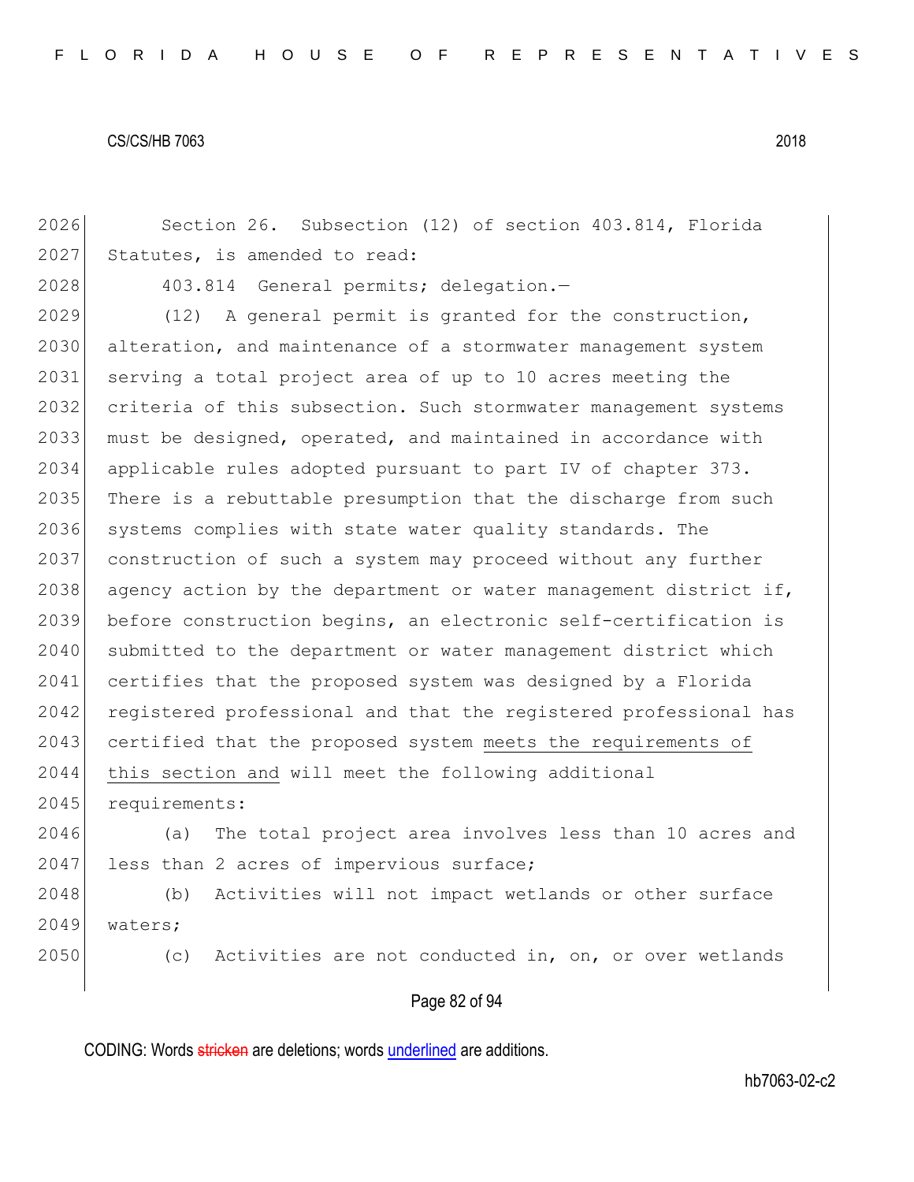Section 26. Subsection (12) of section 403.814, Florida Statutes, is amended to read:

403.814 General permits; delegation.—

(12) A general permit is granted for the construction, alteration, and maintenance of a stormwater management system serving a total project area of up to 10 acres meeting the criteria of this subsection. Such stormwater management systems must be designed, operated, and maintained in accordance with applicable rules adopted pursuant to part IV of chapter 373. There is a rebuttable presumption that the discharge from such systems complies with state water quality standards. The construction of such a system may proceed without any further agency action by the department or water management district if, before construction begins, an electronic self-certification is submitted to the department or water management district which certifies that the proposed system was designed by a Florida registered professional and that the registered professional has certified that the proposed system <u>meets the requirements of this section and</u> will meet the following additional requirements:

(a) The total project area involves less than 10 acres and less than 2 acres of impervious surface;

(b) Activities will not impact wetlands or other surface waters;

(c) Activities are not conducted in, on, or over wetlands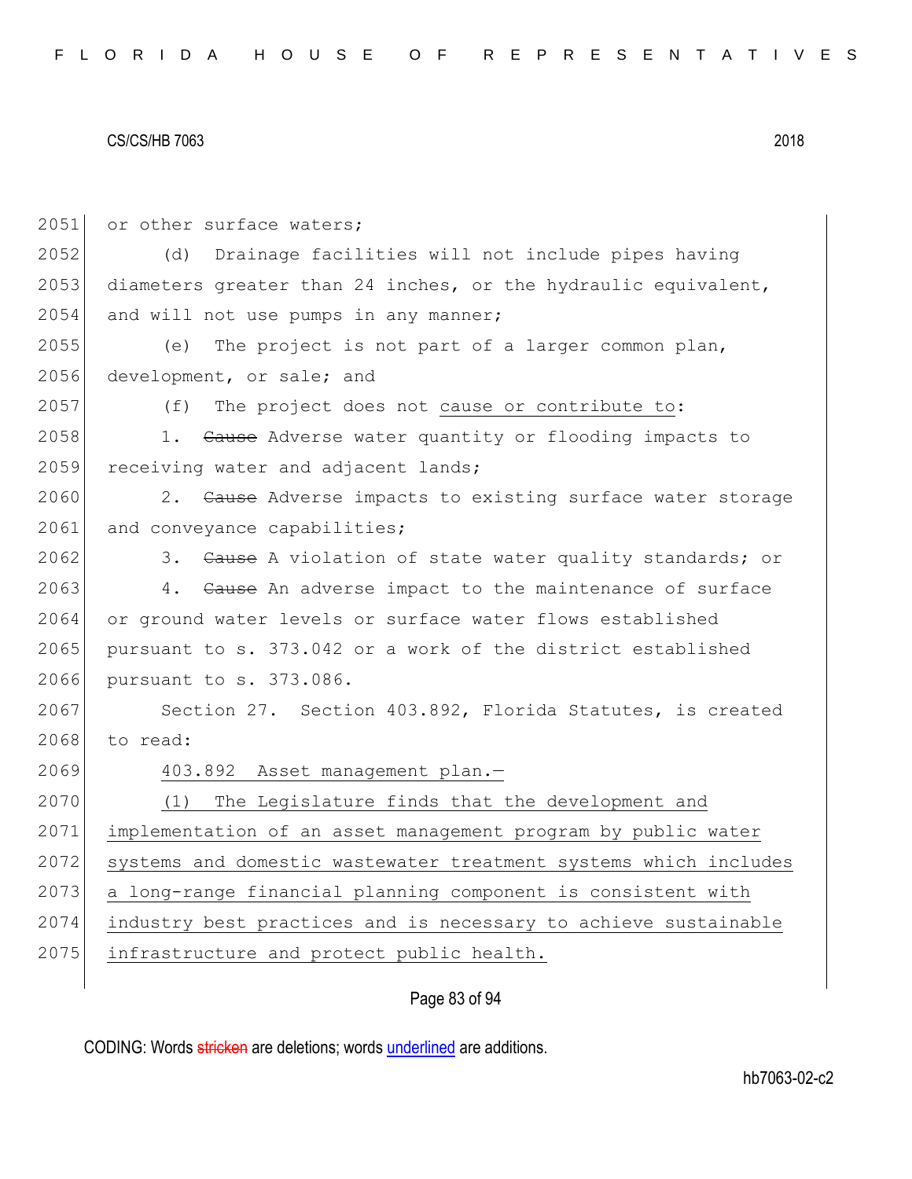or other surface waters;

(d) Drainage facilities will not include pipes having diameters greater than 24 inches, or the hydraulic equivalent, and will not use pumps in any manner;

(e) The project is not part of a larger common plan, development, or sale; and

(f) The project does not cause or contribute to:

1. ~~Cause~~ Adverse water quantity or flooding impacts to receiving water and adjacent lands;

2. ~~Cause~~ Adverse impacts to existing surface water storage and conveyance capabilities;

3. ~~Cause~~ A violation of state water quality standards; or

4. ~~Cause~~ An adverse impact to the maintenance of surface or ground water levels or surface water flows established pursuant to s. 373.042 or a work of the district established pursuant to s. 373.086.

Section 27. Section 403.892, Florida Statutes, is created to read:

403.892 Asset management plan.—

(1) The Legislature finds that the development and implementation of an asset management program by public water systems and domestic wastewater treatment systems which includes a long-range financial planning component is consistent with industry best practices and is necessary to achieve sustainable infrastructure and protect public health.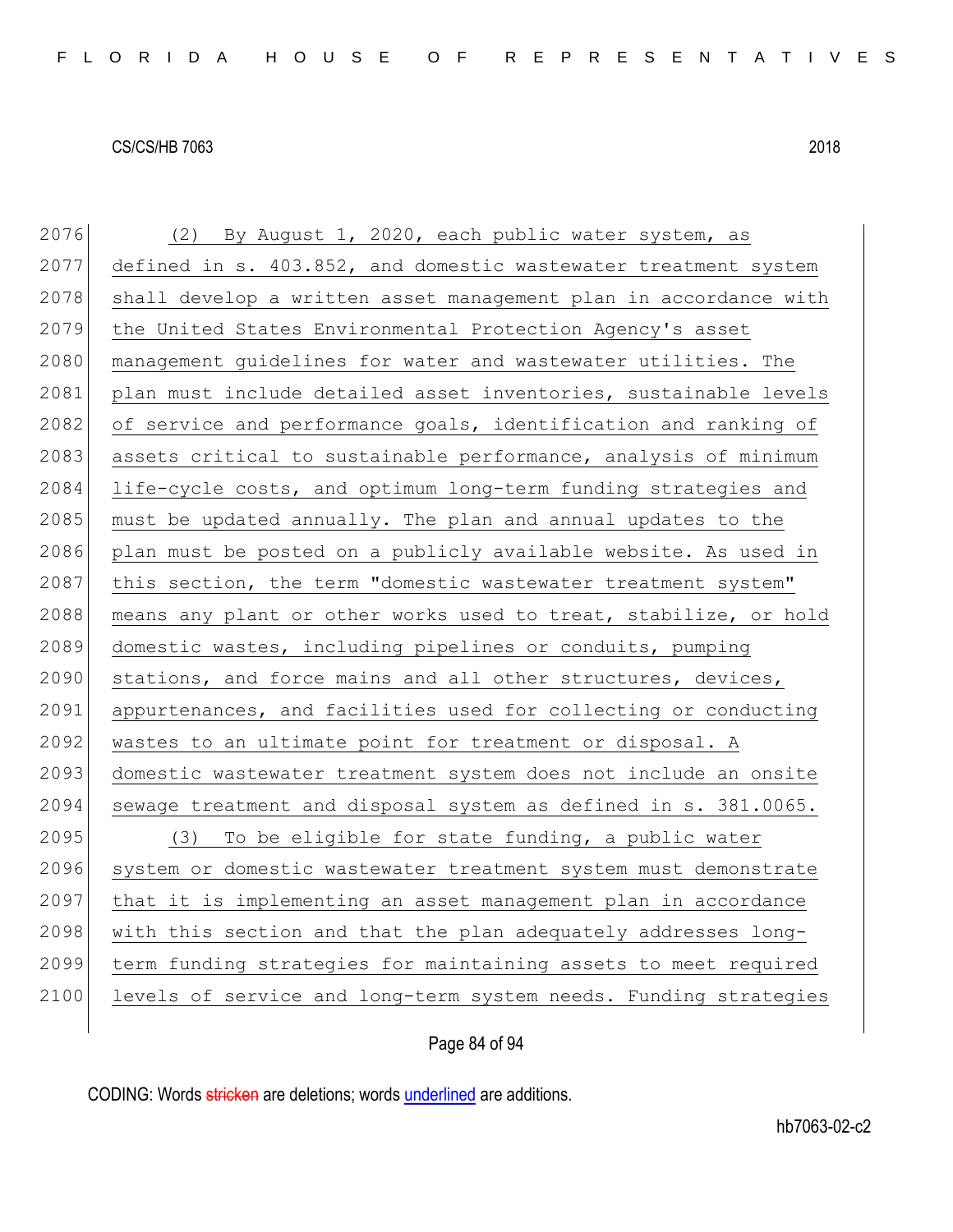(2) By August 1, 2020, each public water system, as defined in s. 403.852, and domestic wastewater treatment system shall develop a written asset management plan in accordance with the United States Environmental Protection Agency's asset management guidelines for water and wastewater utilities. The plan must include detailed asset inventories, sustainable levels of service and performance goals, identification and ranking of assets critical to sustainable performance, analysis of minimum life-cycle costs, and optimum long-term funding strategies and must be updated annually. The plan and annual updates to the plan must be posted on a publicly available website. As used in this section, the term "domestic wastewater treatment system" means any plant or other works used to treat, stabilize, or hold domestic wastes, including pipelines or conduits, pumping stations, and force mains and all other structures, devices, appurtenances, and facilities used for collecting or conducting wastes to an ultimate point for treatment or disposal. A domestic wastewater treatment system does not include an onsite sewage treatment and disposal system as defined in s. 381.0065.

(3) To be eligible for state funding, a public water system or domestic wastewater treatment system must demonstrate that it is implementing an asset management plan in accordance with this section and that the plan adequately addresses long-term funding strategies for maintaining assets to meet required levels of service and long-term system needs. Funding strategies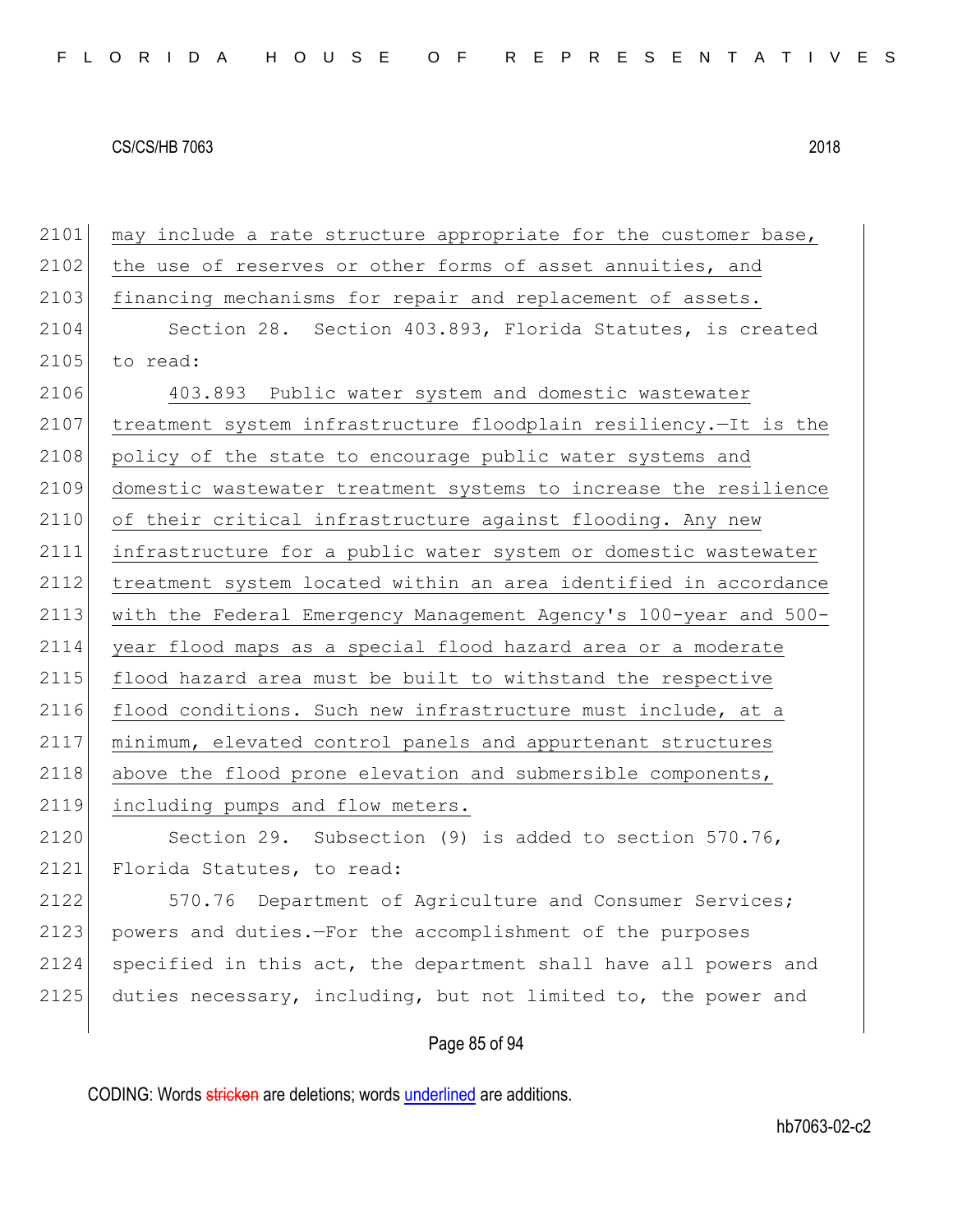may include a rate structure appropriate for the customer base, the use of reserves or other forms of asset annuities, and financing mechanisms for repair and replacement of assets.

Section 28. Section 403.893, Florida Statutes, is created to read:

403.893 Public water system and domestic wastewater treatment system infrastructure floodplain resiliency.—It is the policy of the state to encourage public water systems and domestic wastewater treatment systems to increase the resilience of their critical infrastructure against flooding. Any new infrastructure for a public water system or domestic wastewater treatment system located within an area identified in accordance with the Federal Emergency Management Agency's 100-year and 500-year flood maps as a special flood hazard area or a moderate flood hazard area must be built to withstand the respective flood conditions. Such new infrastructure must include, at a minimum, elevated control panels and appurtenant structures above the flood prone elevation and submersible components, including pumps and flow meters.

Section 29. Subsection (9) is added to section 570.76, Florida Statutes, to read:

570.76 Department of Agriculture and Consumer Services; powers and duties.—For the accomplishment of the purposes specified in this act, the department shall have all powers and duties necessary, including, but not limited to, the power and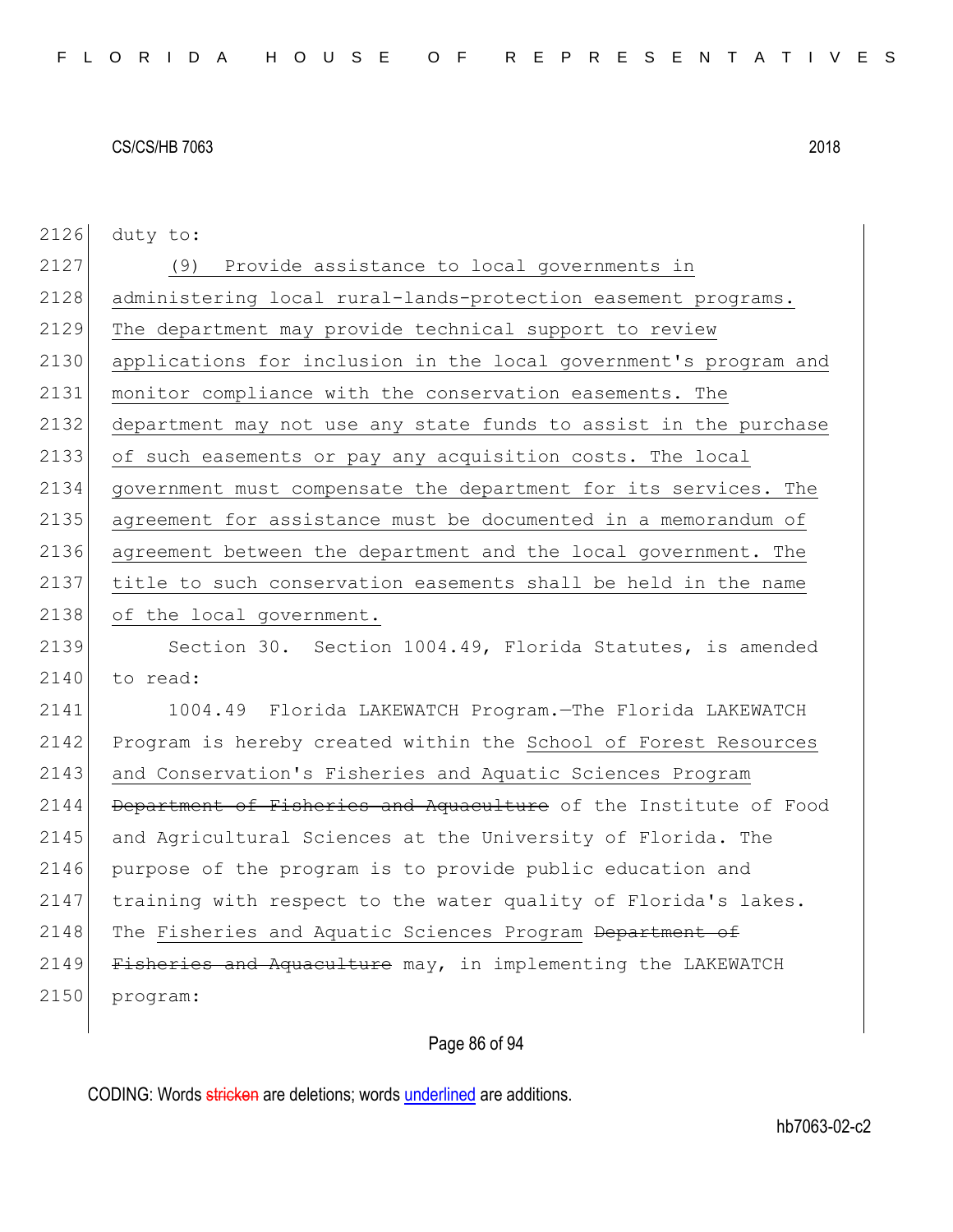duty to:

(9) Provide assistance to local governments in administering local rural-lands-protection easement programs. The department may provide technical support to review applications for inclusion in the local government's program and monitor compliance with the conservation easements. The department may not use any state funds to assist in the purchase of such easements or pay any acquisition costs. The local government must compensate the department for its services. The agreement for assistance must be documented in a memorandum of agreement between the department and the local government. The title to such conservation easements shall be held in the name of the local government.

Section 30. Section 1004.49, Florida Statutes, is amended to read:

1004.49 Florida LAKEWATCH Program.—The Florida LAKEWATCH Program is hereby created within the School of Forest Resources and Conservation's Fisheries and Aquatic Sciences Program ~~Department of Fisheries and Aquaculture~~ of the Institute of Food and Agricultural Sciences at the University of Florida. The purpose of the program is to provide public education and training with respect to the water quality of Florida's lakes. The Fisheries and Aquatic Sciences Program ~~Department of Fisheries and Aquaculture~~ may, in implementing the LAKEWATCH program: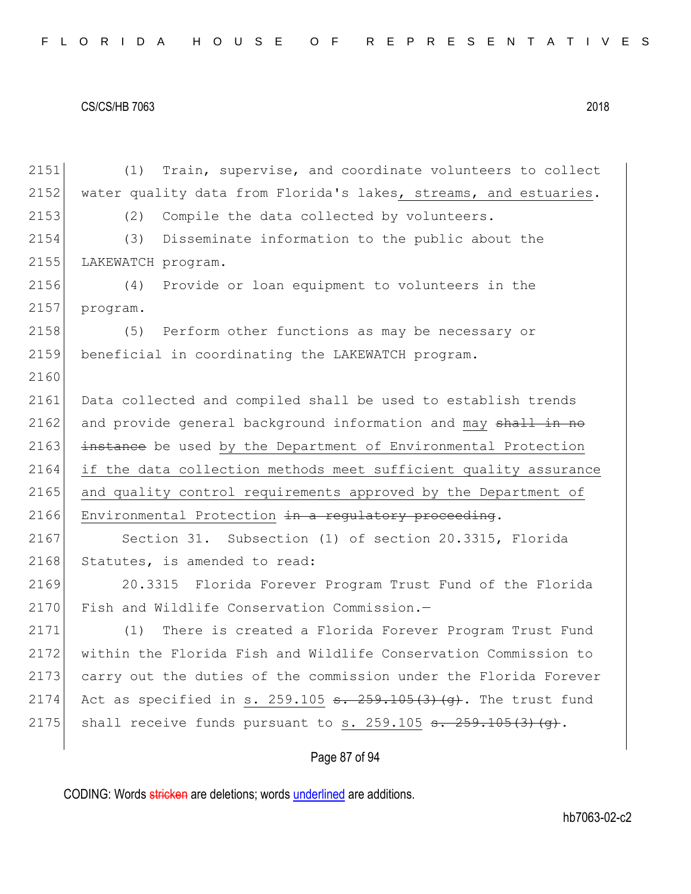(1) Train, supervise, and coordinate volunteers to collect water quality data from Florida's lakes, streams, and estuaries.

(2) Compile the data collected by volunteers.

(3) Disseminate information to the public about the LAKEWATCH program.

(4) Provide or loan equipment to volunteers in the program.

(5) Perform other functions as may be necessary or beneficial in coordinating the LAKEWATCH program.

Data collected and compiled shall be used to establish trends and provide general background information and may ~~shall in no instance~~ be used by the Department of Environmental Protection if the data collection methods meet sufficient quality assurance and quality control requirements approved by the Department of Environmental Protection ~~in a regulatory proceeding~~.

Section 31. Subsection (1) of section 20.3315, Florida Statutes, is amended to read:

20.3315 Florida Forever Program Trust Fund of the Florida Fish and Wildlife Conservation Commission.—

(1) There is created a Florida Forever Program Trust Fund within the Florida Fish and Wildlife Conservation Commission to carry out the duties of the commission under the Florida Forever Act as specified in s. 259.105 ~~s. 259.105(3)(g)~~. The trust fund shall receive funds pursuant to s. 259.105 ~~s. 259.105(3)(g)~~.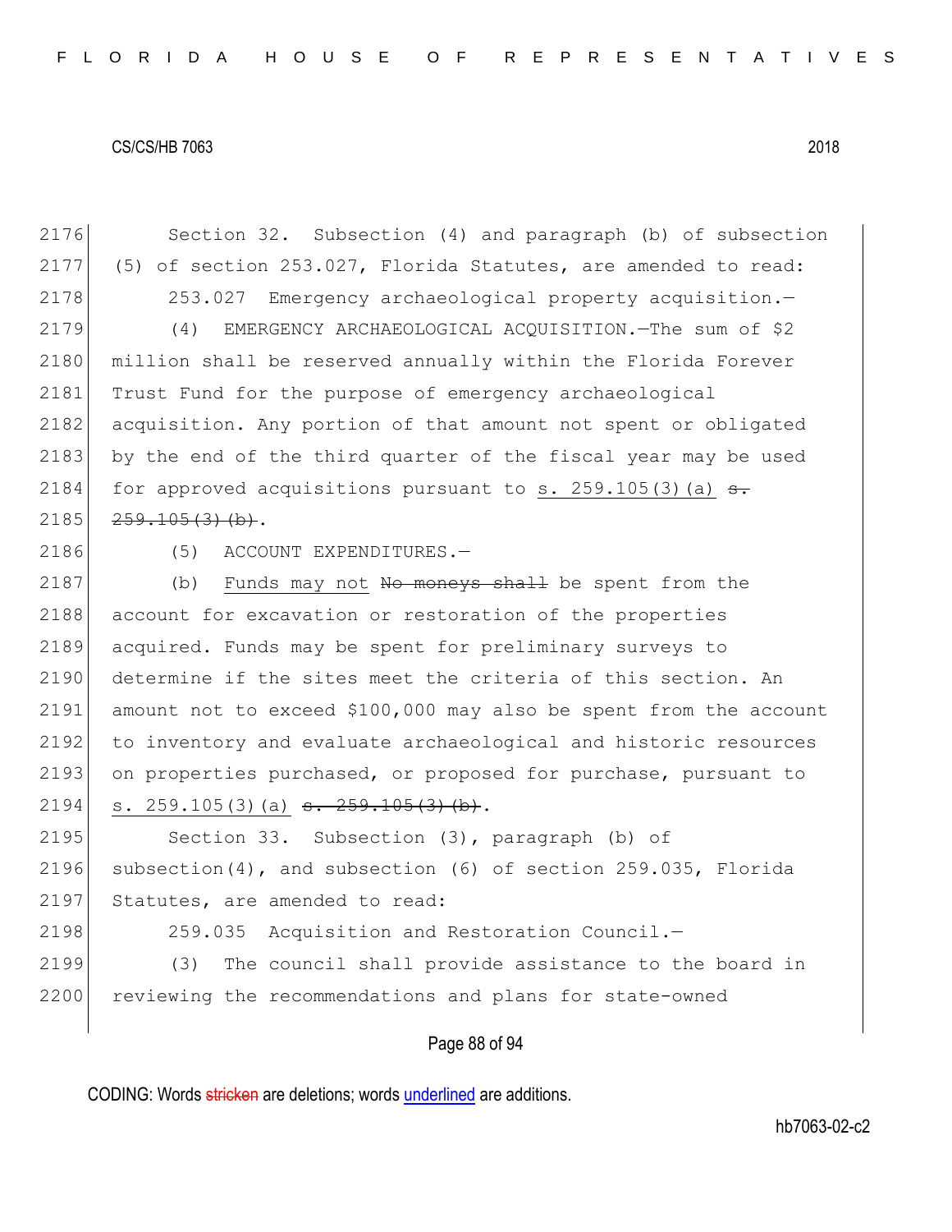Section 32. Subsection (4) and paragraph (b) of subsection (5) of section 253.027, Florida Statutes, are amended to read:

253.027 Emergency archaeological property acquisition.—

(4) EMERGENCY ARCHAEOLOGICAL ACQUISITION.—The sum of $2 million shall be reserved annually within the Florida Forever Trust Fund for the purpose of emergency archaeological acquisition. Any portion of that amount not spent or obligated by the end of the third quarter of the fiscal year may be used for approved acquisitions pursuant to <u>s. 259.105(3)(a)</u> ~~s. 259.105(3)(b)~~.

(5) ACCOUNT EXPENDITURES.—

(b) <u>Funds may not</u> ~~No moneys shall~~ be spent from the account for excavation or restoration of the properties acquired. Funds may be spent for preliminary surveys to determine if the sites meet the criteria of this section. An amount not to exceed $100,000 may also be spent from the account to inventory and evaluate archaeological and historic resources on properties purchased, or proposed for purchase, pursuant to <u>s. 259.105(3)(a)</u> ~~s. 259.105(3)(b)~~.

Section 33. Subsection (3), paragraph (b) of subsection(4), and subsection (6) of section 259.035, Florida Statutes, are amended to read:

259.035 Acquisition and Restoration Council.—

(3) The council shall provide assistance to the board in reviewing the recommendations and plans for state-owned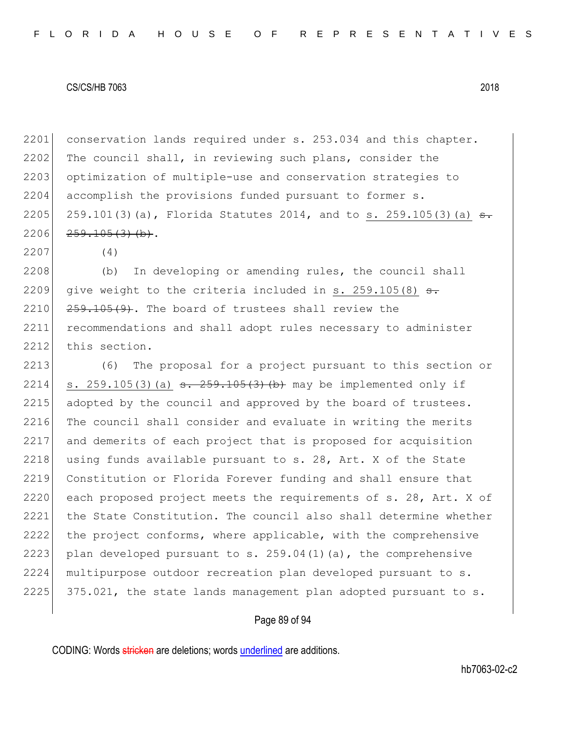conservation lands required under s. 253.034 and this chapter. The council shall, in reviewing such plans, consider the optimization of multiple-use and conservation strategies to accomplish the provisions funded pursuant to former s. 259.101(3)(a), Florida Statutes 2014, and to s. 259.105(3)(a) ~~s. 259.105(3)(b)~~.

(4)

(b) In developing or amending rules, the council shall give weight to the criteria included in s. 259.105(8) ~~s. 259.105(9)~~. The board of trustees shall review the recommendations and shall adopt rules necessary to administer this section.

(6) The proposal for a project pursuant to this section or s. 259.105(3)(a) ~~s. 259.105(3)(b)~~ may be implemented only if adopted by the council and approved by the board of trustees. The council shall consider and evaluate in writing the merits and demerits of each project that is proposed for acquisition using funds available pursuant to s. 28, Art. X of the State Constitution or Florida Forever funding and shall ensure that each proposed project meets the requirements of s. 28, Art. X of the State Constitution. The council also shall determine whether the project conforms, where applicable, with the comprehensive plan developed pursuant to s. 259.04(1)(a), the comprehensive multipurpose outdoor recreation plan developed pursuant to s. 375.021, the state lands management plan adopted pursuant to s.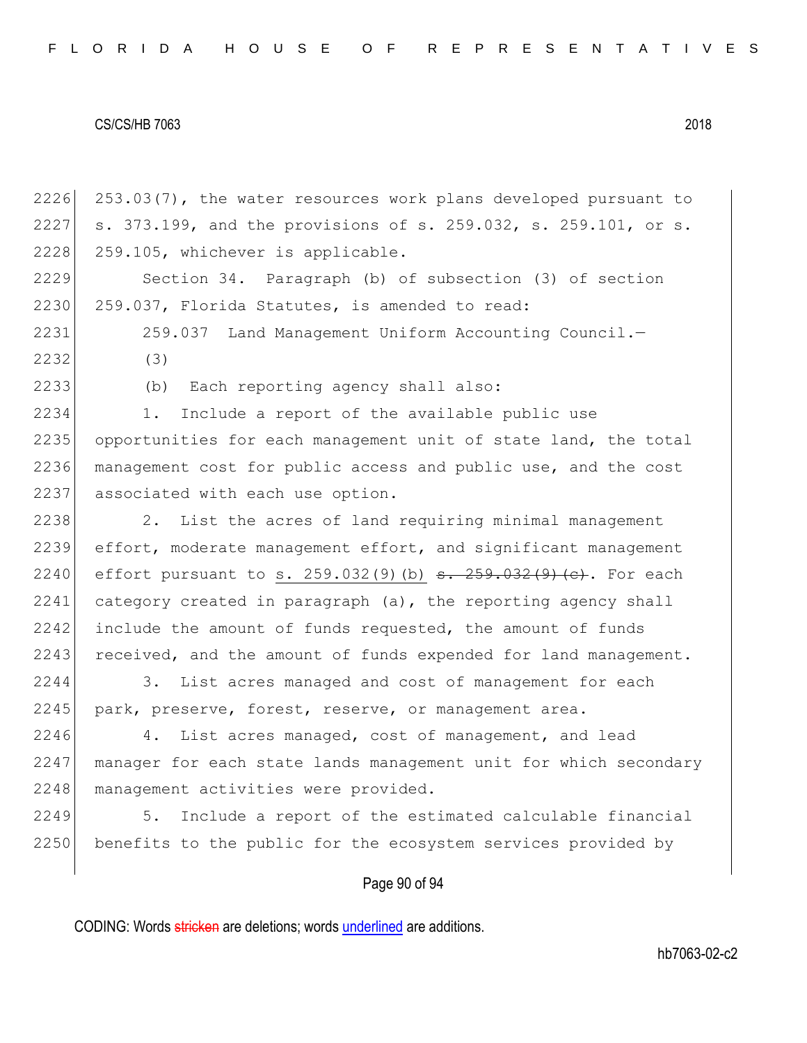253.03(7), the water resources work plans developed pursuant to s. 373.199, and the provisions of s. 259.032, s. 259.101, or s. 259.105, whichever is applicable.

Section 34. Paragraph (b) of subsection (3) of section 259.037, Florida Statutes, is amended to read:

259.037 Land Management Uniform Accounting Council.—

(3)

(b) Each reporting agency shall also:

1. Include a report of the available public use opportunities for each management unit of state land, the total management cost for public access and public use, and the cost associated with each use option.

2. List the acres of land requiring minimal management effort, moderate management effort, and significant management effort pursuant to <u>s. 259.032(9)(b)</u> ~~s. 259.032(9)(c)~~. For each category created in paragraph (a), the reporting agency shall include the amount of funds requested, the amount of funds received, and the amount of funds expended for land management.

3. List acres managed and cost of management for each park, preserve, forest, reserve, or management area.

4. List acres managed, cost of management, and lead manager for each state lands management unit for which secondary management activities were provided.

5. Include a report of the estimated calculable financial benefits to the public for the ecosystem services provided by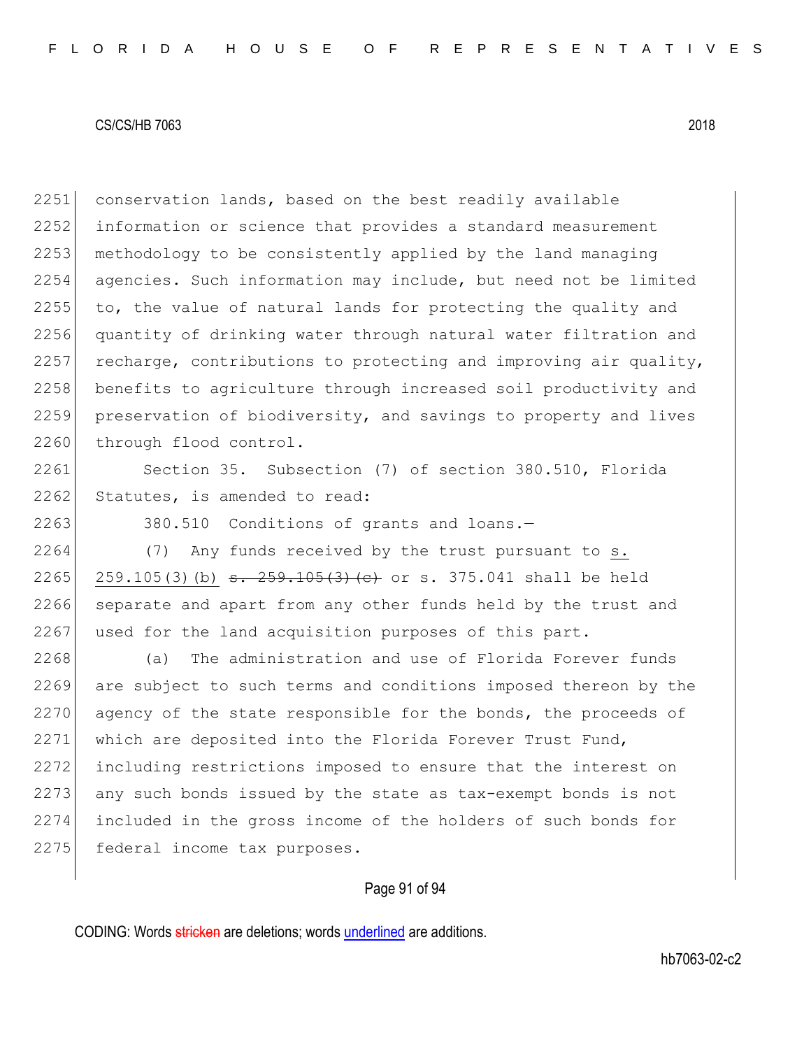2251 conservation lands, based on the best readily available
2252 information or science that provides a standard measurement
2253 methodology to be consistently applied by the land managing
2254 agencies. Such information may include, but need not be limited
2255 to, the value of natural lands for protecting the quality and
2256 quantity of drinking water through natural water filtration and
2257 recharge, contributions to protecting and improving air quality,
2258 benefits to agriculture through increased soil productivity and
2259 preservation of biodiversity, and savings to property and lives
2260 through flood control.

2261 Section 35. Subsection (7) of section 380.510, Florida
2262 Statutes, is amended to read:

2263 380.510 Conditions of grants and loans.—

2264 (7) Any funds received by the trust pursuant to s.
2265 259.105(3)(b) ~~s. 259.105(3)(c)~~ or s. 375.041 shall be held
2266 separate and apart from any other funds held by the trust and
2267 used for the land acquisition purposes of this part.

2268 (a) The administration and use of Florida Forever funds
2269 are subject to such terms and conditions imposed thereon by the
2270 agency of the state responsible for the bonds, the proceeds of
2271 which are deposited into the Florida Forever Trust Fund,
2272 including restrictions imposed to ensure that the interest on
2273 any such bonds issued by the state as tax-exempt bonds is not
2274 included in the gross income of the holders of such bonds for
2275 federal income tax purposes.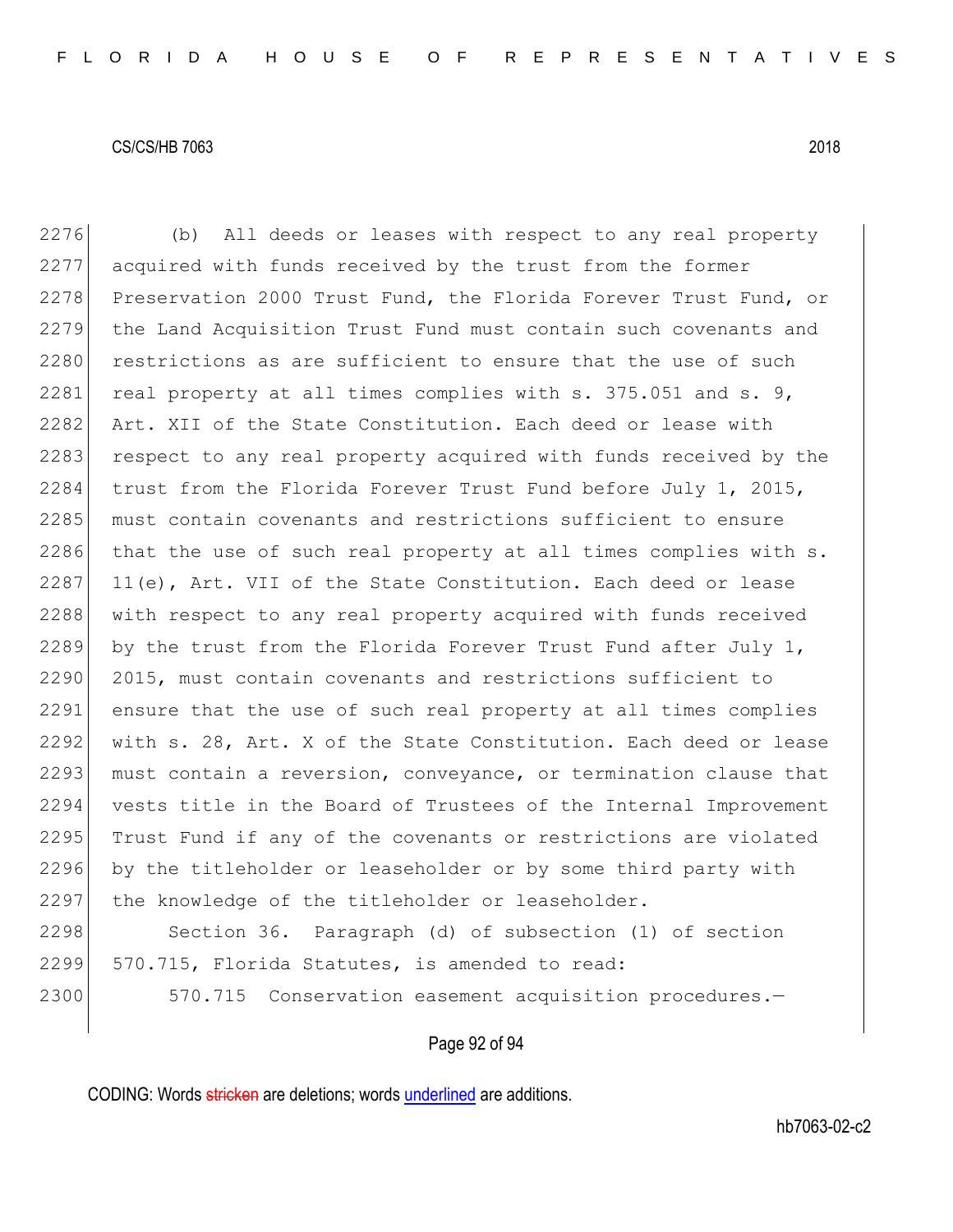(b) All deeds or leases with respect to any real property acquired with funds received by the trust from the former Preservation 2000 Trust Fund, the Florida Forever Trust Fund, or the Land Acquisition Trust Fund must contain such covenants and restrictions as are sufficient to ensure that the use of such real property at all times complies with s. 375.051 and s. 9, Art. XII of the State Constitution. Each deed or lease with respect to any real property acquired with funds received by the trust from the Florida Forever Trust Fund before July 1, 2015, must contain covenants and restrictions sufficient to ensure that the use of such real property at all times complies with s. 11(e), Art. VII of the State Constitution. Each deed or lease with respect to any real property acquired with funds received by the trust from the Florida Forever Trust Fund after July 1, 2015, must contain covenants and restrictions sufficient to ensure that the use of such real property at all times complies with s. 28, Art. X of the State Constitution. Each deed or lease must contain a reversion, conveyance, or termination clause that vests title in the Board of Trustees of the Internal Improvement Trust Fund if any of the covenants or restrictions are violated by the titleholder or leaseholder or by some third party with the knowledge of the titleholder or leaseholder.

Section 36. Paragraph (d) of subsection (1) of section 570.715, Florida Statutes, is amended to read:

570.715 Conservation easement acquisition procedures.—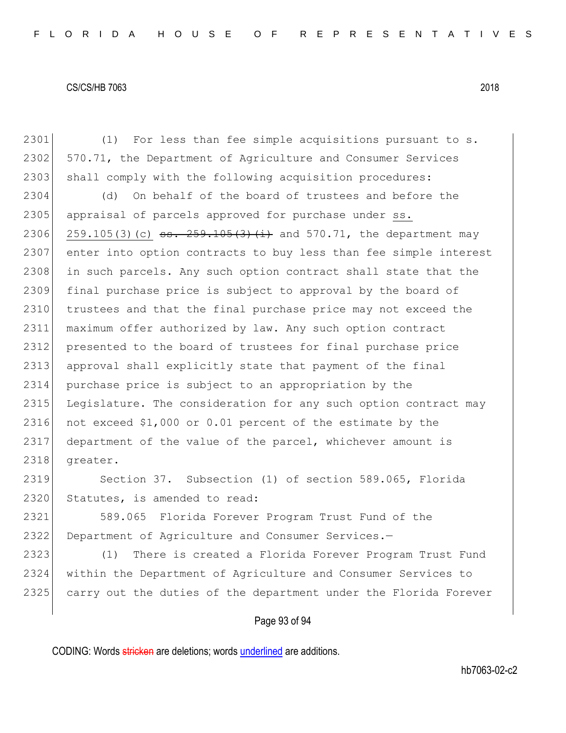(1) For less than fee simple acquisitions pursuant to s. 570.71, the Department of Agriculture and Consumer Services shall comply with the following acquisition procedures:

(d) On behalf of the board of trustees and before the appraisal of parcels approved for purchase under ss. 259.105(3)(c) ~~ss. 259.105(3)(i)~~ and 570.71, the department may enter into option contracts to buy less than fee simple interest in such parcels. Any such option contract shall state that the final purchase price is subject to approval by the board of trustees and that the final purchase price may not exceed the maximum offer authorized by law. Any such option contract presented to the board of trustees for final purchase price approval shall explicitly state that payment of the final purchase price is subject to an appropriation by the Legislature. The consideration for any such option contract may not exceed $1,000 or 0.01 percent of the estimate by the department of the value of the parcel, whichever amount is greater.

Section 37. Subsection (1) of section 589.065, Florida Statutes, is amended to read:

589.065 Florida Forever Program Trust Fund of the Department of Agriculture and Consumer Services.—

(1) There is created a Florida Forever Program Trust Fund within the Department of Agriculture and Consumer Services to carry out the duties of the department under the Florida Forever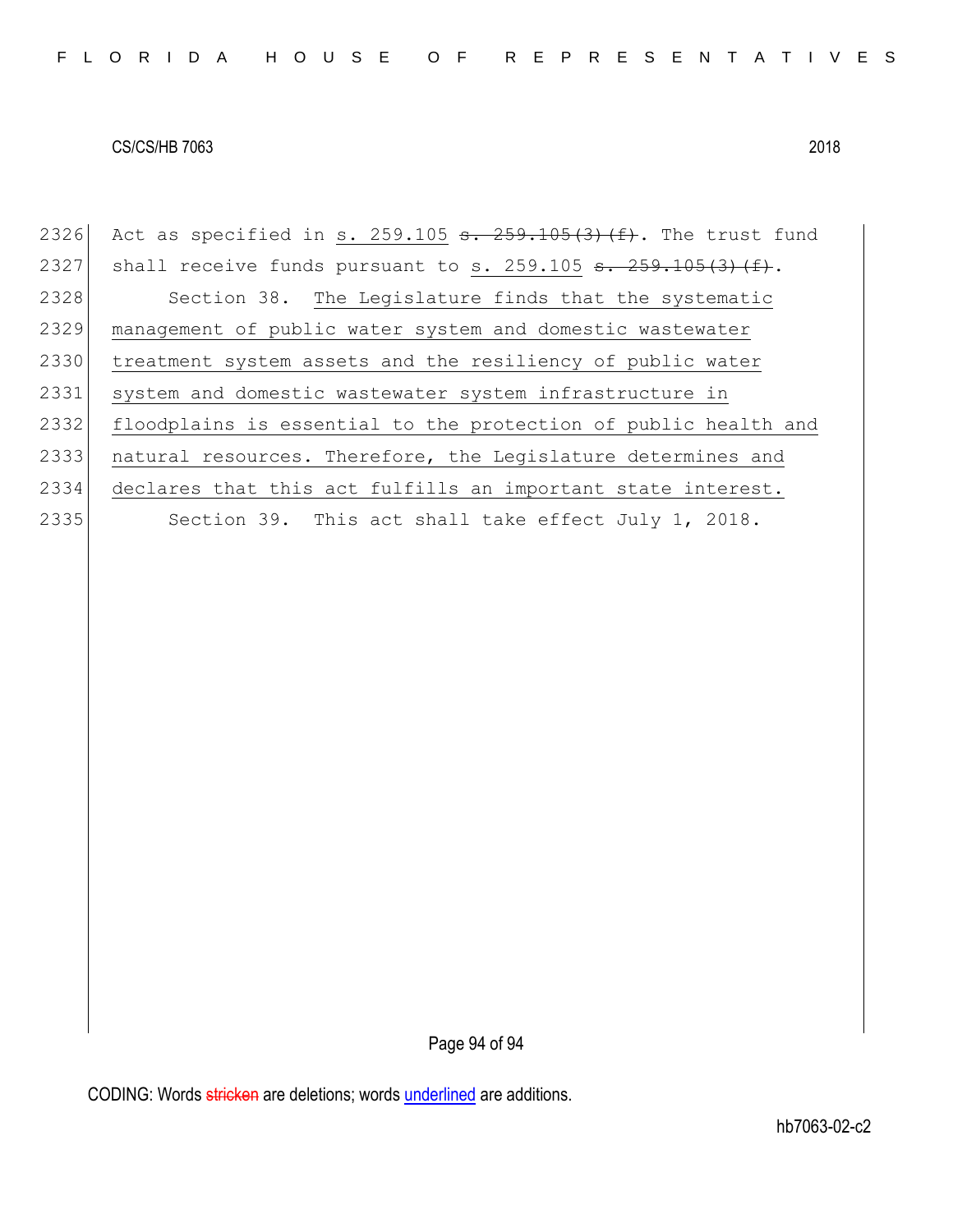2326 Act as specified in s. 259.105 ~~s. 259.105(3)(f)~~. The trust fund
2327 shall receive funds pursuant to s. 259.105 ~~s. 259.105(3)(f)~~.

2328 Section 38. The Legislature finds that the systematic
2329 management of public water system and domestic wastewater
2330 treatment system assets and the resiliency of public water
2331 system and domestic wastewater system infrastructure in
2332 floodplains is essential to the protection of public health and
2333 natural resources. Therefore, the Legislature determines and
2334 declares that this act fulfills an important state interest.

2335 Section 39. This act shall take effect July 1, 2018.

CODING: Words ~~stricken~~ are deletions; words underlined are additions.